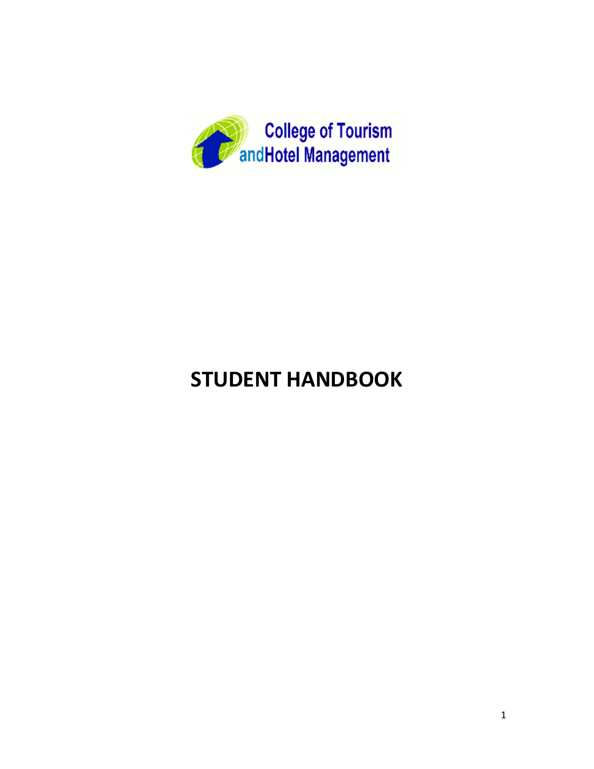College of Tourism andHotel Management

# STUDENT HANDBOOK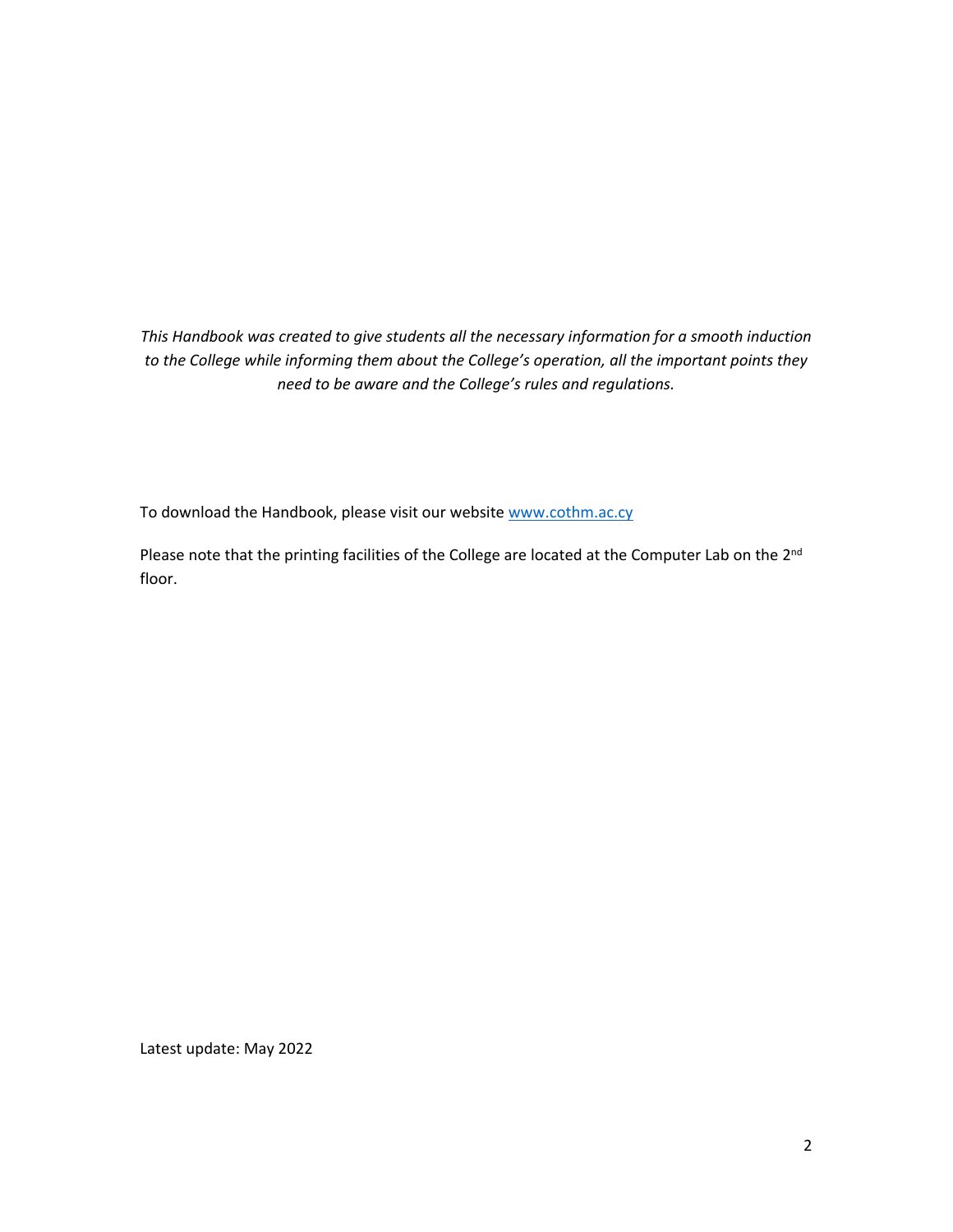*This Handbook was created to give students all the necessary information for a smooth induction to the College while informing them about the College's operation, all the important points they need to be aware and the College's rules and regulations.*

To download the Handbook, please visit our website [www.cothm.ac.cy](http://www.cothm.ac.cy)

Please note that the printing facilities of the College are located at the Computer Lab on the 2nd floor.

Latest update: May 2022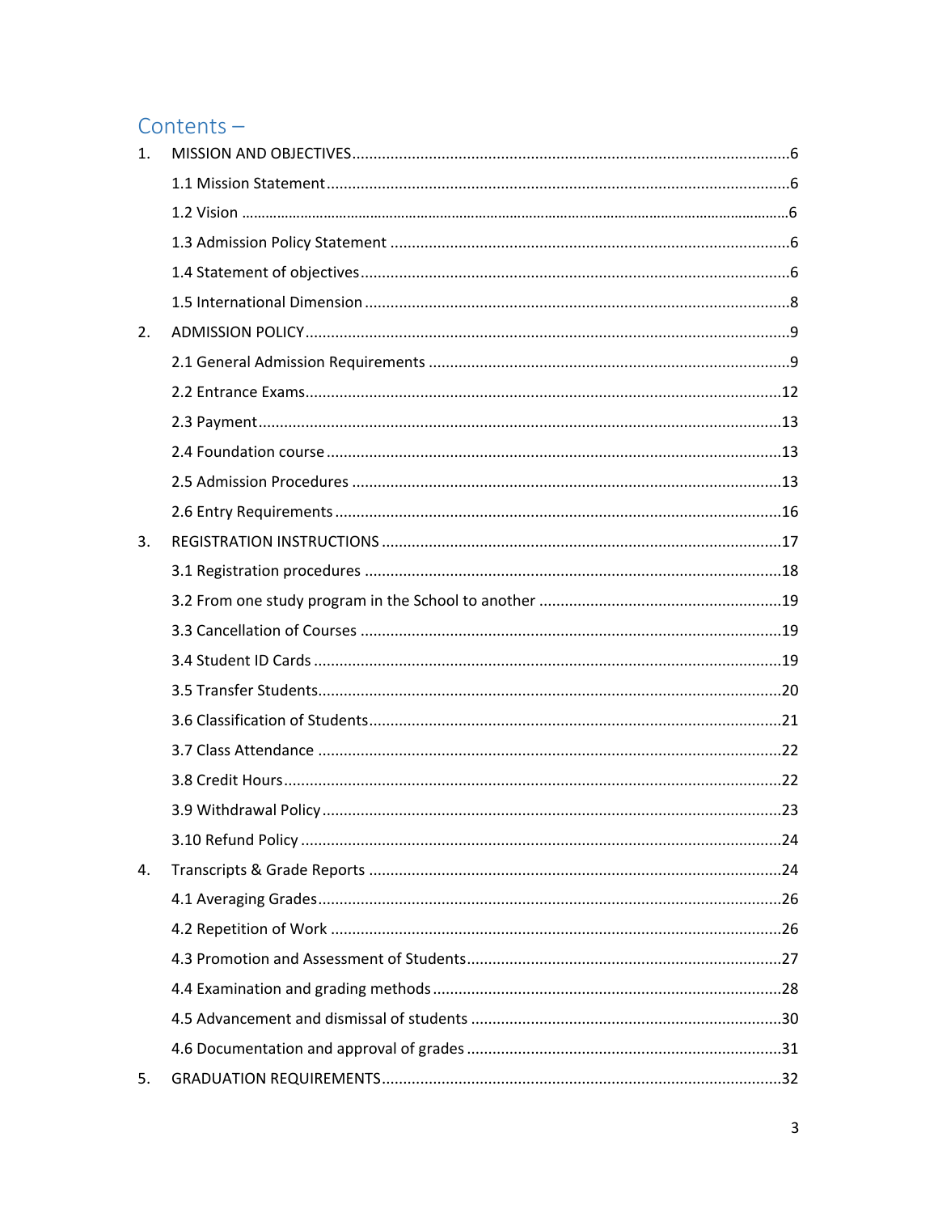## Contents –

1. MISSION AND OBJECTIVES ..... 6
   - 1.1 Mission Statement ..... 6
   - 1.2 Vision ..... 6
   - 1.3 Admission Policy Statement ..... 6
   - 1.4 Statement of objectives ..... 6
   - 1.5 International Dimension ..... 8
2. ADMISSION POLICY ..... 9
   - 2.1 General Admission Requirements ..... 9
   - 2.2 Entrance Exams ..... 12
   - 2.3 Payment ..... 13
   - 2.4 Foundation course ..... 13
   - 2.5 Admission Procedures ..... 13
   - 2.6 Entry Requirements ..... 16
3. REGISTRATION INSTRUCTIONS ..... 17
   - 3.1 Registration procedures ..... 18
   - 3.2 From one study program in the School to another ..... 19
   - 3.3 Cancellation of Courses ..... 19
   - 3.4 Student ID Cards ..... 19
   - 3.5 Transfer Students ..... 20
   - 3.6 Classification of Students ..... 21
   - 3.7 Class Attendance ..... 22
   - 3.8 Credit Hours ..... 22
   - 3.9 Withdrawal Policy ..... 23
   - 3.10 Refund Policy ..... 24
4. Transcripts & Grade Reports ..... 24
   - 4.1 Averaging Grades ..... 26
   - 4.2 Repetition of Work ..... 26
   - 4.3 Promotion and Assessment of Students ..... 27
   - 4.4 Examination and grading methods ..... 28
   - 4.5 Advancement and dismissal of students ..... 30
   - 4.6 Documentation and approval of grades ..... 31
5. GRADUATION REQUIREMENTS ..... 32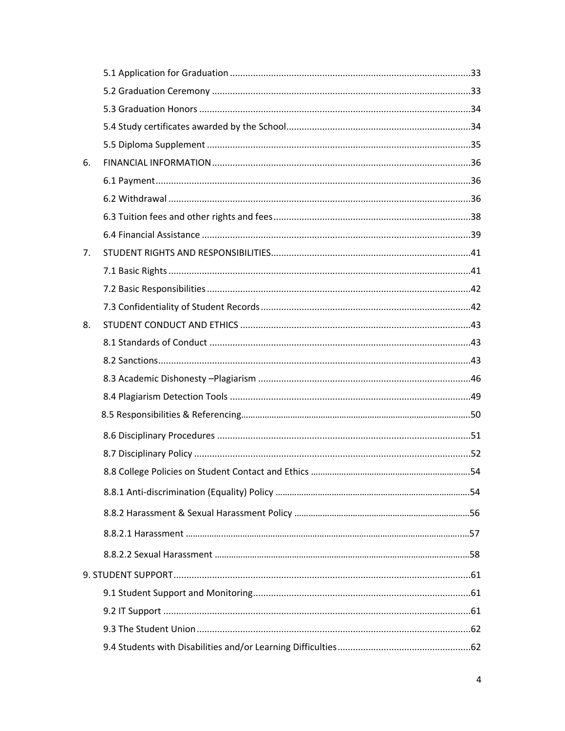5.1 Application for Graduation ....................................................................................... 33

5.2 Graduation Ceremony .............................................................................................. 33

5.3 Graduation Honors ................................................................................................... 34

5.4 Study certificates awarded by the School ................................................................. 34

5.5 Diploma Supplement ................................................................................................ 35

6. FINANCIAL INFORMATION ........................................................................................... 36

6.1 Payment ................................................................................................................... 36

6.2 Withdrawal .............................................................................................................. 36

6.3 Tuition fees and other rights and fees ...................................................................... 38

6.4 Financial Assistance .................................................................................................. 39

7. STUDENT RIGHTS AND RESPONSIBILITIES ..................................................................... 41

7.1 Basic Rights .............................................................................................................. 41

7.2 Basic Responsibilities ............................................................................................... 42

7.3 Confidentiality of Student Records ........................................................................... 42

8. STUDENT CONDUCT AND ETHICS .................................................................................. 43

8.1 Standards of Conduct ............................................................................................... 43

8.2 Sanctions .................................................................................................................. 43

8.3 Academic Dishonesty –Plagiarism ............................................................................. 46

8.4 Plagiarism Detection Tools ....................................................................................... 49

8.5 Responsibilities & Referencing .................................................................................. 50

8.6 Disciplinary Procedures ............................................................................................ 51

8.7 Disciplinary Policy ..................................................................................................... 52

8.8 College Policies on Student Contact and Ethics ......................................................... 54

8.8.1 Anti-discrimination (Equality) Policy ...................................................................... 54

8.8.2 Harassment & Sexual Harassment Policy ............................................................... 56

8.8.2.1 Harassment ......................................................................................................... 57

8.8.2.2 Sexual Harassment .............................................................................................. 58

9. STUDENT SUPPORT ........................................................................................................ 61

9.1 Student Support and Monitoring ............................................................................... 61

9.2 IT Support ................................................................................................................. 61

9.3 The Student Union .................................................................................................... 62

9.4 Students with Disabilities and/or Learning Difficulties ............................................... 62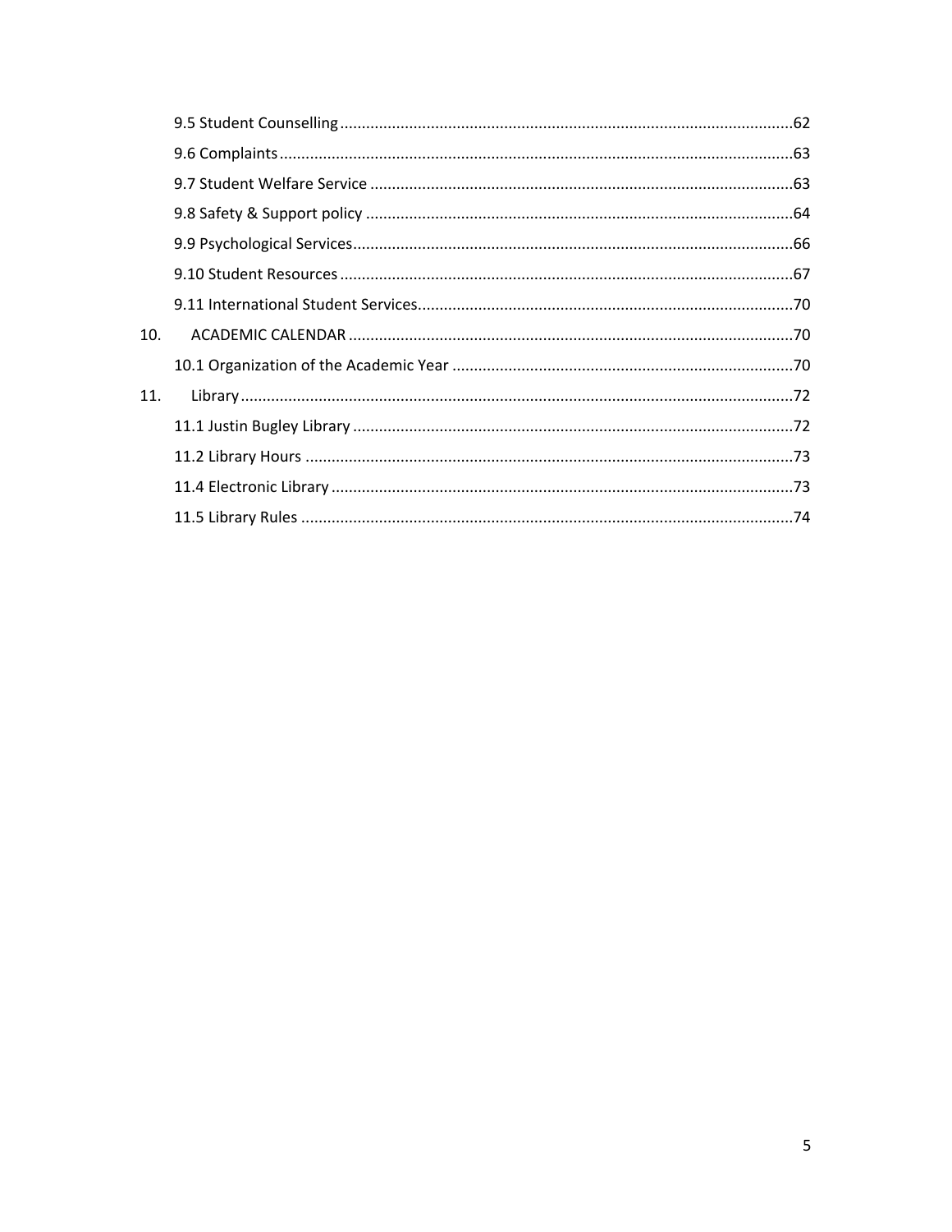9.5 Student Counselling ........................................................................................................62

9.6 Complaints ......................................................................................................................63

9.7 Student Welfare Service .................................................................................................63

9.8 Safety & Support policy ..................................................................................................64

9.9 Psychological Services.....................................................................................................66

9.10 Student Resources ........................................................................................................67

9.11 International Student Services.......................................................................................70

10. ACADEMIC CALENDAR .......................................................................................................70

10.1 Organization of the Academic Year ...............................................................................70

11. Library ................................................................................................................................72

11.1 Justin Bugley Library .....................................................................................................72

11.2 Library Hours .................................................................................................................73

11.4 Electronic Library ...........................................................................................................73

11.5 Library Rules ..................................................................................................................74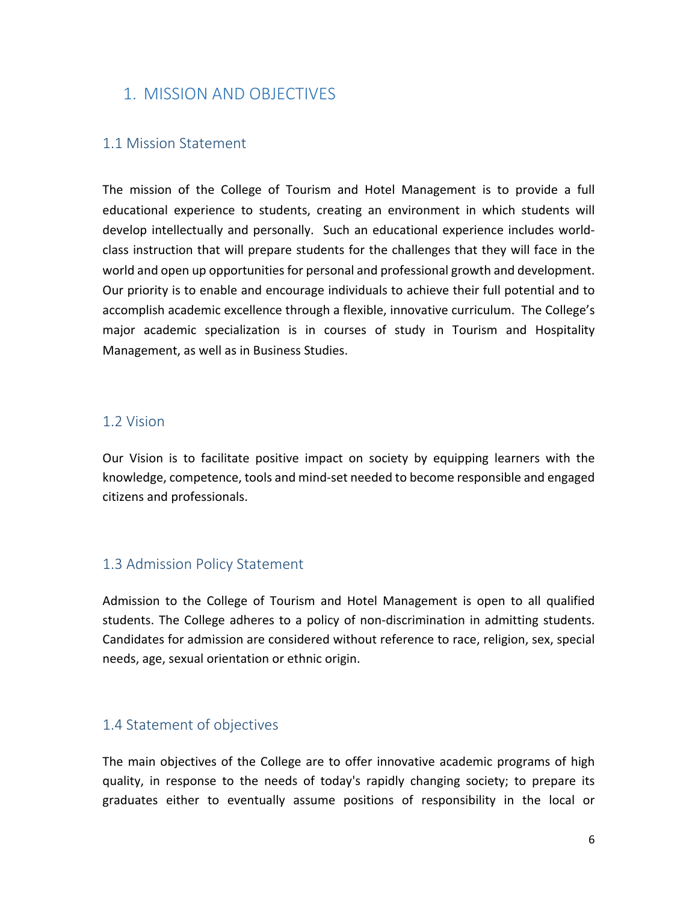# 1. MISSION AND OBJECTIVES

## 1.1 Mission Statement

The mission of the College of Tourism and Hotel Management is to provide a full educational experience to students, creating an environment in which students will develop intellectually and personally. Such an educational experience includes world-class instruction that will prepare students for the challenges that they will face in the world and open up opportunities for personal and professional growth and development. Our priority is to enable and encourage individuals to achieve their full potential and to accomplish academic excellence through a flexible, innovative curriculum. The College's major academic specialization is in courses of study in Tourism and Hospitality Management, as well as in Business Studies.

## 1.2 Vision

Our Vision is to facilitate positive impact on society by equipping learners with the knowledge, competence, tools and mind-set needed to become responsible and engaged citizens and professionals.

## 1.3 Admission Policy Statement

Admission to the College of Tourism and Hotel Management is open to all qualified students. The College adheres to a policy of non-discrimination in admitting students. Candidates for admission are considered without reference to race, religion, sex, special needs, age, sexual orientation or ethnic origin.

## 1.4 Statement of objectives

The main objectives of the College are to offer innovative academic programs of high quality, in response to the needs of today's rapidly changing society; to prepare its graduates either to eventually assume positions of responsibility in the local or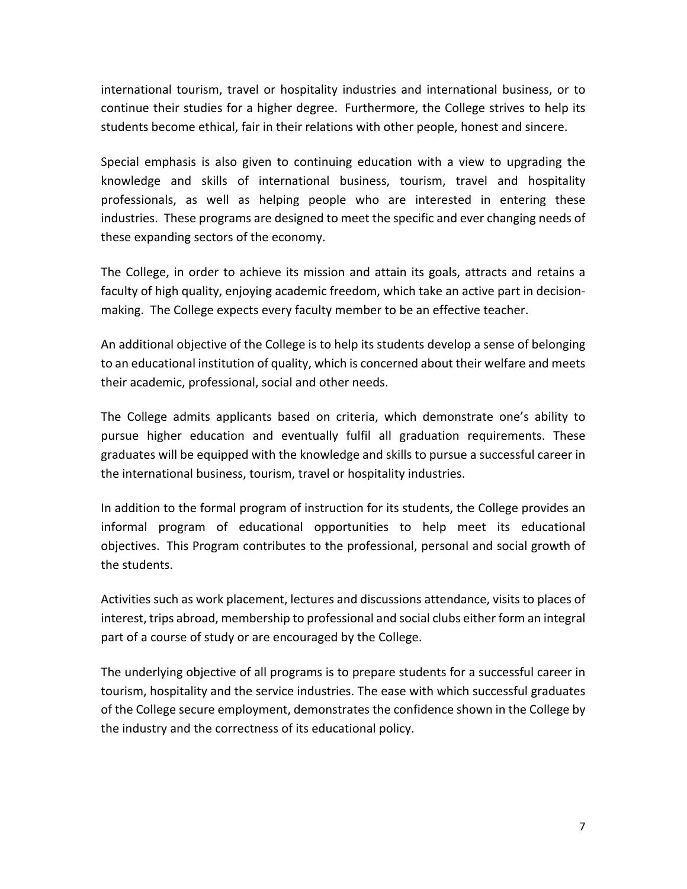international tourism, travel or hospitality industries and international business, or to continue their studies for a higher degree. Furthermore, the College strives to help its students become ethical, fair in their relations with other people, honest and sincere.

Special emphasis is also given to continuing education with a view to upgrading the knowledge and skills of international business, tourism, travel and hospitality professionals, as well as helping people who are interested in entering these industries. These programs are designed to meet the specific and ever changing needs of these expanding sectors of the economy.

The College, in order to achieve its mission and attain its goals, attracts and retains a faculty of high quality, enjoying academic freedom, which take an active part in decision-making. The College expects every faculty member to be an effective teacher.

An additional objective of the College is to help its students develop a sense of belonging to an educational institution of quality, which is concerned about their welfare and meets their academic, professional, social and other needs.

The College admits applicants based on criteria, which demonstrate one's ability to pursue higher education and eventually fulfil all graduation requirements. These graduates will be equipped with the knowledge and skills to pursue a successful career in the international business, tourism, travel or hospitality industries.

In addition to the formal program of instruction for its students, the College provides an informal program of educational opportunities to help meet its educational objectives. This Program contributes to the professional, personal and social growth of the students.

Activities such as work placement, lectures and discussions attendance, visits to places of interest, trips abroad, membership to professional and social clubs either form an integral part of a course of study or are encouraged by the College.

The underlying objective of all programs is to prepare students for a successful career in tourism, hospitality and the service industries. The ease with which successful graduates of the College secure employment, demonstrates the confidence shown in the College by the industry and the correctness of its educational policy.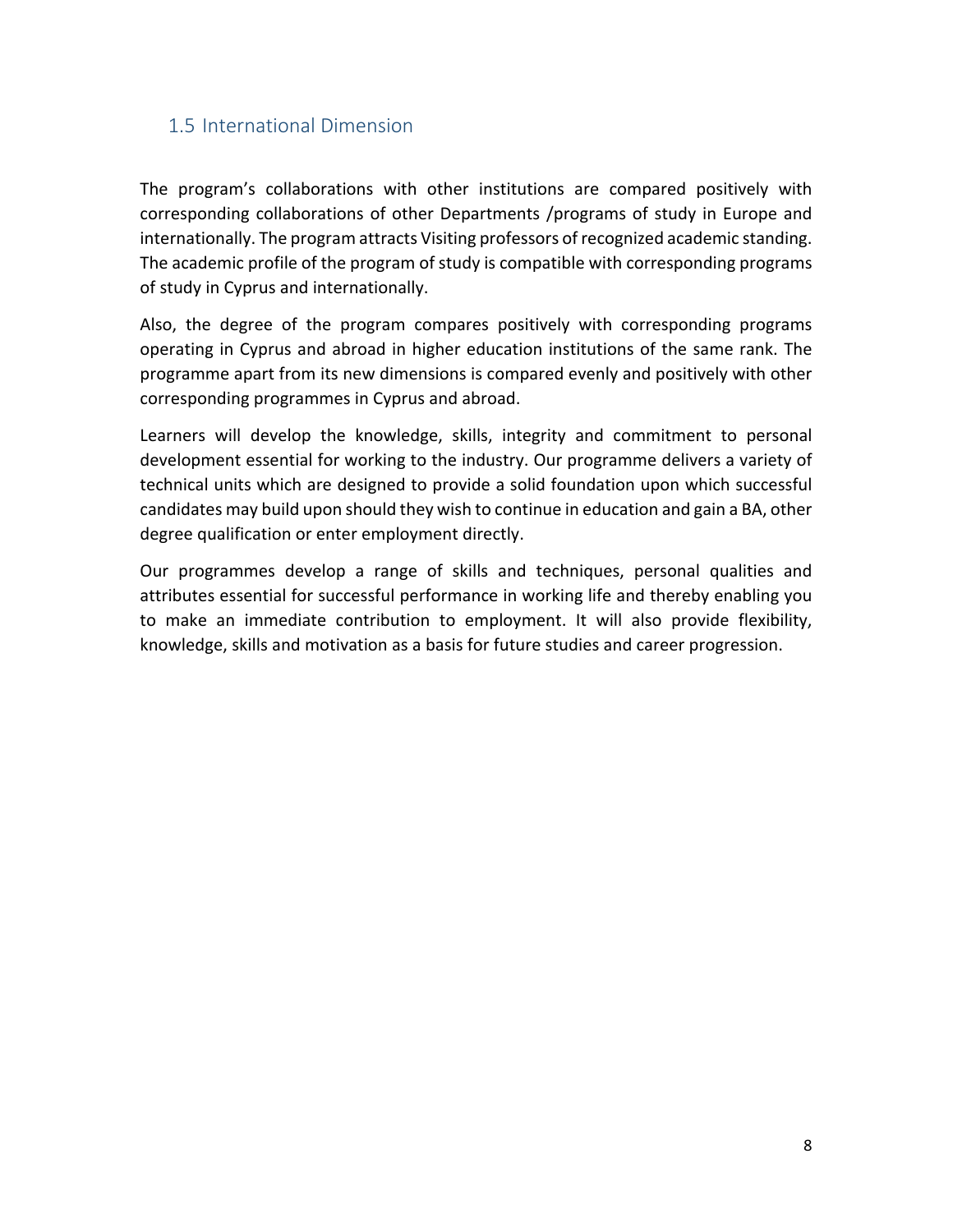## 1.5 International Dimension

The program's collaborations with other institutions are compared positively with corresponding collaborations of other Departments /programs of study in Europe and internationally. The program attracts Visiting professors of recognized academic standing. The academic profile of the program of study is compatible with corresponding programs of study in Cyprus and internationally.

Also, the degree of the program compares positively with corresponding programs operating in Cyprus and abroad in higher education institutions of the same rank. The programme apart from its new dimensions is compared evenly and positively with other corresponding programmes in Cyprus and abroad.

Learners will develop the knowledge, skills, integrity and commitment to personal development essential for working to the industry. Our programme delivers a variety of technical units which are designed to provide a solid foundation upon which successful candidates may build upon should they wish to continue in education and gain a BA, other degree qualification or enter employment directly.

Our programmes develop a range of skills and techniques, personal qualities and attributes essential for successful performance in working life and thereby enabling you to make an immediate contribution to employment. It will also provide flexibility, knowledge, skills and motivation as a basis for future studies and career progression.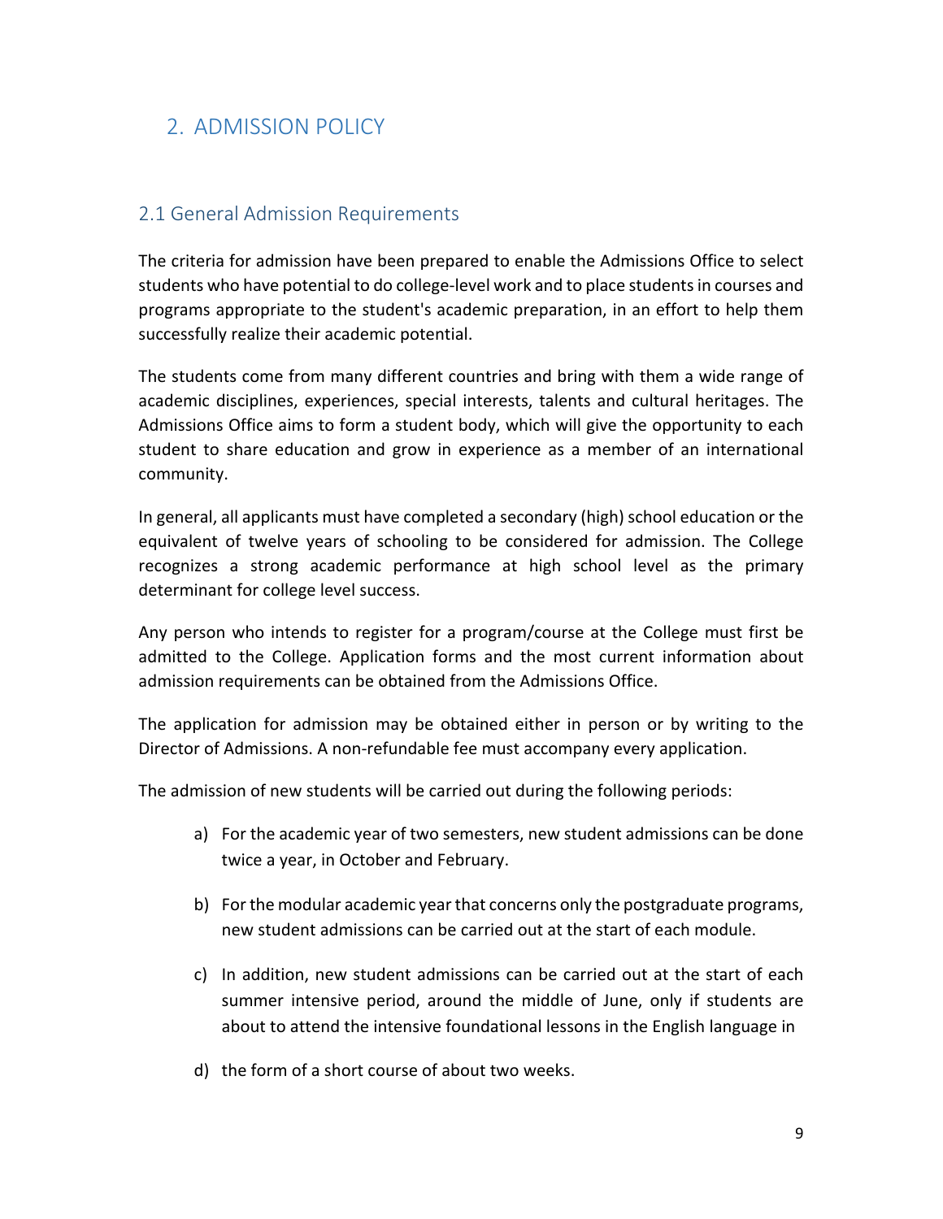# 2. ADMISSION POLICY

## 2.1 General Admission Requirements

The criteria for admission have been prepared to enable the Admissions Office to select students who have potential to do college-level work and to place students in courses and programs appropriate to the student's academic preparation, in an effort to help them successfully realize their academic potential.

The students come from many different countries and bring with them a wide range of academic disciplines, experiences, special interests, talents and cultural heritages. The Admissions Office aims to form a student body, which will give the opportunity to each student to share education and grow in experience as a member of an international community.

In general, all applicants must have completed a secondary (high) school education or the equivalent of twelve years of schooling to be considered for admission. The College recognizes a strong academic performance at high school level as the primary determinant for college level success.

Any person who intends to register for a program/course at the College must first be admitted to the College. Application forms and the most current information about admission requirements can be obtained from the Admissions Office.

The application for admission may be obtained either in person or by writing to the Director of Admissions. A non-refundable fee must accompany every application.

The admission of new students will be carried out during the following periods:

a) For the academic year of two semesters, new student admissions can be done twice a year, in October and February.

b) For the modular academic year that concerns only the postgraduate programs, new student admissions can be carried out at the start of each module.

c) In addition, new student admissions can be carried out at the start of each summer intensive period, around the middle of June, only if students are about to attend the intensive foundational lessons in the English language in

d) the form of a short course of about two weeks.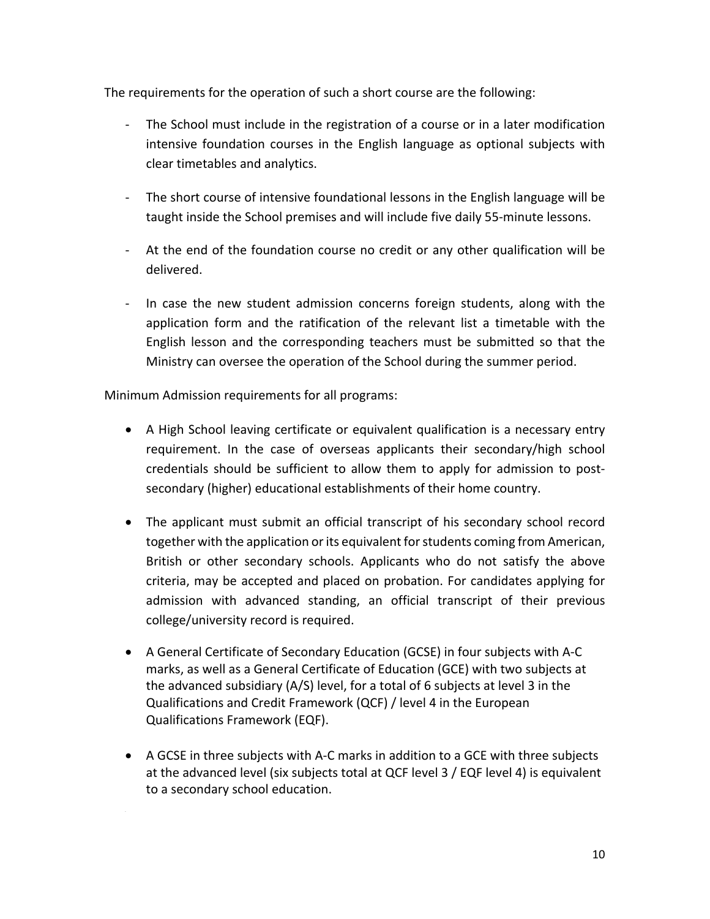The requirements for the operation of such a short course are the following:

- The School must include in the registration of a course or in a later modification intensive foundation courses in the English language as optional subjects with clear timetables and analytics.
- The short course of intensive foundational lessons in the English language will be taught inside the School premises and will include five daily 55-minute lessons.
- At the end of the foundation course no credit or any other qualification will be delivered.
- In case the new student admission concerns foreign students, along with the application form and the ratification of the relevant list a timetable with the English lesson and the corresponding teachers must be submitted so that the Ministry can oversee the operation of the School during the summer period.

Minimum Admission requirements for all programs:

- A High School leaving certificate or equivalent qualification is a necessary entry requirement. In the case of overseas applicants their secondary/high school credentials should be sufficient to allow them to apply for admission to post-secondary (higher) educational establishments of their home country.
- The applicant must submit an official transcript of his secondary school record together with the application or its equivalent for students coming from American, British or other secondary schools. Applicants who do not satisfy the above criteria, may be accepted and placed on probation. For candidates applying for admission with advanced standing, an official transcript of their previous college/university record is required.
- A General Certificate of Secondary Education (GCSE) in four subjects with A-C marks, as well as a General Certificate of Education (GCE) with two subjects at the advanced subsidiary (A/S) level, for a total of 6 subjects at level 3 in the Qualifications and Credit Framework (QCF) / level 4 in the European Qualifications Framework (EQF).
- A GCSE in three subjects with A-C marks in addition to a GCE with three subjects at the advanced level (six subjects total at QCF level 3 / EQF level 4) is equivalent to a secondary school education.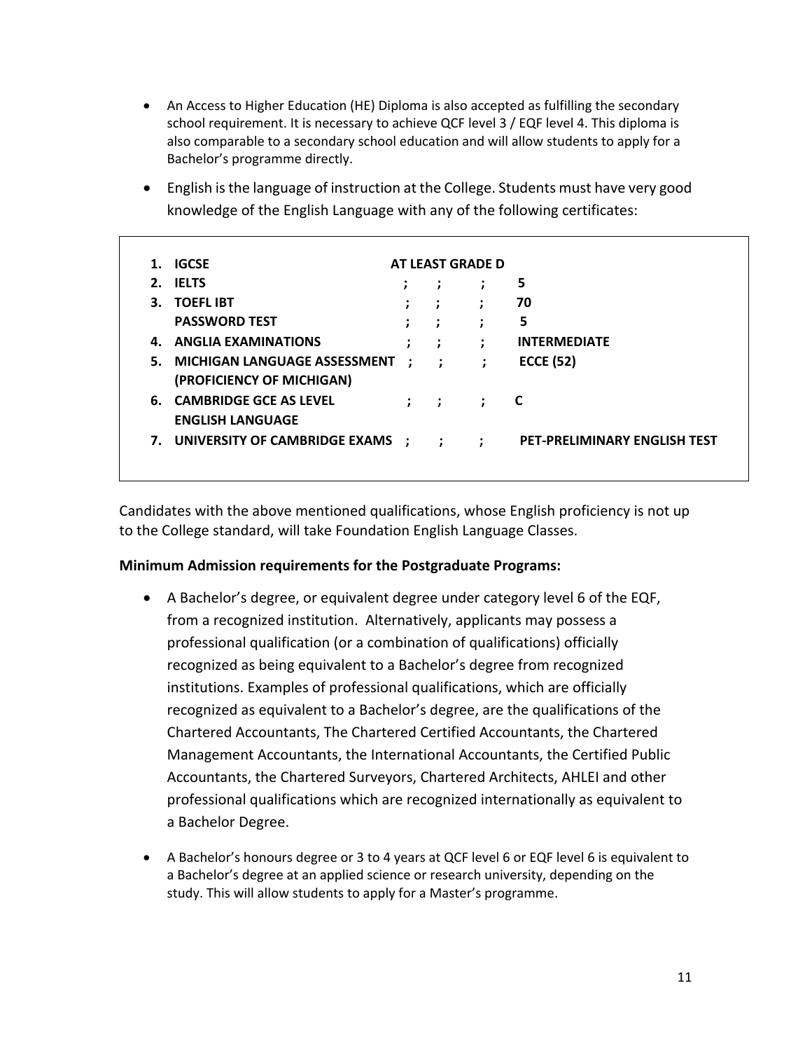- An Access to Higher Education (HE) Diploma is also accepted as fulfilling the secondary school requirement. It is necessary to achieve QCF level 3 / EQF level 4. This diploma is also comparable to a secondary school education and will allow students to apply for a Bachelor's programme directly.
- English is the language of instruction at the College. Students must have very good knowledge of the English Language with any of the following certificates:

| No. | Certificate | Requirement |
|---|---|---|
| 1. | **IGCSE** | **AT LEAST GRADE D** |
| 2. | **IELTS** | **5** |
| 3. | **TOEFL IBT** | **70** |
| | **PASSWORD TEST** | **5** |
| 4. | **ANGLIA EXAMINATIONS** | **INTERMEDIATE** |
| 5. | **MICHIGAN LANGUAGE ASSESSMENT (PROFICIENCY OF MICHIGAN)** | **ECCE (52)** |
| 6. | **CAMBRIDGE GCE AS LEVEL ENGLISH LANGUAGE** | **C** |
| 7. | **UNIVERSITY OF CAMBRIDGE EXAMS** | **PET-PRELIMINARY ENGLISH TEST** |

Candidates with the above mentioned qualifications, whose English proficiency is not up to the College standard, will take Foundation English Language Classes.

**Minimum Admission requirements for the Postgraduate Programs:**

- A Bachelor's degree, or equivalent degree under category level 6 of the EQF, from a recognized institution. Alternatively, applicants may possess a professional qualification (or a combination of qualifications) officially recognized as being equivalent to a Bachelor's degree from recognized institutions. Examples of professional qualifications, which are officially recognized as equivalent to a Bachelor's degree, are the qualifications of the Chartered Accountants, The Chartered Certified Accountants, the Chartered Management Accountants, the International Accountants, the Certified Public Accountants, the Chartered Surveyors, Chartered Architects, AHLEI and other professional qualifications which are recognized internationally as equivalent to a Bachelor Degree.
- A Bachelor's honours degree or 3 to 4 years at QCF level 6 or EQF level 6 is equivalent to a Bachelor's degree at an applied science or research university, depending on the study. This will allow students to apply for a Master's programme.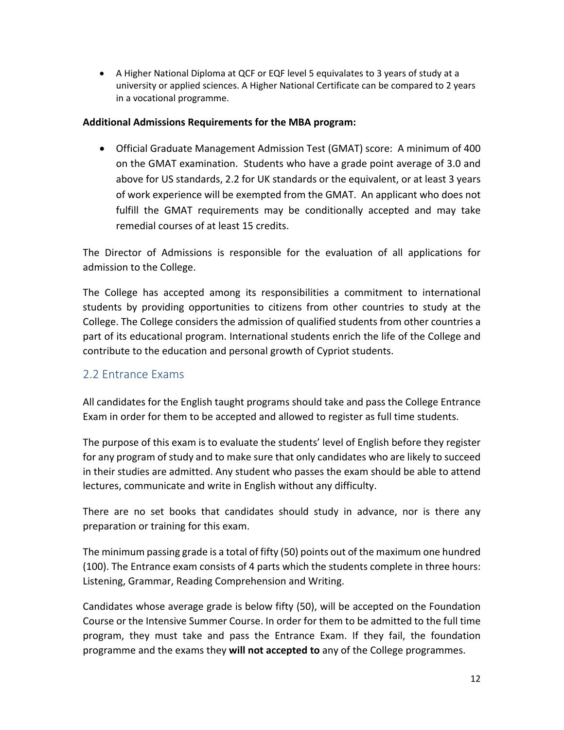- A Higher National Diploma at QCF or EQF level 5 equivalates to 3 years of study at a university or applied sciences. A Higher National Certificate can be compared to 2 years in a vocational programme.

**Additional Admissions Requirements for the MBA program:**

- Official Graduate Management Admission Test (GMAT) score: A minimum of 400 on the GMAT examination. Students who have a grade point average of 3.0 and above for US standards, 2.2 for UK standards or the equivalent, or at least 3 years of work experience will be exempted from the GMAT. An applicant who does not fulfill the GMAT requirements may be conditionally accepted and may take remedial courses of at least 15 credits.

The Director of Admissions is responsible for the evaluation of all applications for admission to the College.

The College has accepted among its responsibilities a commitment to international students by providing opportunities to citizens from other countries to study at the College. The College considers the admission of qualified students from other countries a part of its educational program. International students enrich the life of the College and contribute to the education and personal growth of Cypriot students.

## 2.2 Entrance Exams

All candidates for the English taught programs should take and pass the College Entrance Exam in order for them to be accepted and allowed to register as full time students.

The purpose of this exam is to evaluate the students' level of English before they register for any program of study and to make sure that only candidates who are likely to succeed in their studies are admitted. Any student who passes the exam should be able to attend lectures, communicate and write in English without any difficulty.

There are no set books that candidates should study in advance, nor is there any preparation or training for this exam.

The minimum passing grade is a total of fifty (50) points out of the maximum one hundred (100). The Entrance exam consists of 4 parts which the students complete in three hours: Listening, Grammar, Reading Comprehension and Writing.

Candidates whose average grade is below fifty (50), will be accepted on the Foundation Course or the Intensive Summer Course. In order for them to be admitted to the full time program, they must take and pass the Entrance Exam. If they fail, the foundation programme and the exams they **will not accepted to** any of the College programmes.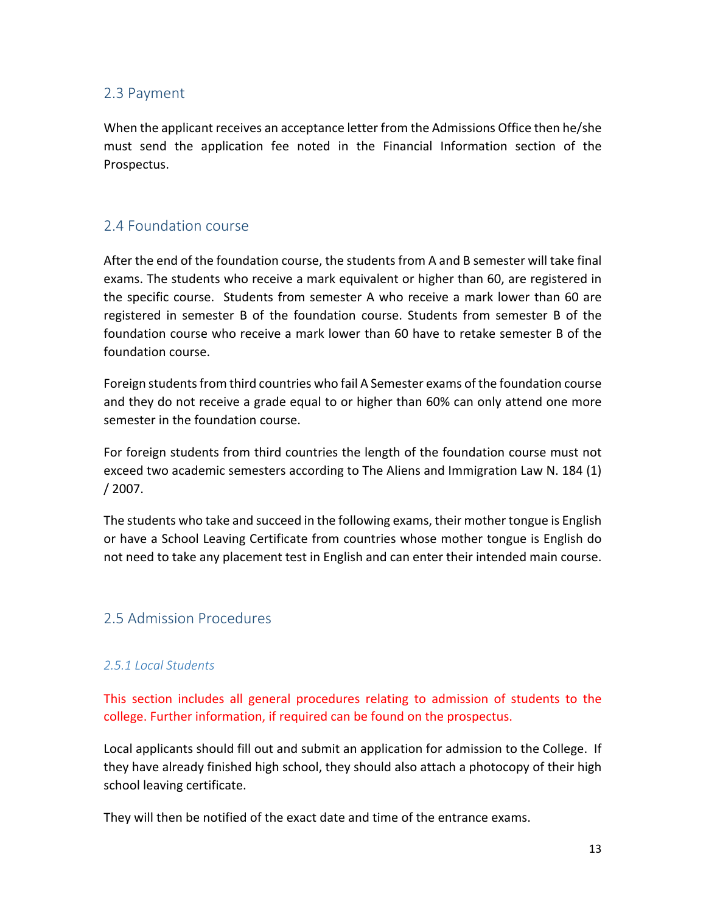## 2.3 Payment

When the applicant receives an acceptance letter from the Admissions Office then he/she must send the application fee noted in the Financial Information section of the Prospectus.

## 2.4 Foundation course

After the end of the foundation course, the students from A and B semester will take final exams. The students who receive a mark equivalent or higher than 60, are registered in the specific course. Students from semester A who receive a mark lower than 60 are registered in semester B of the foundation course. Students from semester B of the foundation course who receive a mark lower than 60 have to retake semester B of the foundation course.

Foreign students from third countries who fail A Semester exams of the foundation course and they do not receive a grade equal to or higher than 60% can only attend one more semester in the foundation course.

For foreign students from third countries the length of the foundation course must not exceed two academic semesters according to The Aliens and Immigration Law N. 184 (1) / 2007.

The students who take and succeed in the following exams, their mother tongue is English or have a School Leaving Certificate from countries whose mother tongue is English do not need to take any placement test in English and can enter their intended main course.

## 2.5 Admission Procedures

### *2.5.1 Local Students*

This section includes all general procedures relating to admission of students to the college. Further information, if required can be found on the prospectus.

Local applicants should fill out and submit an application for admission to the College. If they have already finished high school, they should also attach a photocopy of their high school leaving certificate.

They will then be notified of the exact date and time of the entrance exams.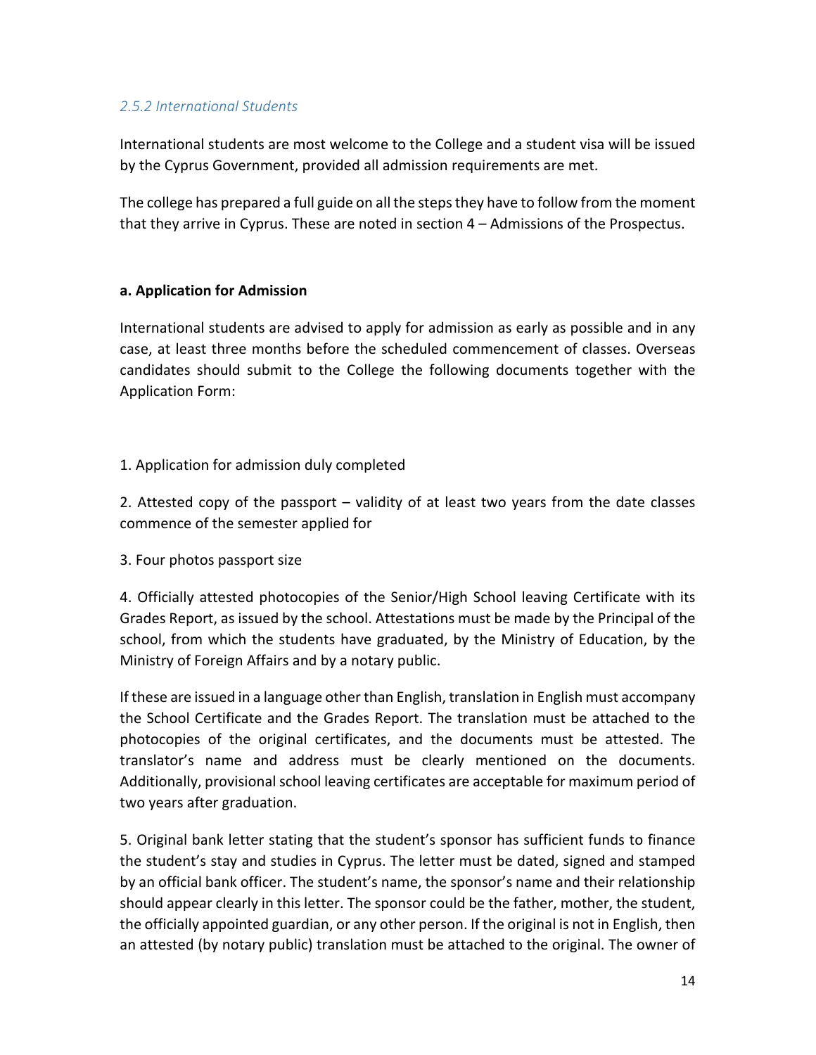### *2.5.2 International Students*

International students are most welcome to the College and a student visa will be issued by the Cyprus Government, provided all admission requirements are met.

The college has prepared a full guide on all the steps they have to follow from the moment that they arrive in Cyprus. These are noted in section 4 – Admissions of the Prospectus.

**a. Application for Admission**

International students are advised to apply for admission as early as possible and in any case, at least three months before the scheduled commencement of classes. Overseas candidates should submit to the College the following documents together with the Application Form:

1. Application for admission duly completed

2. Attested copy of the passport – validity of at least two years from the date classes commence of the semester applied for

3. Four photos passport size

4. Officially attested photocopies of the Senior/High School leaving Certificate with its Grades Report, as issued by the school. Attestations must be made by the Principal of the school, from which the students have graduated, by the Ministry of Education, by the Ministry of Foreign Affairs and by a notary public.

If these are issued in a language other than English, translation in English must accompany the School Certificate and the Grades Report. The translation must be attached to the photocopies of the original certificates, and the documents must be attested. The translator's name and address must be clearly mentioned on the documents. Additionally, provisional school leaving certificates are acceptable for maximum period of two years after graduation.

5. Original bank letter stating that the student's sponsor has sufficient funds to finance the student's stay and studies in Cyprus. The letter must be dated, signed and stamped by an official bank officer. The student's name, the sponsor's name and their relationship should appear clearly in this letter. The sponsor could be the father, mother, the student, the officially appointed guardian, or any other person. If the original is not in English, then an attested (by notary public) translation must be attached to the original. The owner of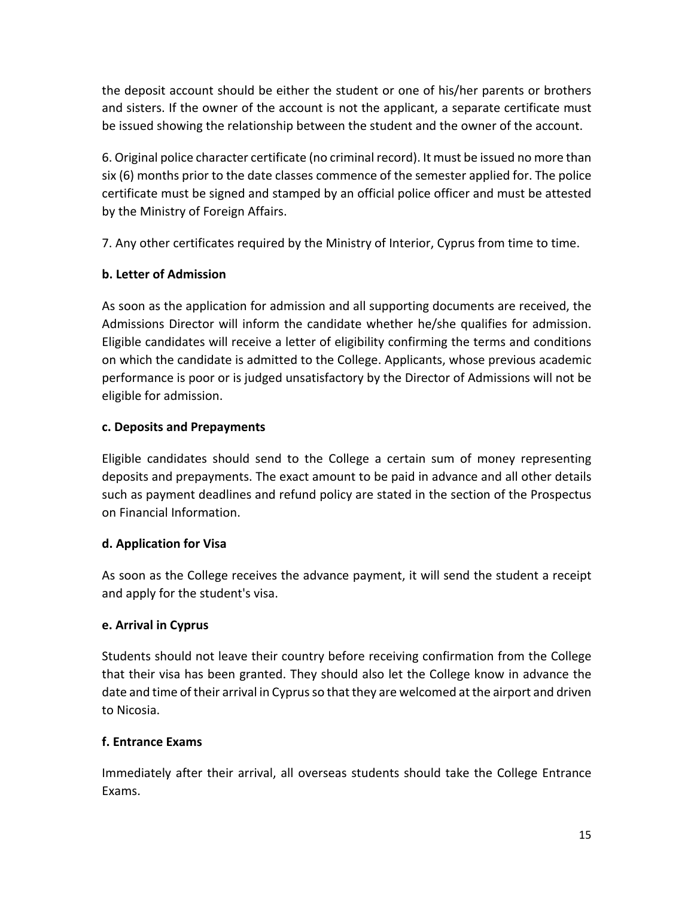the deposit account should be either the student or one of his/her parents or brothers and sisters. If the owner of the account is not the applicant, a separate certificate must be issued showing the relationship between the student and the owner of the account.

6. Original police character certificate (no criminal record). It must be issued no more than six (6) months prior to the date classes commence of the semester applied for. The police certificate must be signed and stamped by an official police officer and must be attested by the Ministry of Foreign Affairs.

7. Any other certificates required by the Ministry of Interior, Cyprus from time to time.

**b. Letter of Admission**

As soon as the application for admission and all supporting documents are received, the Admissions Director will inform the candidate whether he/she qualifies for admission. Eligible candidates will receive a letter of eligibility confirming the terms and conditions on which the candidate is admitted to the College. Applicants, whose previous academic performance is poor or is judged unsatisfactory by the Director of Admissions will not be eligible for admission.

**c. Deposits and Prepayments**

Eligible candidates should send to the College a certain sum of money representing deposits and prepayments. The exact amount to be paid in advance and all other details such as payment deadlines and refund policy are stated in the section of the Prospectus on Financial Information.

**d. Application for Visa**

As soon as the College receives the advance payment, it will send the student a receipt and apply for the student's visa.

**e. Arrival in Cyprus**

Students should not leave their country before receiving confirmation from the College that their visa has been granted. They should also let the College know in advance the date and time of their arrival in Cyprus so that they are welcomed at the airport and driven to Nicosia.

**f. Entrance Exams**

Immediately after their arrival, all overseas students should take the College Entrance Exams.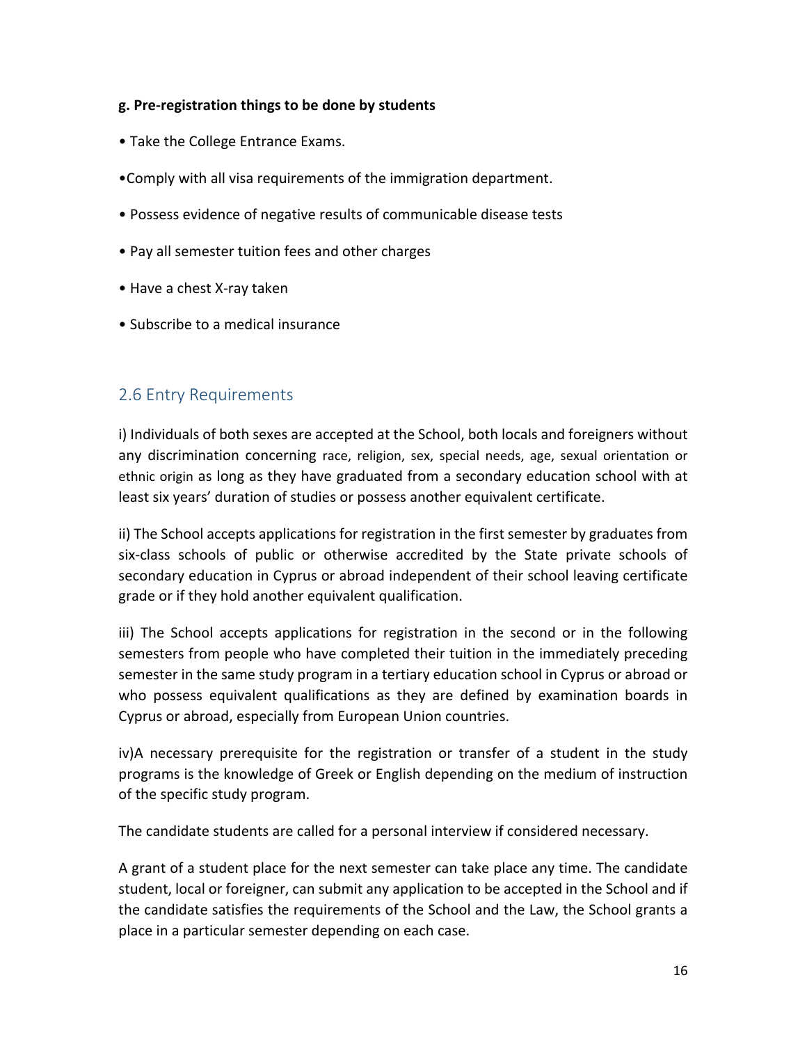**g. Pre-registration things to be done by students**

- Take the College Entrance Exams.
- Comply with all visa requirements of the immigration department.
- Possess evidence of negative results of communicable disease tests
- Pay all semester tuition fees and other charges
- Have a chest X-ray taken
- Subscribe to a medical insurance

## 2.6 Entry Requirements

i) Individuals of both sexes are accepted at the School, both locals and foreigners without any discrimination concerning race, religion, sex, special needs, age, sexual orientation or ethnic origin as long as they have graduated from a secondary education school with at least six years' duration of studies or possess another equivalent certificate.

ii) The School accepts applications for registration in the first semester by graduates from six-class schools of public or otherwise accredited by the State private schools of secondary education in Cyprus or abroad independent of their school leaving certificate grade or if they hold another equivalent qualification.

iii) The School accepts applications for registration in the second or in the following semesters from people who have completed their tuition in the immediately preceding semester in the same study program in a tertiary education school in Cyprus or abroad or who possess equivalent qualifications as they are defined by examination boards in Cyprus or abroad, especially from European Union countries.

iv)A necessary prerequisite for the registration or transfer of a student in the study programs is the knowledge of Greek or English depending on the medium of instruction of the specific study program.

The candidate students are called for a personal interview if considered necessary.

A grant of a student place for the next semester can take place any time. The candidate student, local or foreigner, can submit any application to be accepted in the School and if the candidate satisfies the requirements of the School and the Law, the School grants a place in a particular semester depending on each case.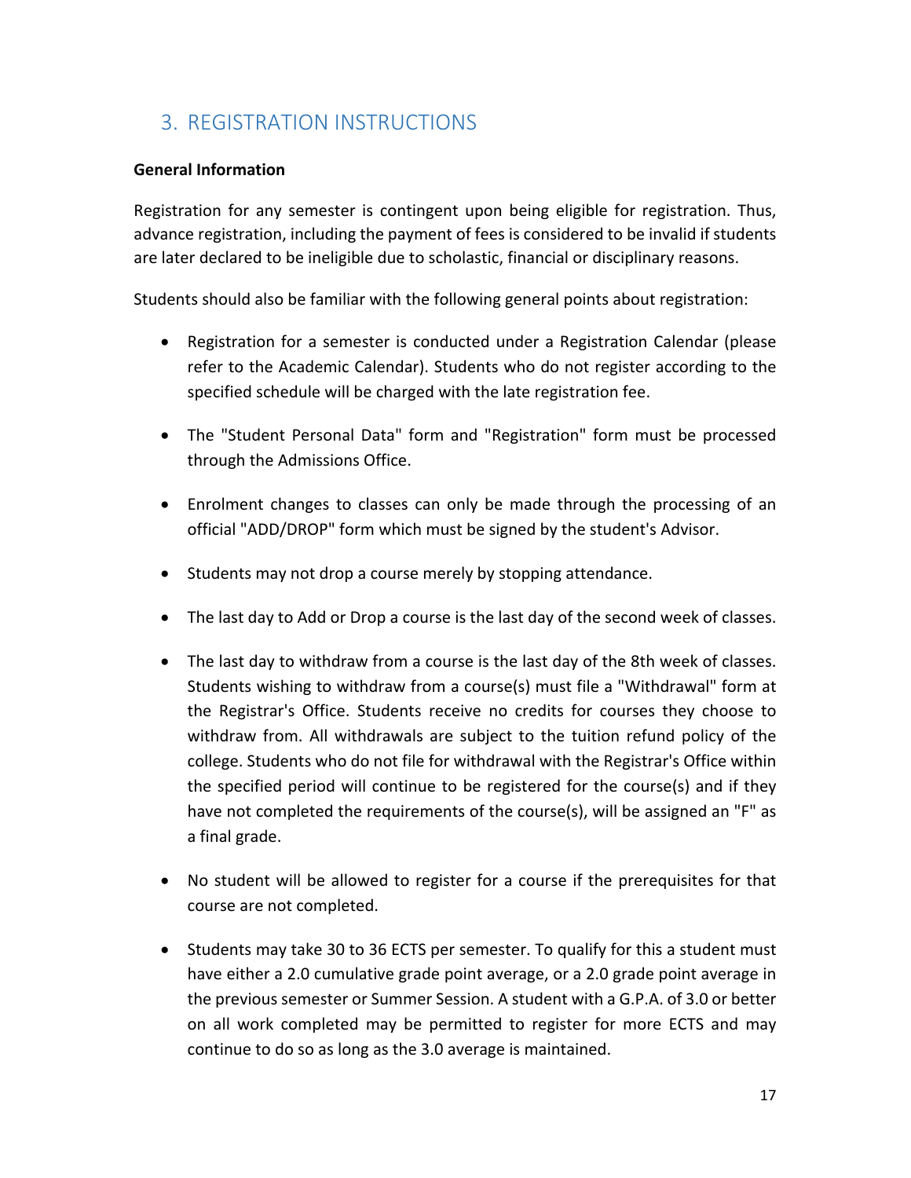## 3. REGISTRATION INSTRUCTIONS

**General Information**

Registration for any semester is contingent upon being eligible for registration. Thus, advance registration, including the payment of fees is considered to be invalid if students are later declared to be ineligible due to scholastic, financial or disciplinary reasons.

Students should also be familiar with the following general points about registration:

- Registration for a semester is conducted under a Registration Calendar (please refer to the Academic Calendar). Students who do not register according to the specified schedule will be charged with the late registration fee.
- The "Student Personal Data" form and "Registration" form must be processed through the Admissions Office.
- Enrolment changes to classes can only be made through the processing of an official "ADD/DROP" form which must be signed by the student's Advisor.
- Students may not drop a course merely by stopping attendance.
- The last day to Add or Drop a course is the last day of the second week of classes.
- The last day to withdraw from a course is the last day of the 8th week of classes. Students wishing to withdraw from a course(s) must file a "Withdrawal" form at the Registrar's Office. Students receive no credits for courses they choose to withdraw from. All withdrawals are subject to the tuition refund policy of the college. Students who do not file for withdrawal with the Registrar's Office within the specified period will continue to be registered for the course(s) and if they have not completed the requirements of the course(s), will be assigned an "F" as a final grade.
- No student will be allowed to register for a course if the prerequisites for that course are not completed.
- Students may take 30 to 36 ECTS per semester. To qualify for this a student must have either a 2.0 cumulative grade point average, or a 2.0 grade point average in the previous semester or Summer Session. A student with a G.P.A. of 3.0 or better on all work completed may be permitted to register for more ECTS and may continue to do so as long as the 3.0 average is maintained.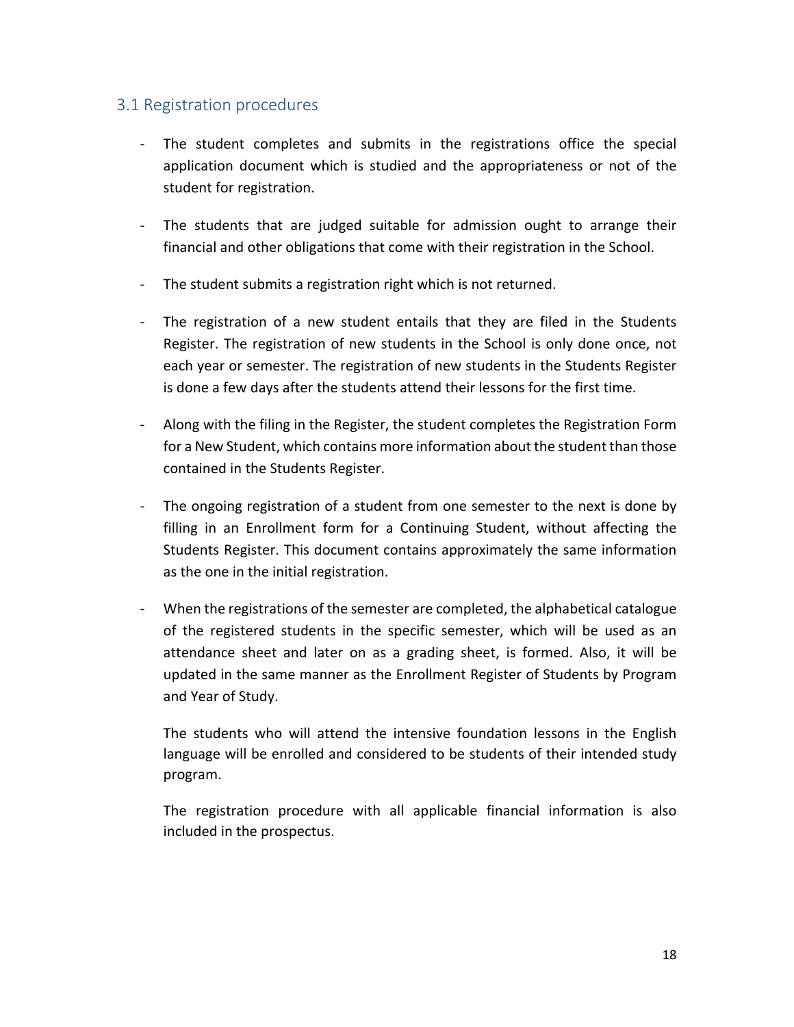## 3.1 Registration procedures

- The student completes and submits in the registrations office the special application document which is studied and the appropriateness or not of the student for registration.
- The students that are judged suitable for admission ought to arrange their financial and other obligations that come with their registration in the School.
- The student submits a registration right which is not returned.
- The registration of a new student entails that they are filed in the Students Register. The registration of new students in the School is only done once, not each year or semester. The registration of new students in the Students Register is done a few days after the students attend their lessons for the first time.
- Along with the filing in the Register, the student completes the Registration Form for a New Student, which contains more information about the student than those contained in the Students Register.
- The ongoing registration of a student from one semester to the next is done by filling in an Enrollment form for a Continuing Student, without affecting the Students Register. This document contains approximately the same information as the one in the initial registration.
- When the registrations of the semester are completed, the alphabetical catalogue of the registered students in the specific semester, which will be used as an attendance sheet and later on as a grading sheet, is formed. Also, it will be updated in the same manner as the Enrollment Register of Students by Program and Year of Study.

  The students who will attend the intensive foundation lessons in the English language will be enrolled and considered to be students of their intended study program.

  The registration procedure with all applicable financial information is also included in the prospectus.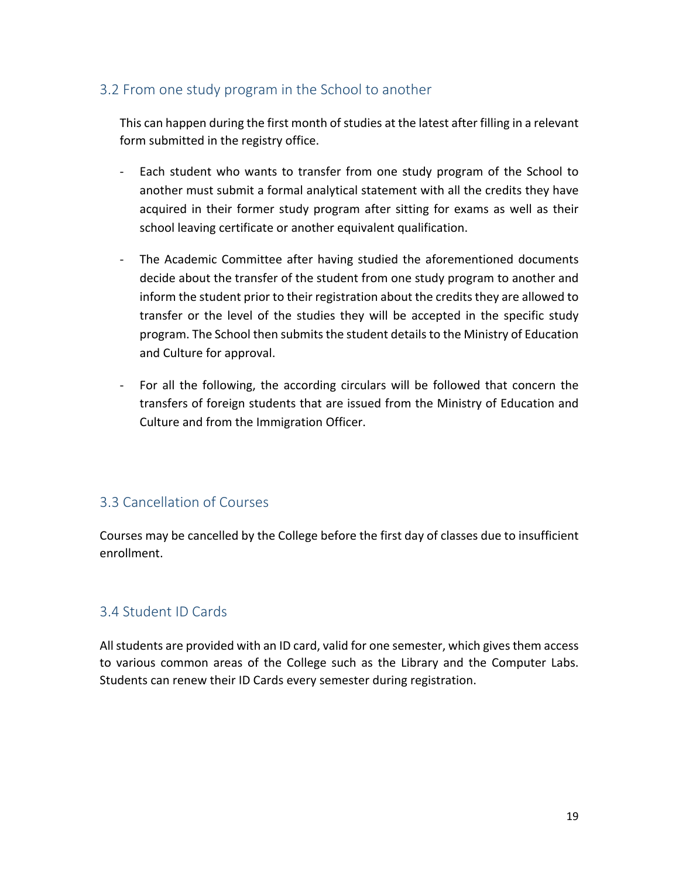### 3.2 From one study program in the School to another

This can happen during the first month of studies at the latest after filling in a relevant form submitted in the registry office.

- Each student who wants to transfer from one study program of the School to another must submit a formal analytical statement with all the credits they have acquired in their former study program after sitting for exams as well as their school leaving certificate or another equivalent qualification.
- The Academic Committee after having studied the aforementioned documents decide about the transfer of the student from one study program to another and inform the student prior to their registration about the credits they are allowed to transfer or the level of the studies they will be accepted in the specific study program. The School then submits the student details to the Ministry of Education and Culture for approval.
- For all the following, the according circulars will be followed that concern the transfers of foreign students that are issued from the Ministry of Education and Culture and from the Immigration Officer.

### 3.3 Cancellation of Courses

Courses may be cancelled by the College before the first day of classes due to insufficient enrollment.

### 3.4 Student ID Cards

All students are provided with an ID card, valid for one semester, which gives them access to various common areas of the College such as the Library and the Computer Labs. Students can renew their ID Cards every semester during registration.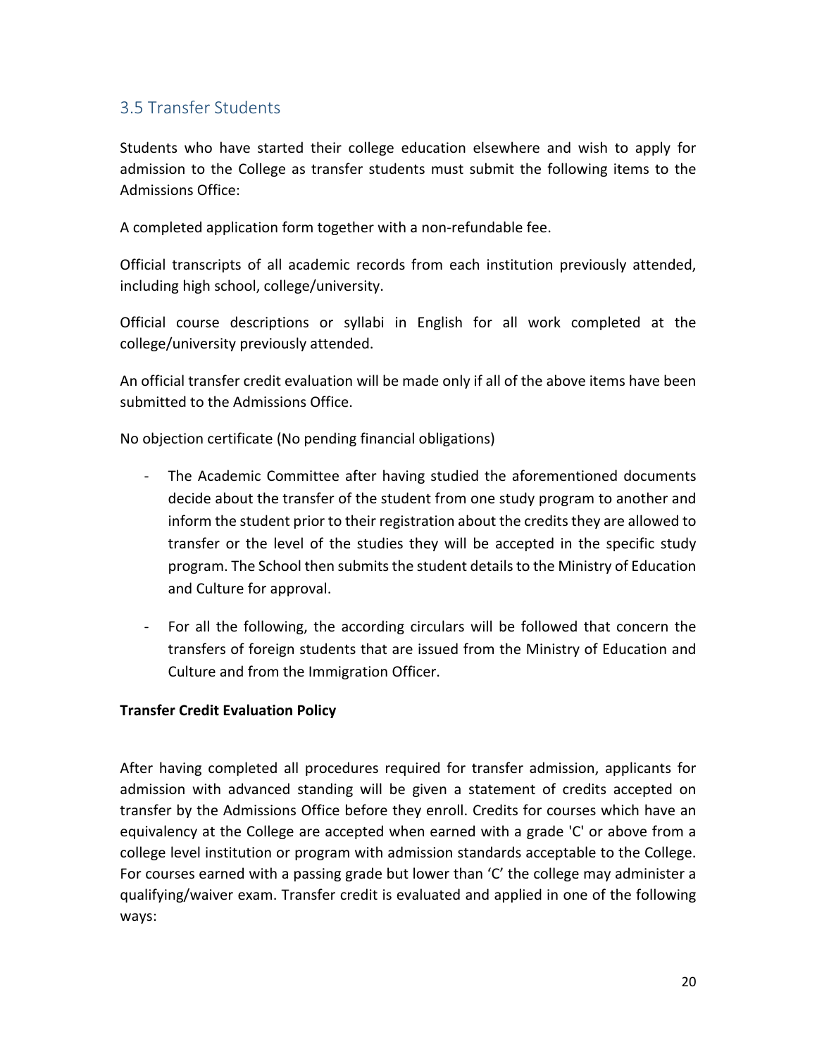## 3.5 Transfer Students

Students who have started their college education elsewhere and wish to apply for admission to the College as transfer students must submit the following items to the Admissions Office:

A completed application form together with a non-refundable fee.

Official transcripts of all academic records from each institution previously attended, including high school, college/university.

Official course descriptions or syllabi in English for all work completed at the college/university previously attended.

An official transfer credit evaluation will be made only if all of the above items have been submitted to the Admissions Office.

No objection certificate (No pending financial obligations)

- The Academic Committee after having studied the aforementioned documents decide about the transfer of the student from one study program to another and inform the student prior to their registration about the credits they are allowed to transfer or the level of the studies they will be accepted in the specific study program. The School then submits the student details to the Ministry of Education and Culture for approval.
- For all the following, the according circulars will be followed that concern the transfers of foreign students that are issued from the Ministry of Education and Culture and from the Immigration Officer.

**Transfer Credit Evaluation Policy**

After having completed all procedures required for transfer admission, applicants for admission with advanced standing will be given a statement of credits accepted on transfer by the Admissions Office before they enroll. Credits for courses which have an equivalency at the College are accepted when earned with a grade 'C' or above from a college level institution or program with admission standards acceptable to the College. For courses earned with a passing grade but lower than 'C' the college may administer a qualifying/waiver exam. Transfer credit is evaluated and applied in one of the following ways: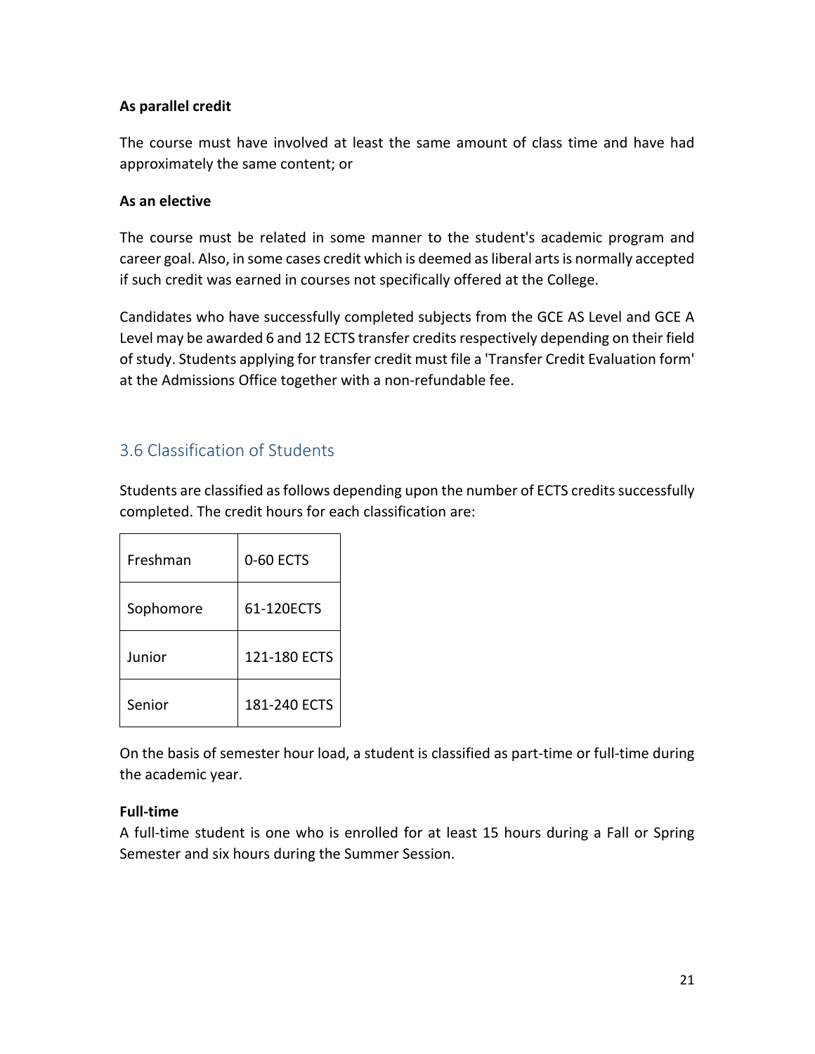**As parallel credit**

The course must have involved at least the same amount of class time and have had approximately the same content; or

**As an elective**

The course must be related in some manner to the student's academic program and career goal. Also, in some cases credit which is deemed as liberal arts is normally accepted if such credit was earned in courses not specifically offered at the College.

Candidates who have successfully completed subjects from the GCE AS Level and GCE A Level may be awarded 6 and 12 ECTS transfer credits respectively depending on their field of study. Students applying for transfer credit must file a 'Transfer Credit Evaluation form' at the Admissions Office together with a non-refundable fee.

## 3.6 Classification of Students

Students are classified as follows depending upon the number of ECTS credits successfully completed. The credit hours for each classification are:

| | |
|---|---|
| Freshman | 0-60 ECTS |
| Sophomore | 61-120ECTS |
| Junior | 121-180 ECTS |
| Senior | 181-240 ECTS |

On the basis of semester hour load, a student is classified as part-time or full-time during the academic year.

**Full-time**
A full-time student is one who is enrolled for at least 15 hours during a Fall or Spring Semester and six hours during the Summer Session.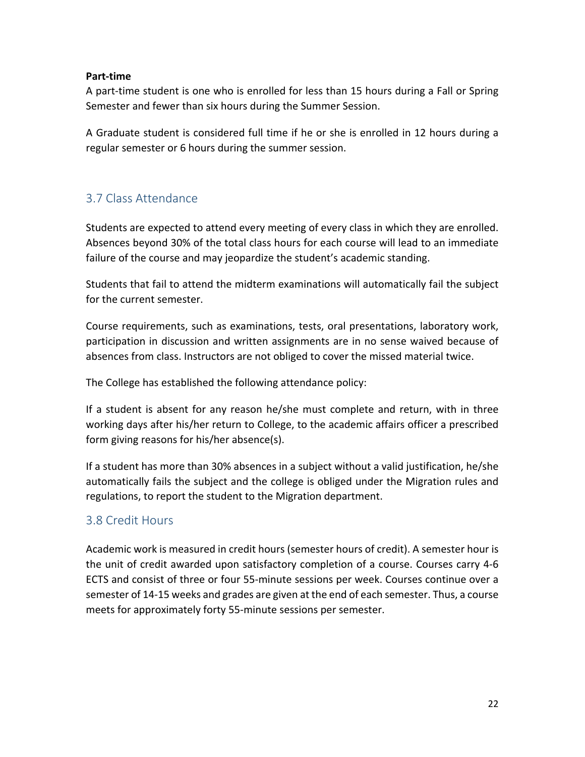**Part-time**

A part-time student is one who is enrolled for less than 15 hours during a Fall or Spring Semester and fewer than six hours during the Summer Session.

A Graduate student is considered full time if he or she is enrolled in 12 hours during a regular semester or 6 hours during the summer session.

## 3.7 Class Attendance

Students are expected to attend every meeting of every class in which they are enrolled. Absences beyond 30% of the total class hours for each course will lead to an immediate failure of the course and may jeopardize the student's academic standing.

Students that fail to attend the midterm examinations will automatically fail the subject for the current semester.

Course requirements, such as examinations, tests, oral presentations, laboratory work, participation in discussion and written assignments are in no sense waived because of absences from class. Instructors are not obliged to cover the missed material twice.

The College has established the following attendance policy:

If a student is absent for any reason he/she must complete and return, with in three working days after his/her return to College, to the academic affairs officer a prescribed form giving reasons for his/her absence(s).

If a student has more than 30% absences in a subject without a valid justification, he/she automatically fails the subject and the college is obliged under the Migration rules and regulations, to report the student to the Migration department.

## 3.8 Credit Hours

Academic work is measured in credit hours (semester hours of credit). A semester hour is the unit of credit awarded upon satisfactory completion of a course. Courses carry 4-6 ECTS and consist of three or four 55-minute sessions per week. Courses continue over a semester of 14-15 weeks and grades are given at the end of each semester. Thus, a course meets for approximately forty 55-minute sessions per semester.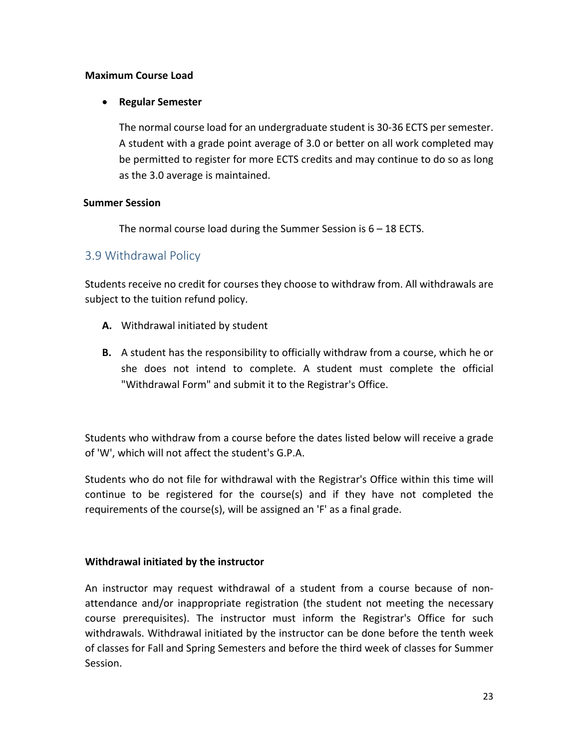**Maximum Course Load**

- **Regular Semester**

  The normal course load for an undergraduate student is 30-36 ECTS per semester. A student with a grade point average of 3.0 or better on all work completed may be permitted to register for more ECTS credits and may continue to do so as long as the 3.0 average is maintained.

**Summer Session**

The normal course load during the Summer Session is 6 – 18 ECTS.

## 3.9 Withdrawal Policy

Students receive no credit for courses they choose to withdraw from. All withdrawals are subject to the tuition refund policy.

**A.** Withdrawal initiated by student

**B.** A student has the responsibility to officially withdraw from a course, which he or she does not intend to complete. A student must complete the official "Withdrawal Form" and submit it to the Registrar's Office.

Students who withdraw from a course before the dates listed below will receive a grade of 'W', which will not affect the student's G.P.A.

Students who do not file for withdrawal with the Registrar's Office within this time will continue to be registered for the course(s) and if they have not completed the requirements of the course(s), will be assigned an 'F' as a final grade.

**Withdrawal initiated by the instructor**

An instructor may request withdrawal of a student from a course because of non-attendance and/or inappropriate registration (the student not meeting the necessary course prerequisites). The instructor must inform the Registrar's Office for such withdrawals. Withdrawal initiated by the instructor can be done before the tenth week of classes for Fall and Spring Semesters and before the third week of classes for Summer Session.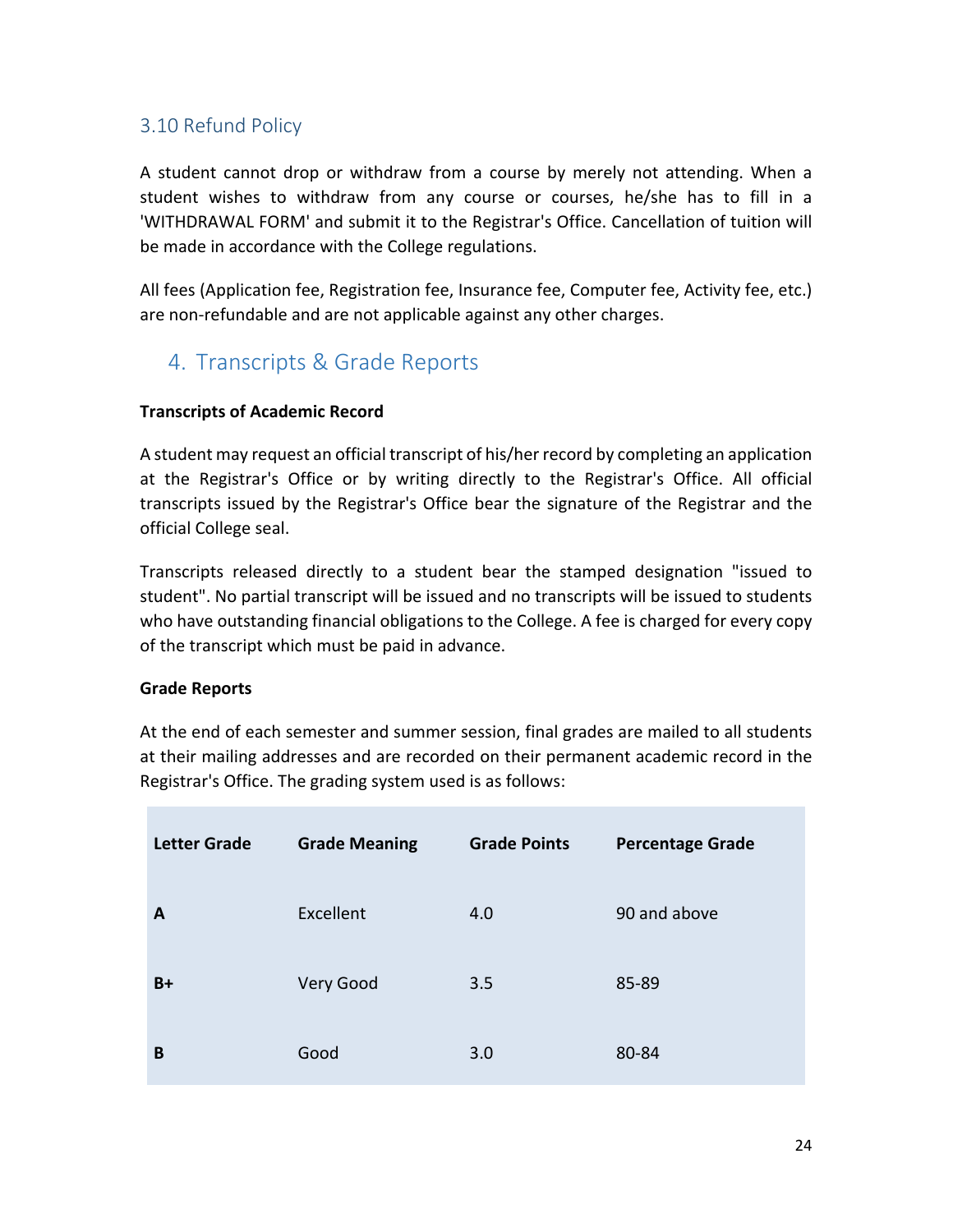### 3.10 Refund Policy

A student cannot drop or withdraw from a course by merely not attending. When a student wishes to withdraw from any course or courses, he/she has to fill in a 'WITHDRAWAL FORM' and submit it to the Registrar's Office. Cancellation of tuition will be made in accordance with the College regulations.

All fees (Application fee, Registration fee, Insurance fee, Computer fee, Activity fee, etc.) are non-refundable and are not applicable against any other charges.

## 4. Transcripts & Grade Reports

**Transcripts of Academic Record**

A student may request an official transcript of his/her record by completing an application at the Registrar's Office or by writing directly to the Registrar's Office. All official transcripts issued by the Registrar's Office bear the signature of the Registrar and the official College seal.

Transcripts released directly to a student bear the stamped designation "issued to student". No partial transcript will be issued and no transcripts will be issued to students who have outstanding financial obligations to the College. A fee is charged for every copy of the transcript which must be paid in advance.

**Grade Reports**

At the end of each semester and summer session, final grades are mailed to all students at their mailing addresses and are recorded on their permanent academic record in the Registrar's Office. The grading system used is as follows:

| Letter Grade | Grade Meaning | Grade Points | Percentage Grade |
|---|---|---|---|
| **A** | Excellent | 4.0 | 90 and above |
| **B+** | Very Good | 3.5 | 85-89 |
| **B** | Good | 3.0 | 80-84 |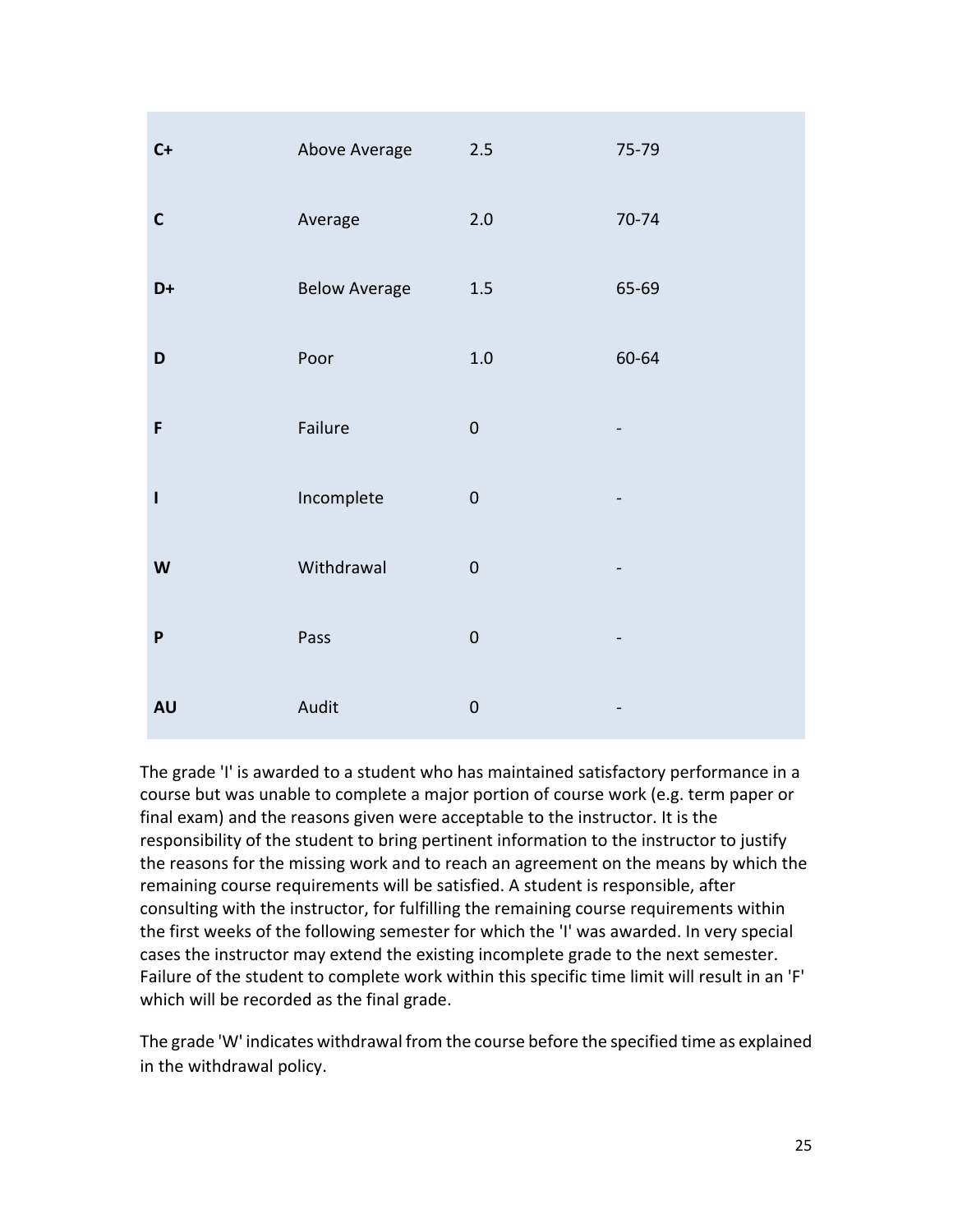| | | | |
|---|---|---|---|
| **C+** | Above Average | 2.5 | 75-79 |
| **C** | Average | 2.0 | 70-74 |
| **D+** | Below Average | 1.5 | 65-69 |
| **D** | Poor | 1.0 | 60-64 |
| **F** | Failure | 0 | - |
| **I** | Incomplete | 0 | - |
| **W** | Withdrawal | 0 | - |
| **P** | Pass | 0 | - |
| **AU** | Audit | 0 | - |

The grade 'I' is awarded to a student who has maintained satisfactory performance in a course but was unable to complete a major portion of course work (e.g. term paper or final exam) and the reasons given were acceptable to the instructor. It is the responsibility of the student to bring pertinent information to the instructor to justify the reasons for the missing work and to reach an agreement on the means by which the remaining course requirements will be satisfied. A student is responsible, after consulting with the instructor, for fulfilling the remaining course requirements within the first weeks of the following semester for which the 'I' was awarded. In very special cases the instructor may extend the existing incomplete grade to the next semester. Failure of the student to complete work within this specific time limit will result in an 'F' which will be recorded as the final grade.

The grade 'W' indicates withdrawal from the course before the specified time as explained in the withdrawal policy.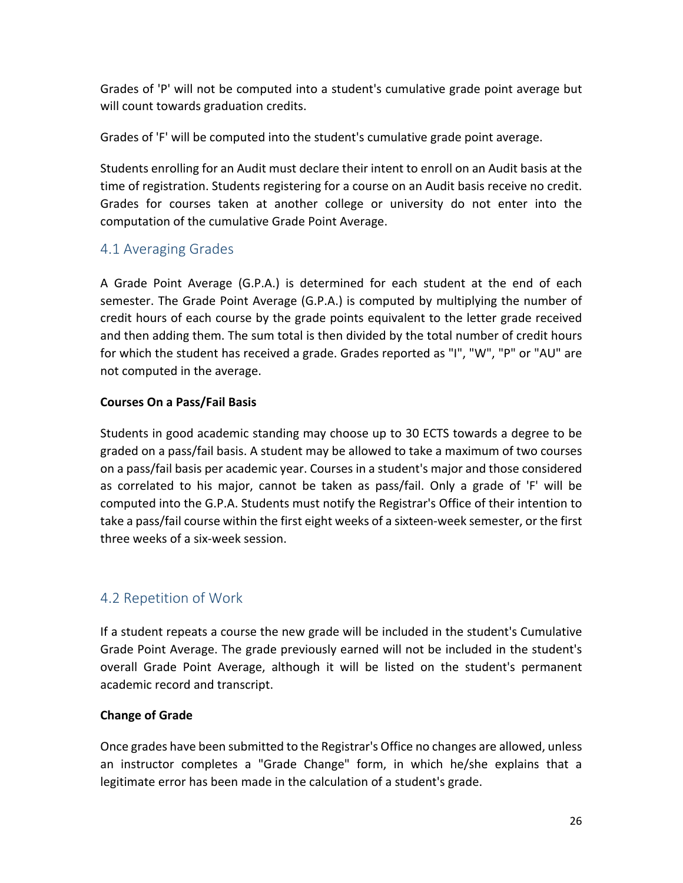Grades of 'P' will not be computed into a student's cumulative grade point average but will count towards graduation credits.

Grades of 'F' will be computed into the student's cumulative grade point average.

Students enrolling for an Audit must declare their intent to enroll on an Audit basis at the time of registration. Students registering for a course on an Audit basis receive no credit. Grades for courses taken at another college or university do not enter into the computation of the cumulative Grade Point Average.

## 4.1 Averaging Grades

A Grade Point Average (G.P.A.) is determined for each student at the end of each semester. The Grade Point Average (G.P.A.) is computed by multiplying the number of credit hours of each course by the grade points equivalent to the letter grade received and then adding them. The sum total is then divided by the total number of credit hours for which the student has received a grade. Grades reported as "I", "W", "P" or "AU" are not computed in the average.

**Courses On a Pass/Fail Basis**

Students in good academic standing may choose up to 30 ECTS towards a degree to be graded on a pass/fail basis. A student may be allowed to take a maximum of two courses on a pass/fail basis per academic year. Courses in a student's major and those considered as correlated to his major, cannot be taken as pass/fail. Only a grade of 'F' will be computed into the G.P.A. Students must notify the Registrar's Office of their intention to take a pass/fail course within the first eight weeks of a sixteen-week semester, or the first three weeks of a six-week session.

## 4.2 Repetition of Work

If a student repeats a course the new grade will be included in the student's Cumulative Grade Point Average. The grade previously earned will not be included in the student's overall Grade Point Average, although it will be listed on the student's permanent academic record and transcript.

**Change of Grade**

Once grades have been submitted to the Registrar's Office no changes are allowed, unless an instructor completes a "Grade Change" form, in which he/she explains that a legitimate error has been made in the calculation of a student's grade.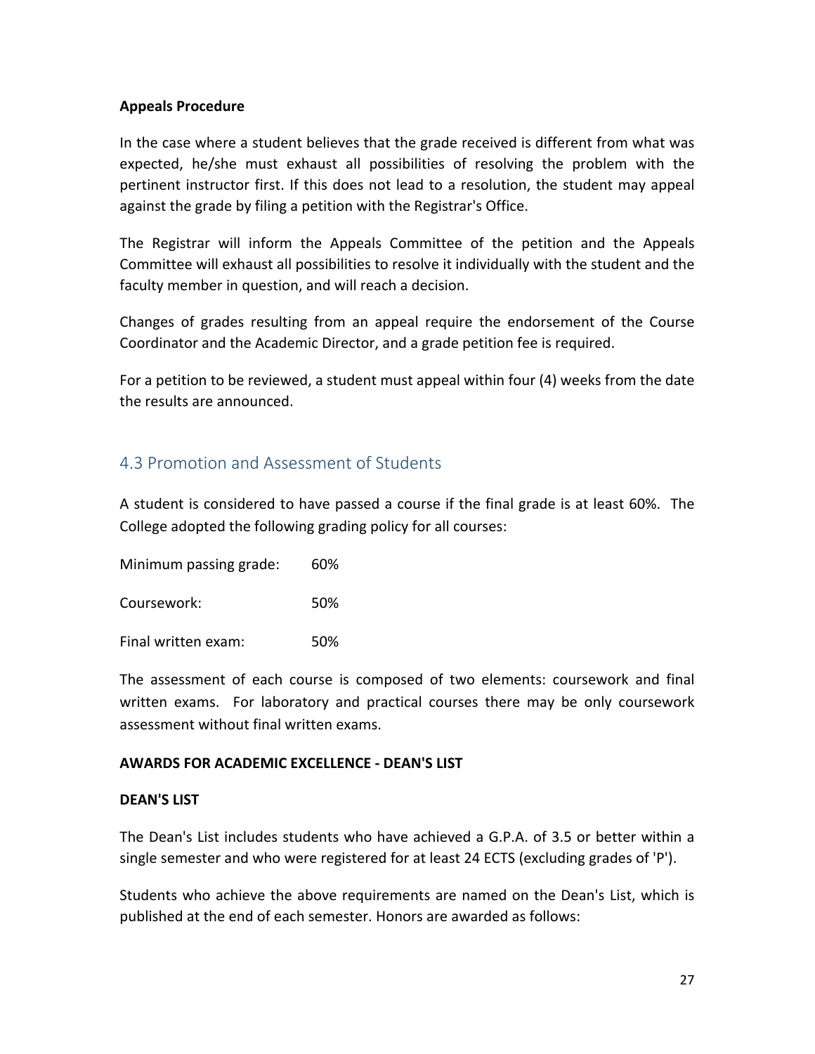**Appeals Procedure**

In the case where a student believes that the grade received is different from what was expected, he/she must exhaust all possibilities of resolving the problem with the pertinent instructor first. If this does not lead to a resolution, the student may appeal against the grade by filing a petition with the Registrar's Office.

The Registrar will inform the Appeals Committee of the petition and the Appeals Committee will exhaust all possibilities to resolve it individually with the student and the faculty member in question, and will reach a decision.

Changes of grades resulting from an appeal require the endorsement of the Course Coordinator and the Academic Director, and a grade petition fee is required.

For a petition to be reviewed, a student must appeal within four (4) weeks from the date the results are announced.

## 4.3 Promotion and Assessment of Students

A student is considered to have passed a course if the final grade is at least 60%. The College adopted the following grading policy for all courses:

| | |
|---|---|
| Minimum passing grade: | 60% |
| Coursework: | 50% |
| Final written exam: | 50% |

The assessment of each course is composed of two elements: coursework and final written exams. For laboratory and practical courses there may be only coursework assessment without final written exams.

**AWARDS FOR ACADEMIC EXCELLENCE - DEAN'S LIST**

**DEAN'S LIST**

The Dean's List includes students who have achieved a G.P.A. of 3.5 or better within a single semester and who were registered for at least 24 ECTS (excluding grades of 'P').

Students who achieve the above requirements are named on the Dean's List, which is published at the end of each semester. Honors are awarded as follows: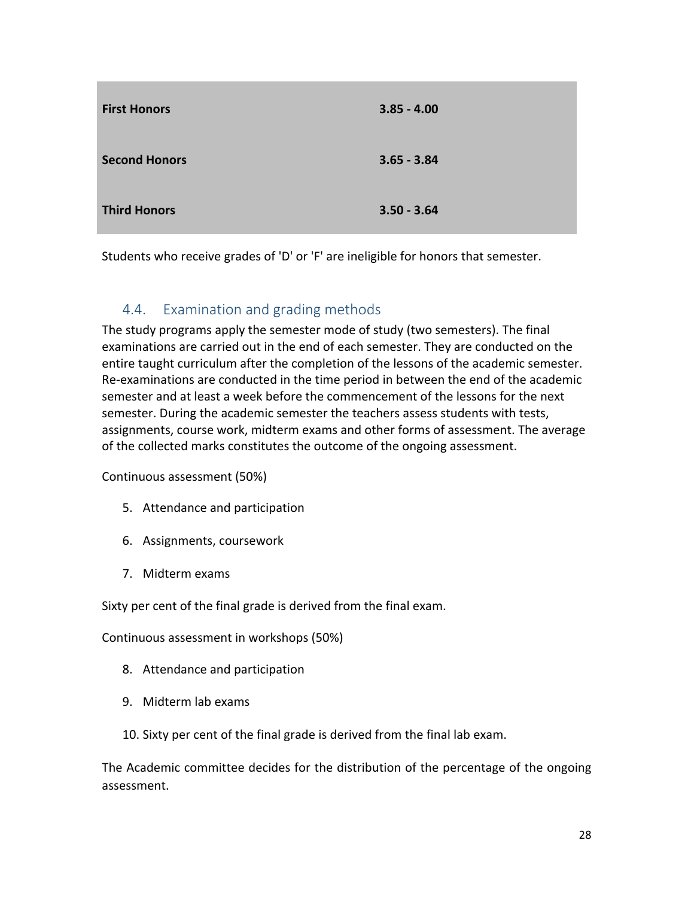| First Honors | 3.85 - 4.00 |
|---|---|
| Second Honors | 3.65 - 3.84 |
| Third Honors | 3.50 - 3.64 |

Students who receive grades of 'D' or 'F' are ineligible for honors that semester.

## 4.4. Examination and grading methods

The study programs apply the semester mode of study (two semesters). The final examinations are carried out in the end of each semester. They are conducted on the entire taught curriculum after the completion of the lessons of the academic semester. Re-examinations are conducted in the time period in between the end of the academic semester and at least a week before the commencement of the lessons for the next semester. During the academic semester the teachers assess students with tests, assignments, course work, midterm exams and other forms of assessment. The average of the collected marks constitutes the outcome of the ongoing assessment.

Continuous assessment (50%)

5. Attendance and participation
6. Assignments, coursework
7. Midterm exams

Sixty per cent of the final grade is derived from the final exam.

Continuous assessment in workshops (50%)

8. Attendance and participation
9. Midterm lab exams
10. Sixty per cent of the final grade is derived from the final lab exam.

The Academic committee decides for the distribution of the percentage of the ongoing assessment.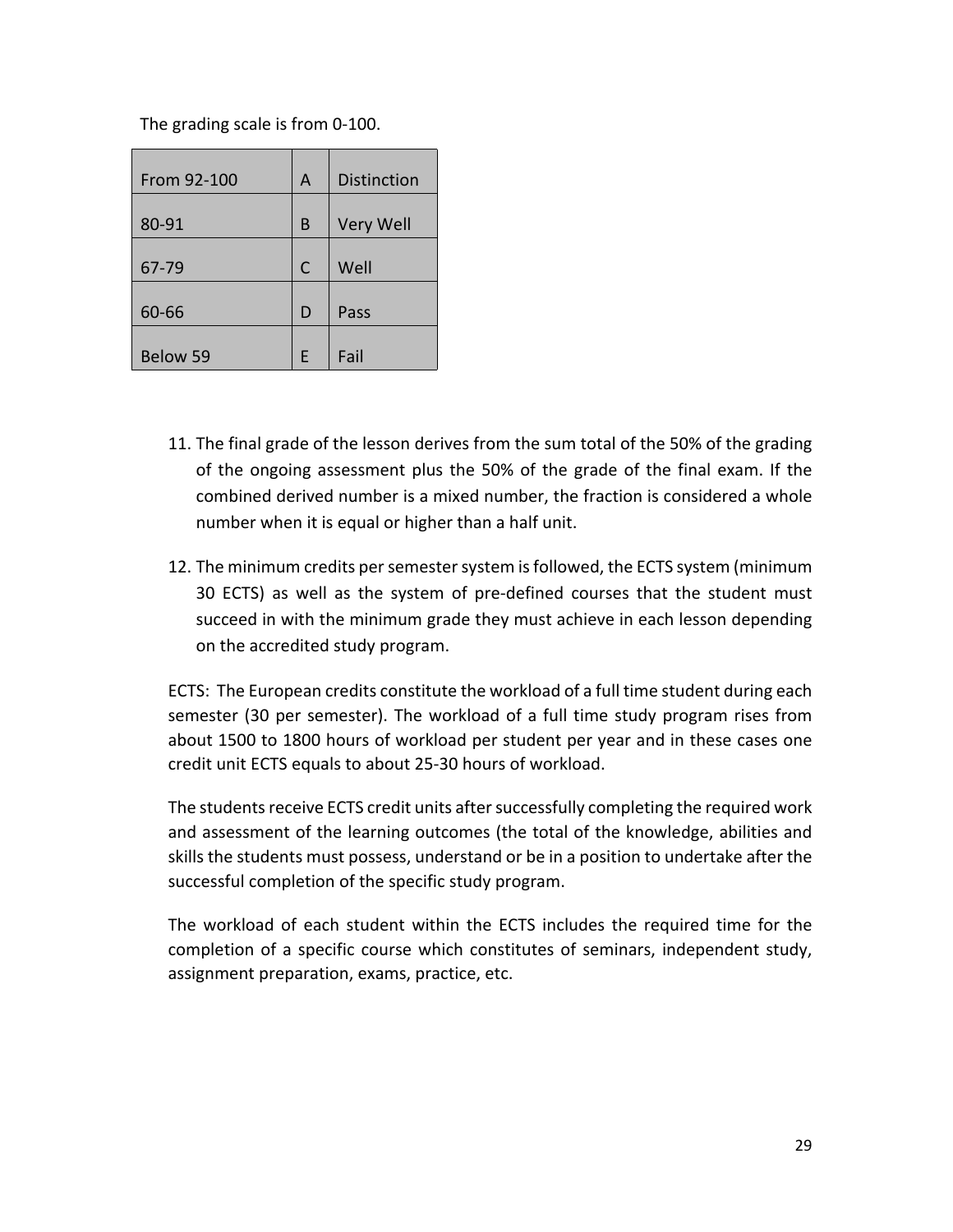The grading scale is from 0-100.

| From 92-100 | A | Distinction |
|---|---|---|
| 80-91 | B | Very Well |
| 67-79 | C | Well |
| 60-66 | D | Pass |
| Below 59 | E | Fail |

11. The final grade of the lesson derives from the sum total of the 50% of the grading of the ongoing assessment plus the 50% of the grade of the final exam. If the combined derived number is a mixed number, the fraction is considered a whole number when it is equal or higher than a half unit.

12. The minimum credits per semester system is followed, the ECTS system (minimum 30 ECTS) as well as the system of pre-defined courses that the student must succeed in with the minimum grade they must achieve in each lesson depending on the accredited study program.

ECTS: The European credits constitute the workload of a full time student during each semester (30 per semester). The workload of a full time study program rises from about 1500 to 1800 hours of workload per student per year and in these cases one credit unit ECTS equals to about 25-30 hours of workload.

The students receive ECTS credit units after successfully completing the required work and assessment of the learning outcomes (the total of the knowledge, abilities and skills the students must possess, understand or be in a position to undertake after the successful completion of the specific study program.

The workload of each student within the ECTS includes the required time for the completion of a specific course which constitutes of seminars, independent study, assignment preparation, exams, practice, etc.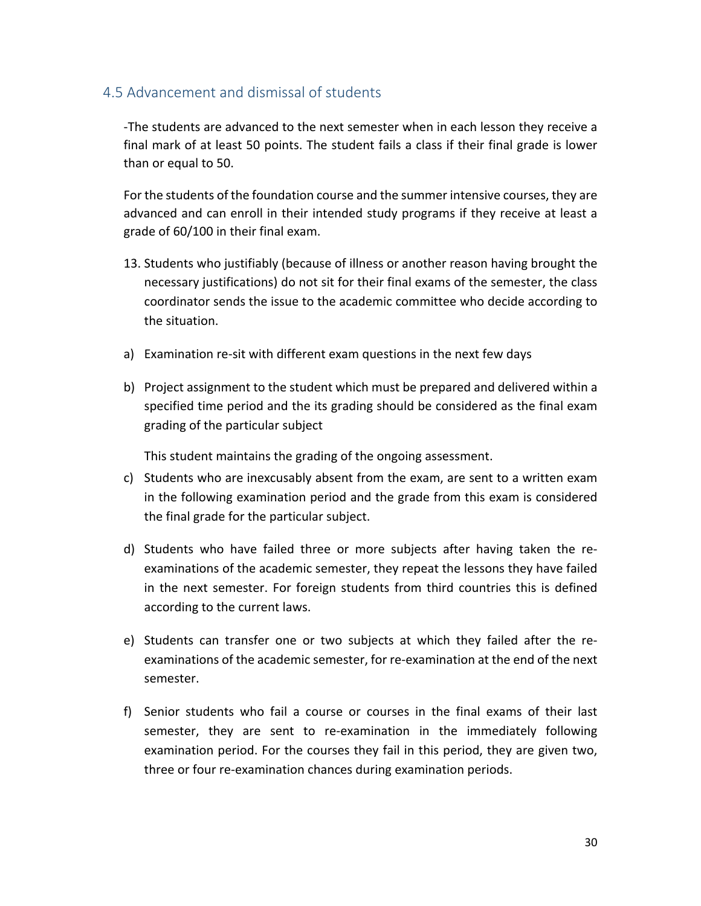## 4.5 Advancement and dismissal of students

-The students are advanced to the next semester when in each lesson they receive a final mark of at least 50 points. The student fails a class if their final grade is lower than or equal to 50.

For the students of the foundation course and the summer intensive courses, they are advanced and can enroll in their intended study programs if they receive at least a grade of 60/100 in their final exam.

13. Students who justifiably (because of illness or another reason having brought the necessary justifications) do not sit for their final exams of the semester, the class coordinator sends the issue to the academic committee who decide according to the situation.

a) Examination re-sit with different exam questions in the next few days

b) Project assignment to the student which must be prepared and delivered within a specified time period and the its grading should be considered as the final exam grading of the particular subject

   This student maintains the grading of the ongoing assessment.

c) Students who are inexcusably absent from the exam, are sent to a written exam in the following examination period and the grade from this exam is considered the final grade for the particular subject.

d) Students who have failed three or more subjects after having taken the re-examinations of the academic semester, they repeat the lessons they have failed in the next semester. For foreign students from third countries this is defined according to the current laws.

e) Students can transfer one or two subjects at which they failed after the re-examinations of the academic semester, for re-examination at the end of the next semester.

f) Senior students who fail a course or courses in the final exams of their last semester, they are sent to re-examination in the immediately following examination period. For the courses they fail in this period, they are given two, three or four re-examination chances during examination periods.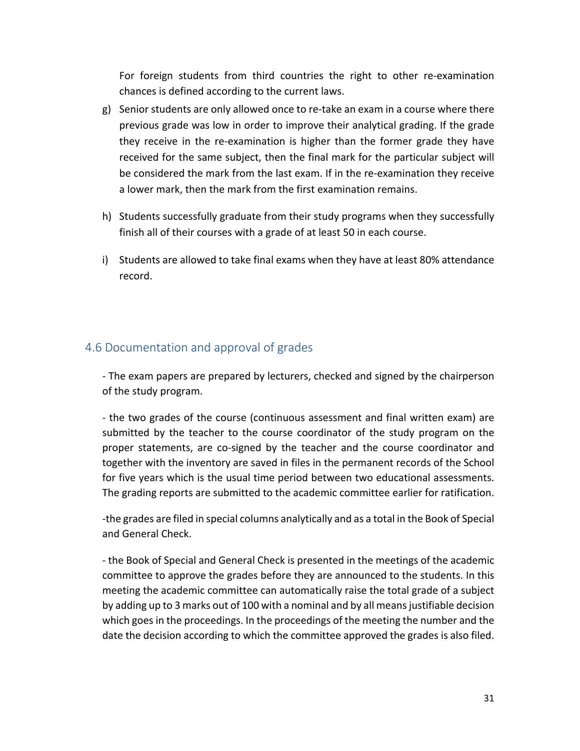For foreign students from third countries the right to other re-examination chances is defined according to the current laws.

g) Senior students are only allowed once to re-take an exam in a course where there previous grade was low in order to improve their analytical grading. If the grade they receive in the re-examination is higher than the former grade they have received for the same subject, then the final mark for the particular subject will be considered the mark from the last exam. If in the re-examination they receive a lower mark, then the mark from the first examination remains.

h) Students successfully graduate from their study programs when they successfully finish all of their courses with a grade of at least 50 in each course.

i) Students are allowed to take final exams when they have at least 80% attendance record.

## 4.6 Documentation and approval of grades

- The exam papers are prepared by lecturers, checked and signed by the chairperson of the study program.

- the two grades of the course (continuous assessment and final written exam) are submitted by the teacher to the course coordinator of the study program on the proper statements, are co-signed by the teacher and the course coordinator and together with the inventory are saved in files in the permanent records of the School for five years which is the usual time period between two educational assessments. The grading reports are submitted to the academic committee earlier for ratification.

-the grades are filed in special columns analytically and as a total in the Book of Special and General Check.

- the Book of Special and General Check is presented in the meetings of the academic committee to approve the grades before they are announced to the students. In this meeting the academic committee can automatically raise the total grade of a subject by adding up to 3 marks out of 100 with a nominal and by all means justifiable decision which goes in the proceedings. In the proceedings of the meeting the number and the date the decision according to which the committee approved the grades is also filed.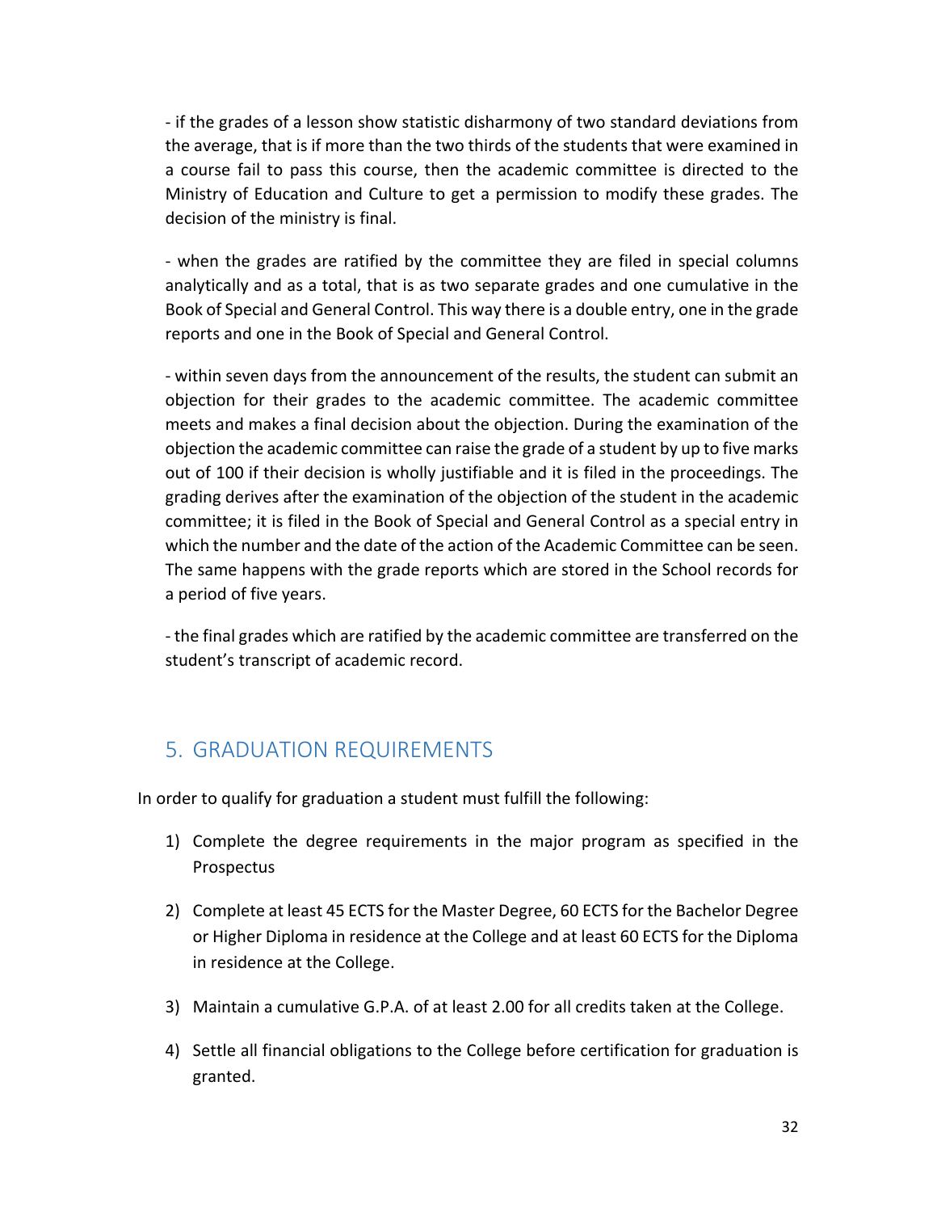- if the grades of a lesson show statistic disharmony of two standard deviations from the average, that is if more than the two thirds of the students that were examined in a course fail to pass this course, then the academic committee is directed to the Ministry of Education and Culture to get a permission to modify these grades. The decision of the ministry is final.

- when the grades are ratified by the committee they are filed in special columns analytically and as a total, that is as two separate grades and one cumulative in the Book of Special and General Control. This way there is a double entry, one in the grade reports and one in the Book of Special and General Control.

- within seven days from the announcement of the results, the student can submit an objection for their grades to the academic committee. The academic committee meets and makes a final decision about the objection. During the examination of the objection the academic committee can raise the grade of a student by up to five marks out of 100 if their decision is wholly justifiable and it is filed in the proceedings. The grading derives after the examination of the objection of the student in the academic committee; it is filed in the Book of Special and General Control as a special entry in which the number and the date of the action of the Academic Committee can be seen. The same happens with the grade reports which are stored in the School records for a period of five years.

- the final grades which are ratified by the academic committee are transferred on the student's transcript of academic record.

## 5. GRADUATION REQUIREMENTS

In order to qualify for graduation a student must fulfill the following:

1) Complete the degree requirements in the major program as specified in the Prospectus

2) Complete at least 45 ECTS for the Master Degree, 60 ECTS for the Bachelor Degree or Higher Diploma in residence at the College and at least 60 ECTS for the Diploma in residence at the College.

3) Maintain a cumulative G.P.A. of at least 2.00 for all credits taken at the College.

4) Settle all financial obligations to the College before certification for graduation is granted.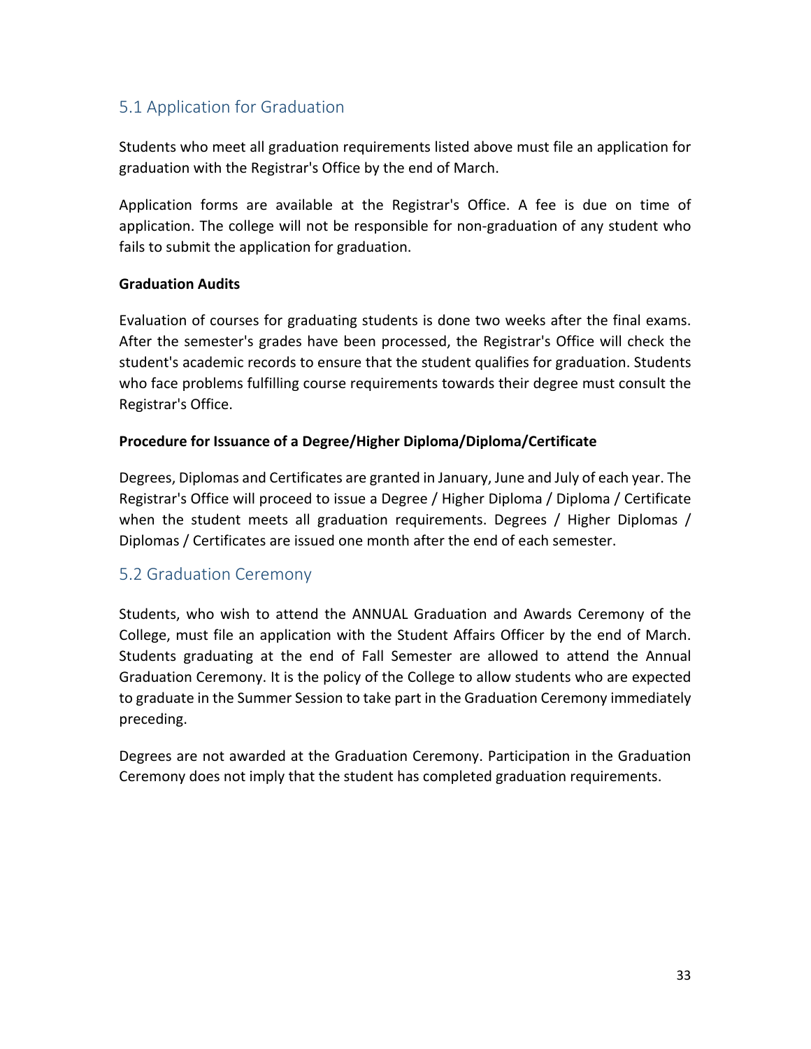## 5.1 Application for Graduation

Students who meet all graduation requirements listed above must file an application for graduation with the Registrar's Office by the end of March.

Application forms are available at the Registrar's Office. A fee is due on time of application. The college will not be responsible for non-graduation of any student who fails to submit the application for graduation.

**Graduation Audits**

Evaluation of courses for graduating students is done two weeks after the final exams. After the semester's grades have been processed, the Registrar's Office will check the student's academic records to ensure that the student qualifies for graduation. Students who face problems fulfilling course requirements towards their degree must consult the Registrar's Office.

**Procedure for Issuance of a Degree/Higher Diploma/Diploma/Certificate**

Degrees, Diplomas and Certificates are granted in January, June and July of each year. The Registrar's Office will proceed to issue a Degree / Higher Diploma / Diploma / Certificate when the student meets all graduation requirements. Degrees / Higher Diplomas / Diplomas / Certificates are issued one month after the end of each semester.

## 5.2 Graduation Ceremony

Students, who wish to attend the ANNUAL Graduation and Awards Ceremony of the College, must file an application with the Student Affairs Officer by the end of March. Students graduating at the end of Fall Semester are allowed to attend the Annual Graduation Ceremony. It is the policy of the College to allow students who are expected to graduate in the Summer Session to take part in the Graduation Ceremony immediately preceding.

Degrees are not awarded at the Graduation Ceremony. Participation in the Graduation Ceremony does not imply that the student has completed graduation requirements.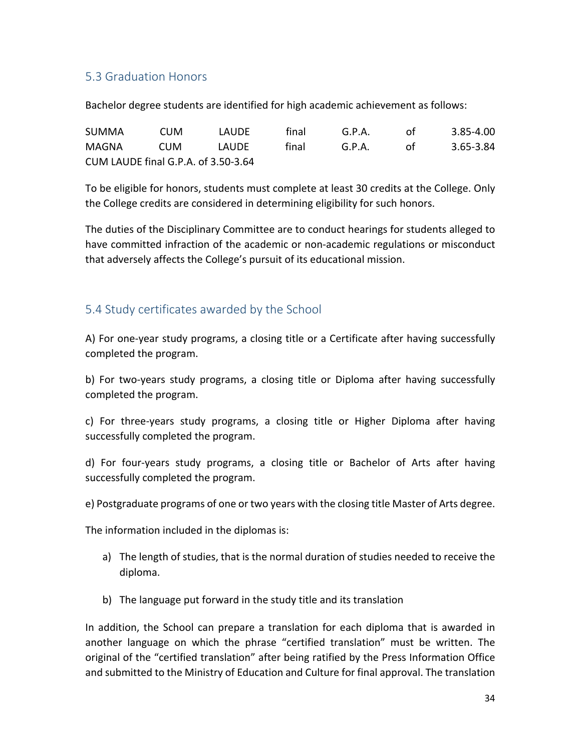## 5.3 Graduation Honors

Bachelor degree students are identified for high academic achievement as follows:

SUMMA CUM LAUDE final G.P.A. of 3.85-4.00
MAGNA CUM LAUDE final G.P.A. of 3.65-3.84
CUM LAUDE final G.P.A. of 3.50-3.64

To be eligible for honors, students must complete at least 30 credits at the College. Only the College credits are considered in determining eligibility for such honors.

The duties of the Disciplinary Committee are to conduct hearings for students alleged to have committed infraction of the academic or non-academic regulations or misconduct that adversely affects the College's pursuit of its educational mission.

## 5.4 Study certificates awarded by the School

A) For one-year study programs, a closing title or a Certificate after having successfully completed the program.

b) For two-years study programs, a closing title or Diploma after having successfully completed the program.

c) For three-years study programs, a closing title or Higher Diploma after having successfully completed the program.

d) For four-years study programs, a closing title or Bachelor of Arts after having successfully completed the program.

e) Postgraduate programs of one or two years with the closing title Master of Arts degree.

The information included in the diplomas is:

a) The length of studies, that is the normal duration of studies needed to receive the diploma.

b) The language put forward in the study title and its translation

In addition, the School can prepare a translation for each diploma that is awarded in another language on which the phrase "certified translation" must be written. The original of the "certified translation" after being ratified by the Press Information Office and submitted to the Ministry of Education and Culture for final approval. The translation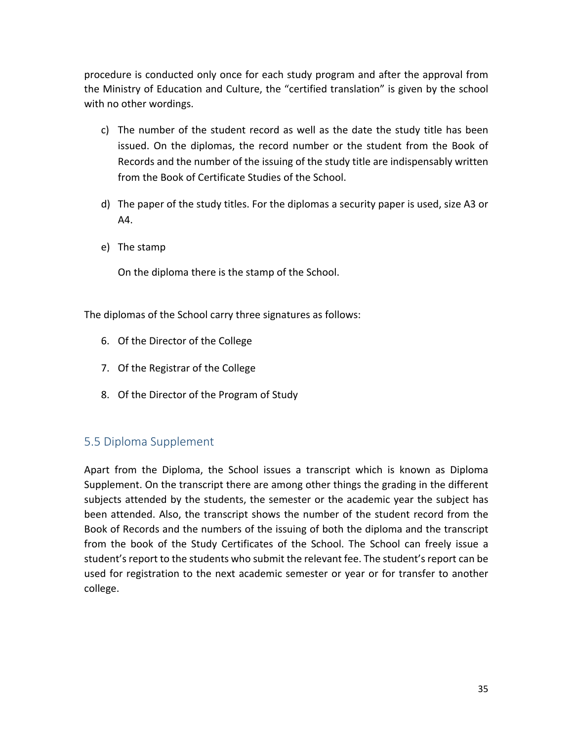procedure is conducted only once for each study program and after the approval from the Ministry of Education and Culture, the “certified translation” is given by the school with no other wordings.

c) The number of the student record as well as the date the study title has been issued. On the diplomas, the record number or the student from the Book of Records and the number of the issuing of the study title are indispensably written from the Book of Certificate Studies of the School.

d) The paper of the study titles. For the diplomas a security paper is used, size A3 or A4.

e) The stamp

   On the diploma there is the stamp of the School.

The diplomas of the School carry three signatures as follows:

6. Of the Director of the College
7. Of the Registrar of the College
8. Of the Director of the Program of Study

## 5.5 Diploma Supplement

Apart from the Diploma, the School issues a transcript which is known as Diploma Supplement. On the transcript there are among other things the grading in the different subjects attended by the students, the semester or the academic year the subject has been attended. Also, the transcript shows the number of the student record from the Book of Records and the numbers of the issuing of both the diploma and the transcript from the book of the Study Certificates of the School. The School can freely issue a student’s report to the students who submit the relevant fee. The student’s report can be used for registration to the next academic semester or year or for transfer to another college.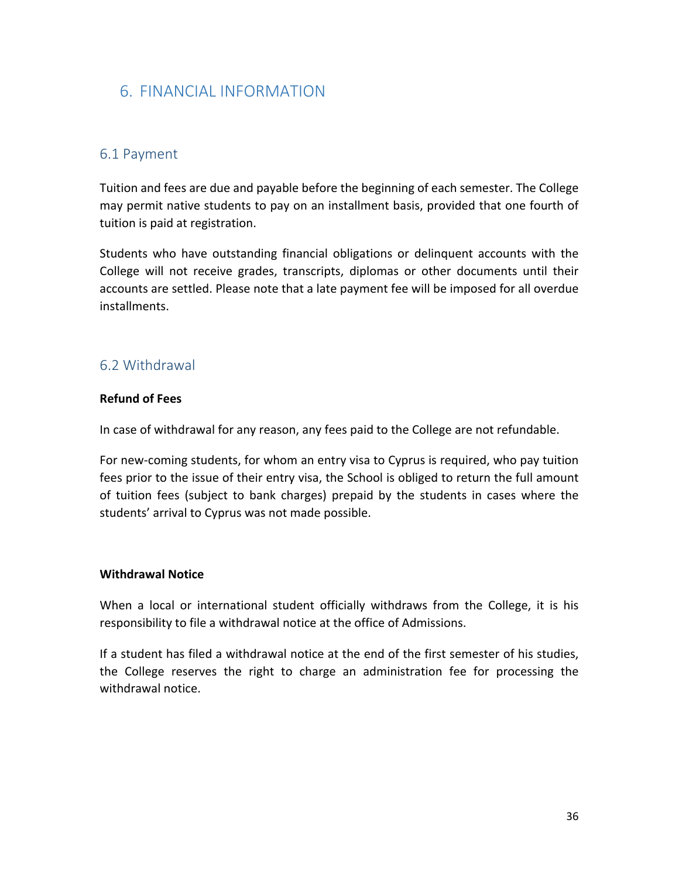# 6. FINANCIAL INFORMATION

## 6.1 Payment

Tuition and fees are due and payable before the beginning of each semester. The College may permit native students to pay on an installment basis, provided that one fourth of tuition is paid at registration.

Students who have outstanding financial obligations or delinquent accounts with the College will not receive grades, transcripts, diplomas or other documents until their accounts are settled. Please note that a late payment fee will be imposed for all overdue installments.

## 6.2 Withdrawal

**Refund of Fees**

In case of withdrawal for any reason, any fees paid to the College are not refundable.

For new-coming students, for whom an entry visa to Cyprus is required, who pay tuition fees prior to the issue of their entry visa, the School is obliged to return the full amount of tuition fees (subject to bank charges) prepaid by the students in cases where the students' arrival to Cyprus was not made possible.

**Withdrawal Notice**

When a local or international student officially withdraws from the College, it is his responsibility to file a withdrawal notice at the office of Admissions.

If a student has filed a withdrawal notice at the end of the first semester of his studies, the College reserves the right to charge an administration fee for processing the withdrawal notice.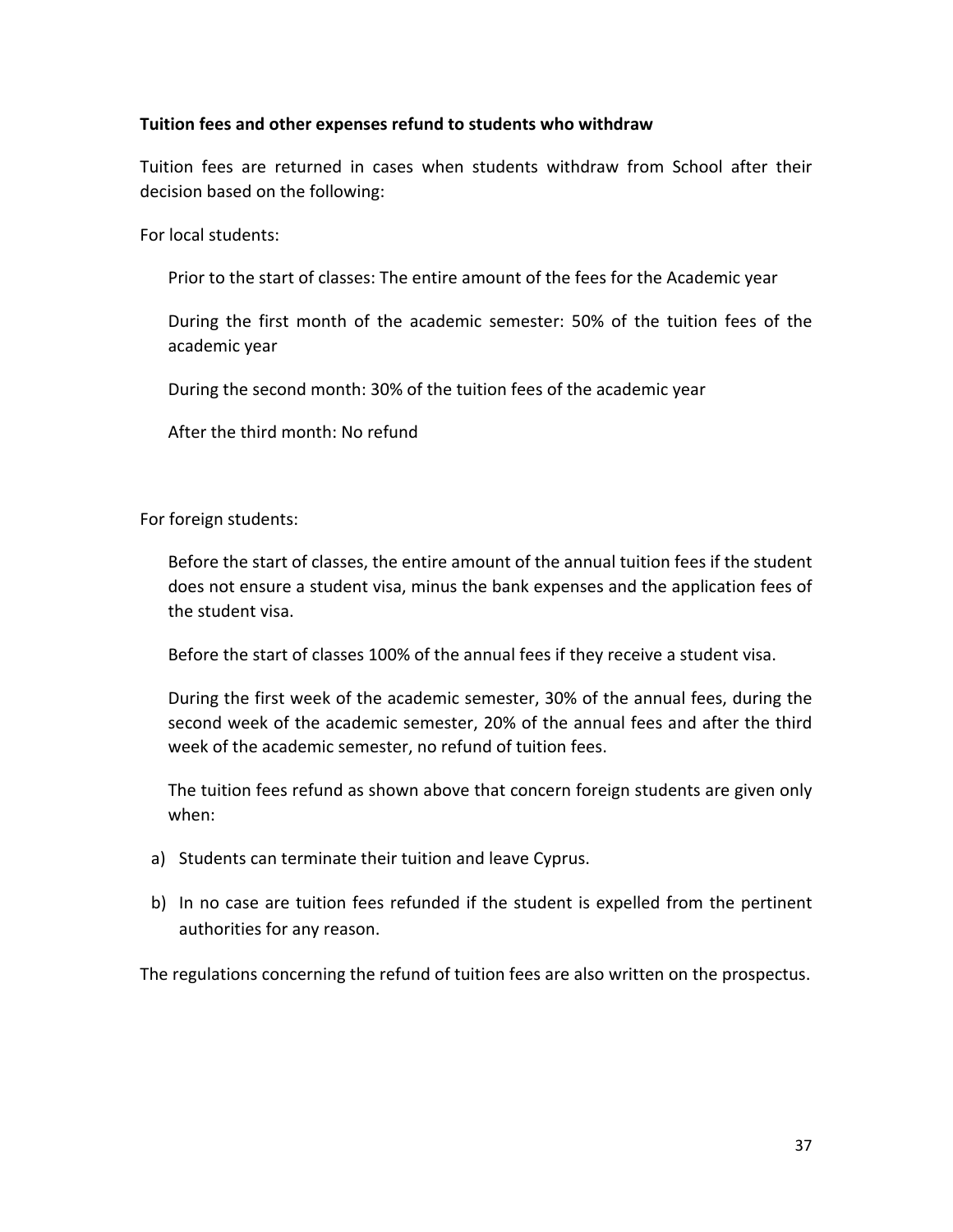**Tuition fees and other expenses refund to students who withdraw**

Tuition fees are returned in cases when students withdraw from School after their decision based on the following:

For local students:

Prior to the start of classes: The entire amount of the fees for the Academic year

During the first month of the academic semester: 50% of the tuition fees of the academic year

During the second month: 30% of the tuition fees of the academic year

After the third month: No refund

For foreign students:

Before the start of classes, the entire amount of the annual tuition fees if the student does not ensure a student visa, minus the bank expenses and the application fees of the student visa.

Before the start of classes 100% of the annual fees if they receive a student visa.

During the first week of the academic semester, 30% of the annual fees, during the second week of the academic semester, 20% of the annual fees and after the third week of the academic semester, no refund of tuition fees.

The tuition fees refund as shown above that concern foreign students are given only when:

a) Students can terminate their tuition and leave Cyprus.
b) In no case are tuition fees refunded if the student is expelled from the pertinent authorities for any reason.

The regulations concerning the refund of tuition fees are also written on the prospectus.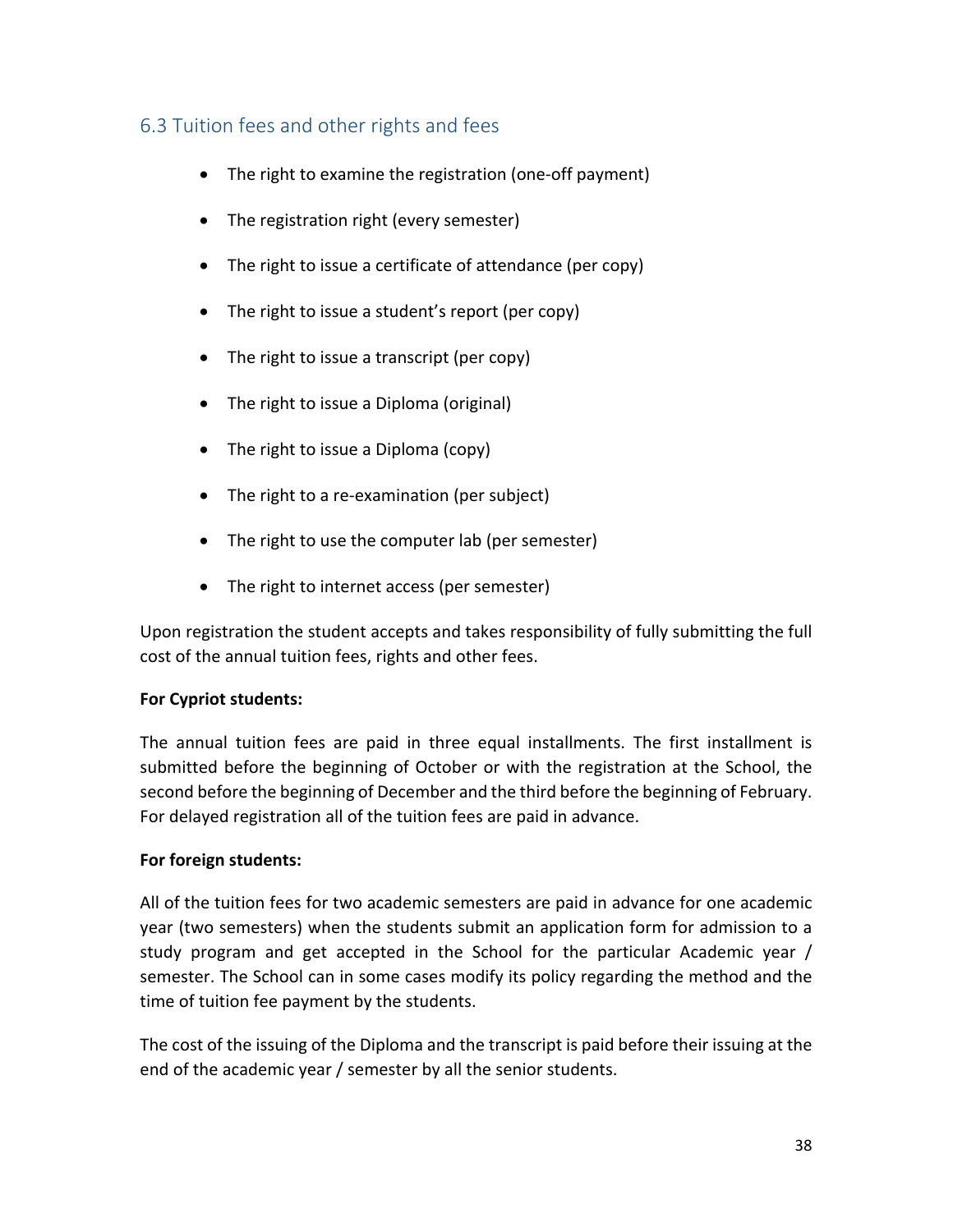## 6.3 Tuition fees and other rights and fees

- The right to examine the registration (one-off payment)
- The registration right (every semester)
- The right to issue a certificate of attendance (per copy)
- The right to issue a student's report (per copy)
- The right to issue a transcript (per copy)
- The right to issue a Diploma (original)
- The right to issue a Diploma (copy)
- The right to a re-examination (per subject)
- The right to use the computer lab (per semester)
- The right to internet access (per semester)

Upon registration the student accepts and takes responsibility of fully submitting the full cost of the annual tuition fees, rights and other fees.

**For Cypriot students:**

The annual tuition fees are paid in three equal installments. The first installment is submitted before the beginning of October or with the registration at the School, the second before the beginning of December and the third before the beginning of February. For delayed registration all of the tuition fees are paid in advance.

**For foreign students:**

All of the tuition fees for two academic semesters are paid in advance for one academic year (two semesters) when the students submit an application form for admission to a study program and get accepted in the School for the particular Academic year / semester. The School can in some cases modify its policy regarding the method and the time of tuition fee payment by the students.

The cost of the issuing of the Diploma and the transcript is paid before their issuing at the end of the academic year / semester by all the senior students.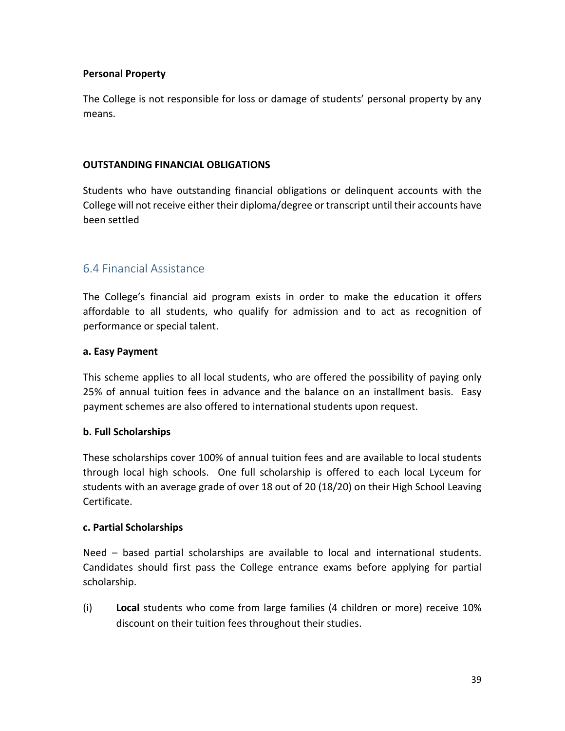**Personal Property**

The College is not responsible for loss or damage of students' personal property by any means.

**OUTSTANDING FINANCIAL OBLIGATIONS**

Students who have outstanding financial obligations or delinquent accounts with the College will not receive either their diploma/degree or transcript until their accounts have been settled

## 6.4 Financial Assistance

The College's financial aid program exists in order to make the education it offers affordable to all students, who qualify for admission and to act as recognition of performance or special talent.

**a. Easy Payment**

This scheme applies to all local students, who are offered the possibility of paying only 25% of annual tuition fees in advance and the balance on an installment basis. Easy payment schemes are also offered to international students upon request.

**b. Full Scholarships**

These scholarships cover 100% of annual tuition fees and are available to local students through local high schools. One full scholarship is offered to each local Lyceum for students with an average grade of over 18 out of 20 (18/20) on their High School Leaving Certificate.

**c. Partial Scholarships**

Need – based partial scholarships are available to local and international students. Candidates should first pass the College entrance exams before applying for partial scholarship.

(i) **Local** students who come from large families (4 children or more) receive 10% discount on their tuition fees throughout their studies.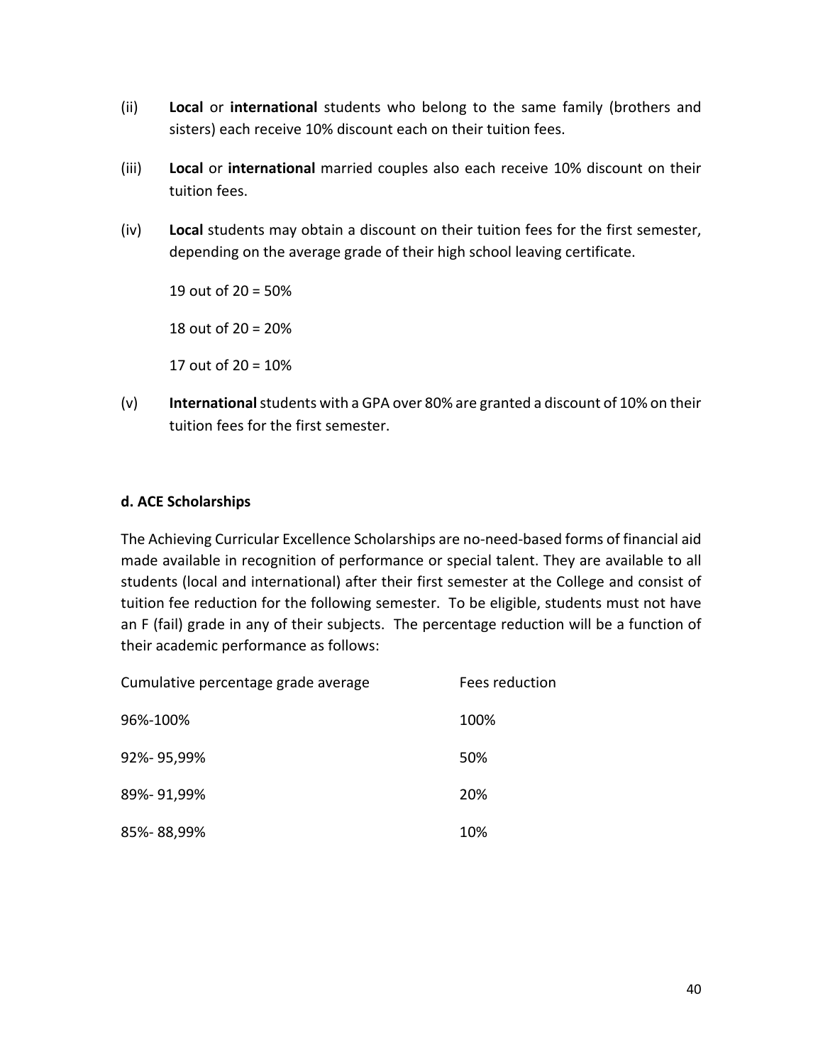(ii) **Local** or **international** students who belong to the same family (brothers and sisters) each receive 10% discount each on their tuition fees.

(iii) **Local** or **international** married couples also each receive 10% discount on their tuition fees.

(iv) **Local** students may obtain a discount on their tuition fees for the first semester, depending on the average grade of their high school leaving certificate.

19 out of 20 = 50%

18 out of 20 = 20%

17 out of 20 = 10%

(v) **International** students with a GPA over 80% are granted a discount of 10% on their tuition fees for the first semester.

**d. ACE Scholarships**

The Achieving Curricular Excellence Scholarships are no-need-based forms of financial aid made available in recognition of performance or special talent. They are available to all students (local and international) after their first semester at the College and consist of tuition fee reduction for the following semester. To be eligible, students must not have an F (fail) grade in any of their subjects. The percentage reduction will be a function of their academic performance as follows:

| Cumulative percentage grade average | Fees reduction |
|---|---|
| 96%-100% | 100% |
| 92%- 95,99% | 50% |
| 89%- 91,99% | 20% |
| 85%- 88,99% | 10% |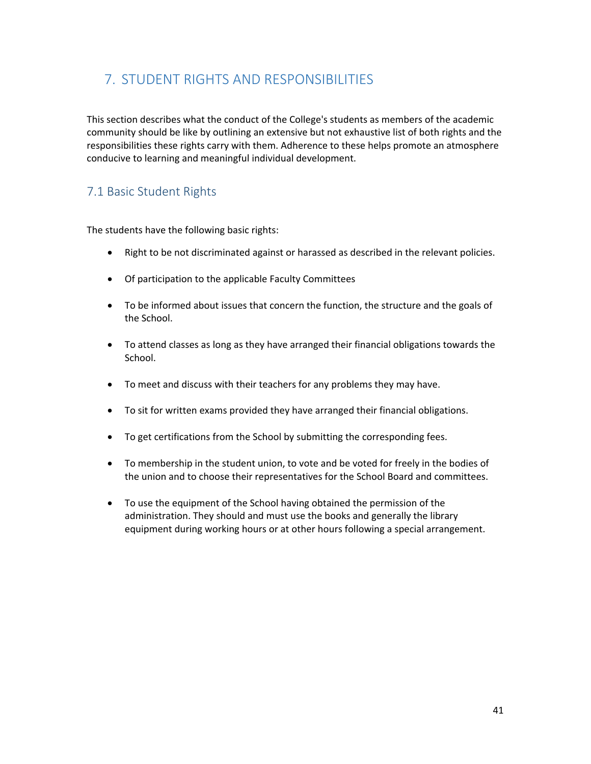# 7. STUDENT RIGHTS AND RESPONSIBILITIES

This section describes what the conduct of the College's students as members of the academic community should be like by outlining an extensive but not exhaustive list of both rights and the responsibilities these rights carry with them. Adherence to these helps promote an atmosphere conducive to learning and meaningful individual development.

## 7.1 Basic Student Rights

The students have the following basic rights:

- Right to be not discriminated against or harassed as described in the relevant policies.
- Of participation to the applicable Faculty Committees
- To be informed about issues that concern the function, the structure and the goals of the School.
- To attend classes as long as they have arranged their financial obligations towards the School.
- To meet and discuss with their teachers for any problems they may have.
- To sit for written exams provided they have arranged their financial obligations.
- To get certifications from the School by submitting the corresponding fees.
- To membership in the student union, to vote and be voted for freely in the bodies of the union and to choose their representatives for the School Board and committees.
- To use the equipment of the School having obtained the permission of the administration. They should and must use the books and generally the library equipment during working hours or at other hours following a special arrangement.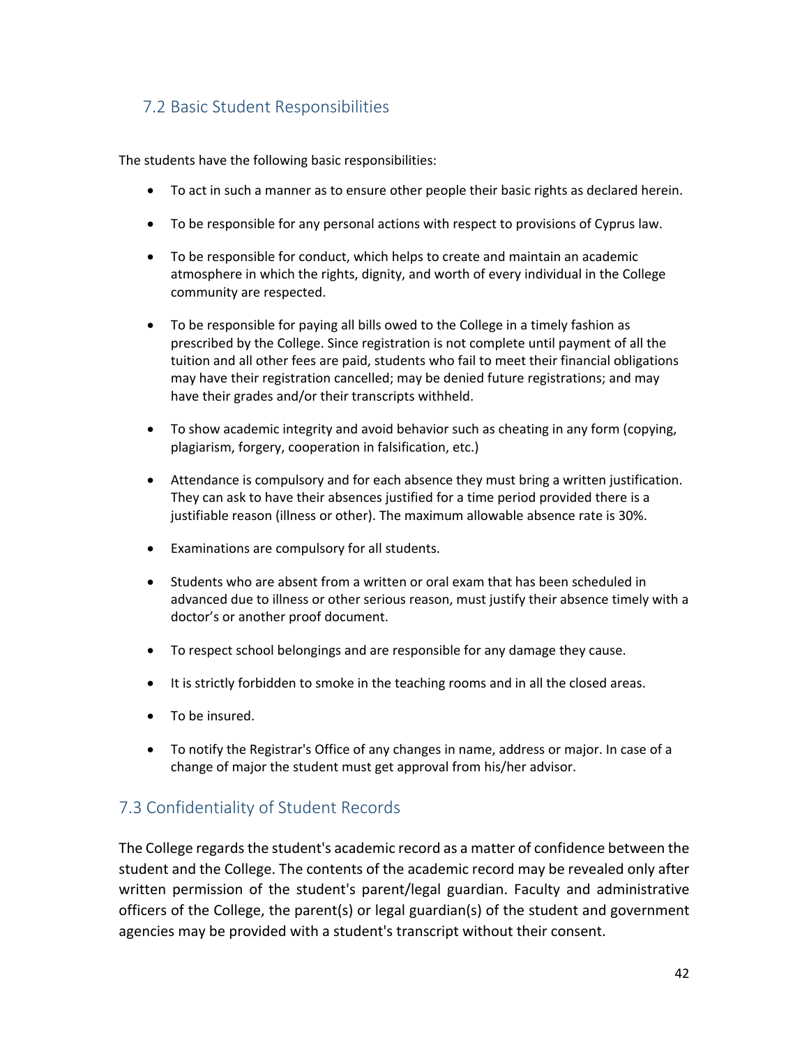## 7.2 Basic Student Responsibilities

The students have the following basic responsibilities:

- To act in such a manner as to ensure other people their basic rights as declared herein.
- To be responsible for any personal actions with respect to provisions of Cyprus law.
- To be responsible for conduct, which helps to create and maintain an academic atmosphere in which the rights, dignity, and worth of every individual in the College community are respected.
- To be responsible for paying all bills owed to the College in a timely fashion as prescribed by the College. Since registration is not complete until payment of all the tuition and all other fees are paid, students who fail to meet their financial obligations may have their registration cancelled; may be denied future registrations; and may have their grades and/or their transcripts withheld.
- To show academic integrity and avoid behavior such as cheating in any form (copying, plagiarism, forgery, cooperation in falsification, etc.)
- Attendance is compulsory and for each absence they must bring a written justification. They can ask to have their absences justified for a time period provided there is a justifiable reason (illness or other). The maximum allowable absence rate is 30%.
- Examinations are compulsory for all students.
- Students who are absent from a written or oral exam that has been scheduled in advanced due to illness or other serious reason, must justify their absence timely with a doctor's or another proof document.
- To respect school belongings and are responsible for any damage they cause.
- It is strictly forbidden to smoke in the teaching rooms and in all the closed areas.
- To be insured.
- To notify the Registrar's Office of any changes in name, address or major. In case of a change of major the student must get approval from his/her advisor.

## 7.3 Confidentiality of Student Records

The College regards the student's academic record as a matter of confidence between the student and the College. The contents of the academic record may be revealed only after written permission of the student's parent/legal guardian. Faculty and administrative officers of the College, the parent(s) or legal guardian(s) of the student and government agencies may be provided with a student's transcript without their consent.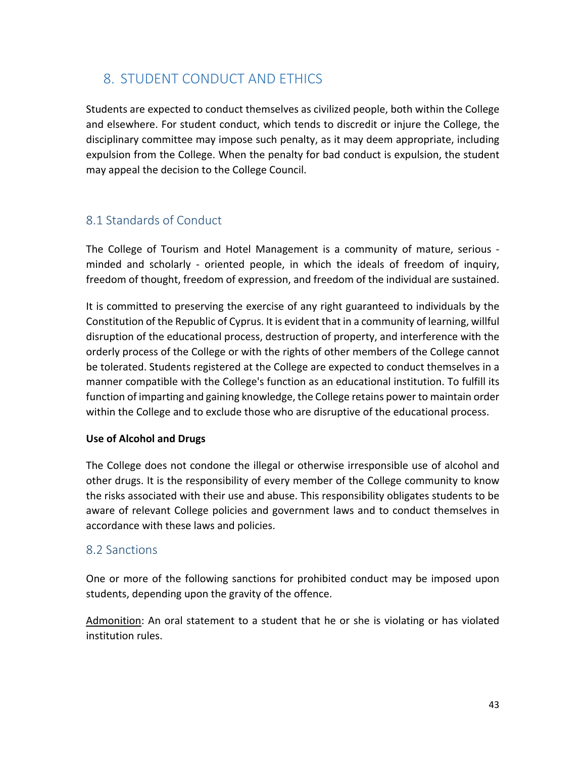## 8. STUDENT CONDUCT AND ETHICS

Students are expected to conduct themselves as civilized people, both within the College and elsewhere. For student conduct, which tends to discredit or injure the College, the disciplinary committee may impose such penalty, as it may deem appropriate, including expulsion from the College. When the penalty for bad conduct is expulsion, the student may appeal the decision to the College Council.

### 8.1 Standards of Conduct

The College of Tourism and Hotel Management is a community of mature, serious - minded and scholarly - oriented people, in which the ideals of freedom of inquiry, freedom of thought, freedom of expression, and freedom of the individual are sustained.

It is committed to preserving the exercise of any right guaranteed to individuals by the Constitution of the Republic of Cyprus. It is evident that in a community of learning, willful disruption of the educational process, destruction of property, and interference with the orderly process of the College or with the rights of other members of the College cannot be tolerated. Students registered at the College are expected to conduct themselves in a manner compatible with the College's function as an educational institution. To fulfill its function of imparting and gaining knowledge, the College retains power to maintain order within the College and to exclude those who are disruptive of the educational process.

**Use of Alcohol and Drugs**

The College does not condone the illegal or otherwise irresponsible use of alcohol and other drugs. It is the responsibility of every member of the College community to know the risks associated with their use and abuse. This responsibility obligates students to be aware of relevant College policies and government laws and to conduct themselves in accordance with these laws and policies.

### 8.2 Sanctions

One or more of the following sanctions for prohibited conduct may be imposed upon students, depending upon the gravity of the offence.

<u>Admonition</u>: An oral statement to a student that he or she is violating or has violated institution rules.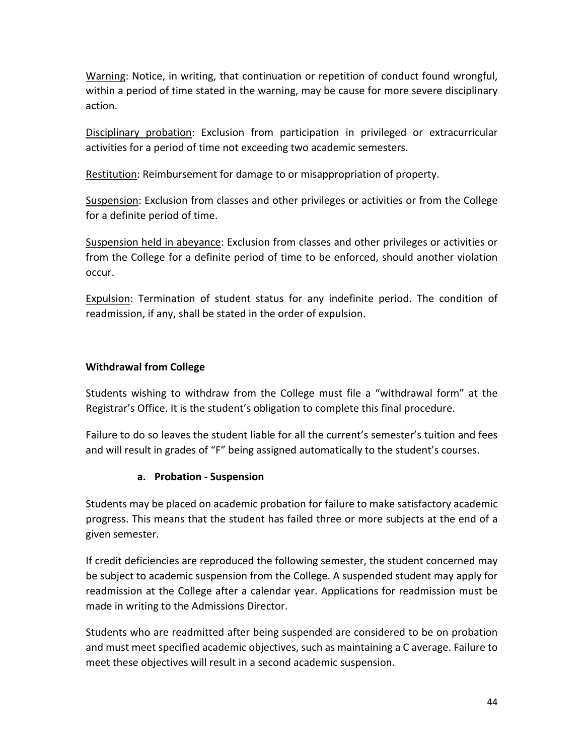<u>Warning</u>: Notice, in writing, that continuation or repetition of conduct found wrongful, within a period of time stated in the warning, may be cause for more severe disciplinary action.

<u>Disciplinary probation</u>: Exclusion from participation in privileged or extracurricular activities for a period of time not exceeding two academic semesters.

<u>Restitution</u>: Reimbursement for damage to or misappropriation of property.

<u>Suspension</u>: Exclusion from classes and other privileges or activities or from the College for a definite period of time.

<u>Suspension held in abeyance</u>: Exclusion from classes and other privileges or activities or from the College for a definite period of time to be enforced, should another violation occur.

<u>Expulsion</u>: Termination of student status for any indefinite period. The condition of readmission, if any, shall be stated in the order of expulsion.

**Withdrawal from College**

Students wishing to withdraw from the College must file a "withdrawal form" at the Registrar's Office. It is the student's obligation to complete this final procedure.

Failure to do so leaves the student liable for all the current's semester's tuition and fees and will result in grades of "F" being assigned automatically to the student's courses.

**a. Probation - Suspension**

Students may be placed on academic probation for failure to make satisfactory academic progress. This means that the student has failed three or more subjects at the end of a given semester.

If credit deficiencies are reproduced the following semester, the student concerned may be subject to academic suspension from the College. A suspended student may apply for readmission at the College after a calendar year. Applications for readmission must be made in writing to the Admissions Director.

Students who are readmitted after being suspended are considered to be on probation and must meet specified academic objectives, such as maintaining a C average. Failure to meet these objectives will result in a second academic suspension.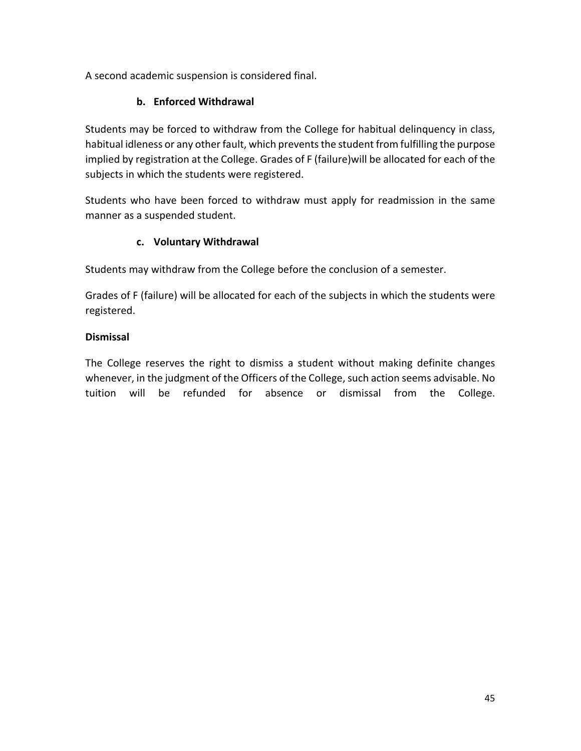A second academic suspension is considered final.

### b. Enforced Withdrawal

Students may be forced to withdraw from the College for habitual delinquency in class, habitual idleness or any other fault, which prevents the student from fulfilling the purpose implied by registration at the College. Grades of F (failure)will be allocated for each of the subjects in which the students were registered.

Students who have been forced to withdraw must apply for readmission in the same manner as a suspended student.

### c. Voluntary Withdrawal

Students may withdraw from the College before the conclusion of a semester.

Grades of F (failure) will be allocated for each of the subjects in which the students were registered.

**Dismissal**

The College reserves the right to dismiss a student without making definite changes whenever, in the judgment of the Officers of the College, such action seems advisable. No tuition will be refunded for absence or dismissal from the College.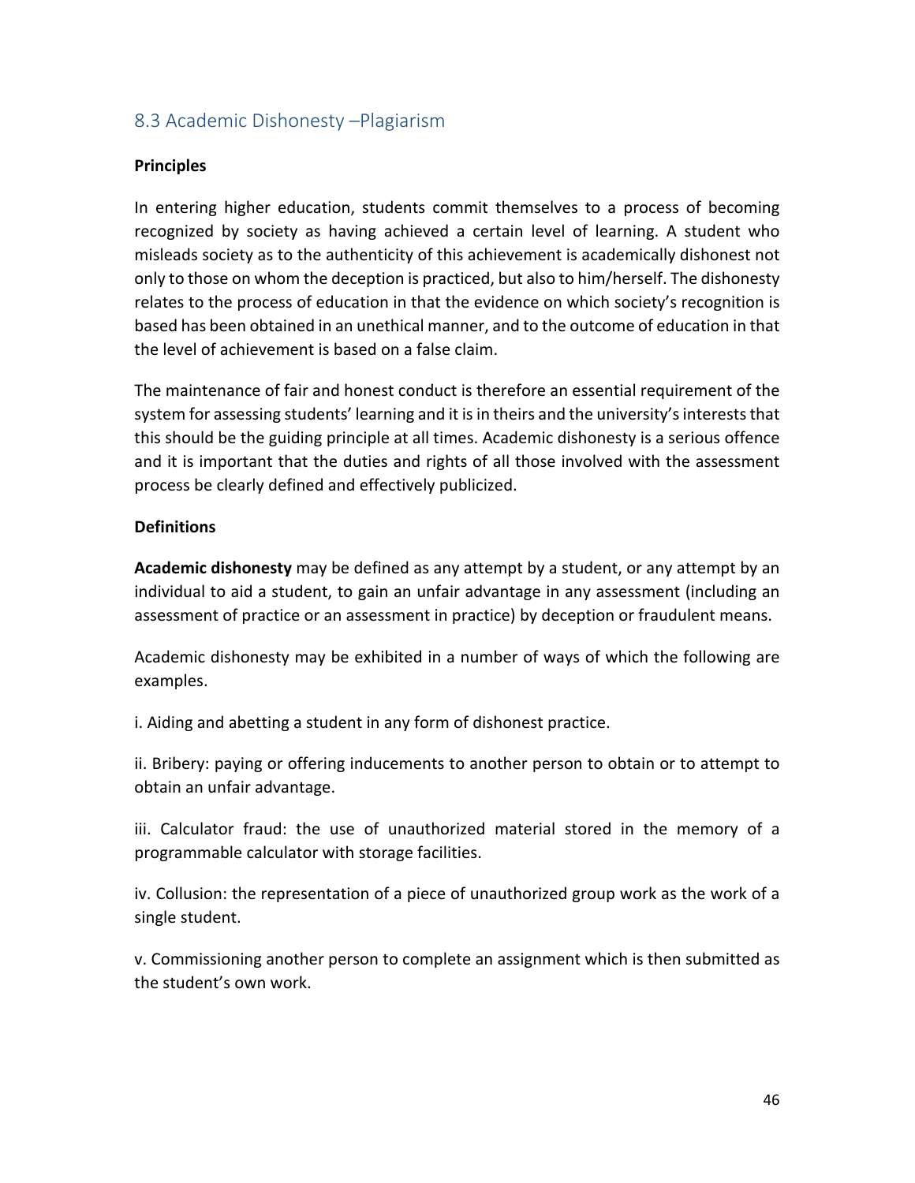## 8.3 Academic Dishonesty –Plagiarism

**Principles**

In entering higher education, students commit themselves to a process of becoming recognized by society as having achieved a certain level of learning. A student who misleads society as to the authenticity of this achievement is academically dishonest not only to those on whom the deception is practiced, but also to him/herself. The dishonesty relates to the process of education in that the evidence on which society's recognition is based has been obtained in an unethical manner, and to the outcome of education in that the level of achievement is based on a false claim.

The maintenance of fair and honest conduct is therefore an essential requirement of the system for assessing students' learning and it is in theirs and the university's interests that this should be the guiding principle at all times. Academic dishonesty is a serious offence and it is important that the duties and rights of all those involved with the assessment process be clearly defined and effectively publicized.

**Definitions**

**Academic dishonesty** may be defined as any attempt by a student, or any attempt by an individual to aid a student, to gain an unfair advantage in any assessment (including an assessment of practice or an assessment in practice) by deception or fraudulent means.

Academic dishonesty may be exhibited in a number of ways of which the following are examples.

i. Aiding and abetting a student in any form of dishonest practice.

ii. Bribery: paying or offering inducements to another person to obtain or to attempt to obtain an unfair advantage.

iii. Calculator fraud: the use of unauthorized material stored in the memory of a programmable calculator with storage facilities.

iv. Collusion: the representation of a piece of unauthorized group work as the work of a single student.

v. Commissioning another person to complete an assignment which is then submitted as the student's own work.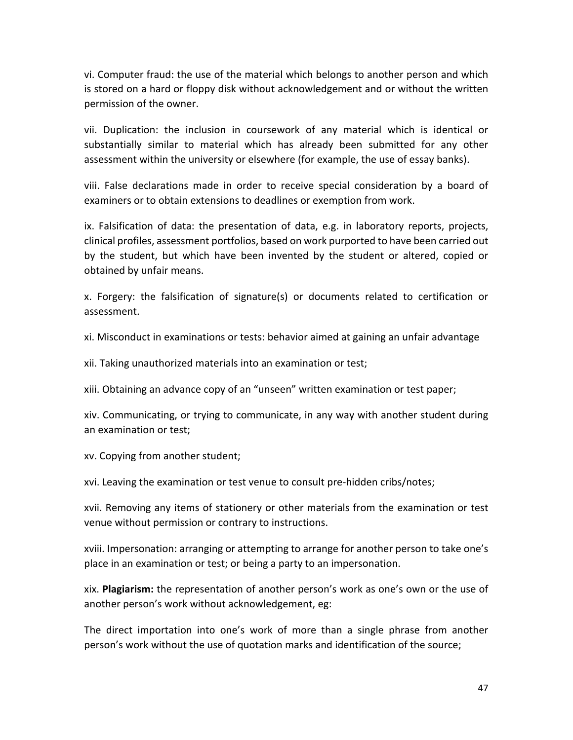vi. Computer fraud: the use of the material which belongs to another person and which is stored on a hard or floppy disk without acknowledgement and or without the written permission of the owner.

vii. Duplication: the inclusion in coursework of any material which is identical or substantially similar to material which has already been submitted for any other assessment within the university or elsewhere (for example, the use of essay banks).

viii. False declarations made in order to receive special consideration by a board of examiners or to obtain extensions to deadlines or exemption from work.

ix. Falsification of data: the presentation of data, e.g. in laboratory reports, projects, clinical profiles, assessment portfolios, based on work purported to have been carried out by the student, but which have been invented by the student or altered, copied or obtained by unfair means.

x. Forgery: the falsification of signature(s) or documents related to certification or assessment.

xi. Misconduct in examinations or tests: behavior aimed at gaining an unfair advantage

xii. Taking unauthorized materials into an examination or test;

xiii. Obtaining an advance copy of an "unseen" written examination or test paper;

xiv. Communicating, or trying to communicate, in any way with another student during an examination or test;

xv. Copying from another student;

xvi. Leaving the examination or test venue to consult pre-hidden cribs/notes;

xvii. Removing any items of stationery or other materials from the examination or test venue without permission or contrary to instructions.

xviii. Impersonation: arranging or attempting to arrange for another person to take one's place in an examination or test; or being a party to an impersonation.

xix. **Plagiarism:** the representation of another person's work as one's own or the use of another person's work without acknowledgement, eg:

The direct importation into one's work of more than a single phrase from another person's work without the use of quotation marks and identification of the source;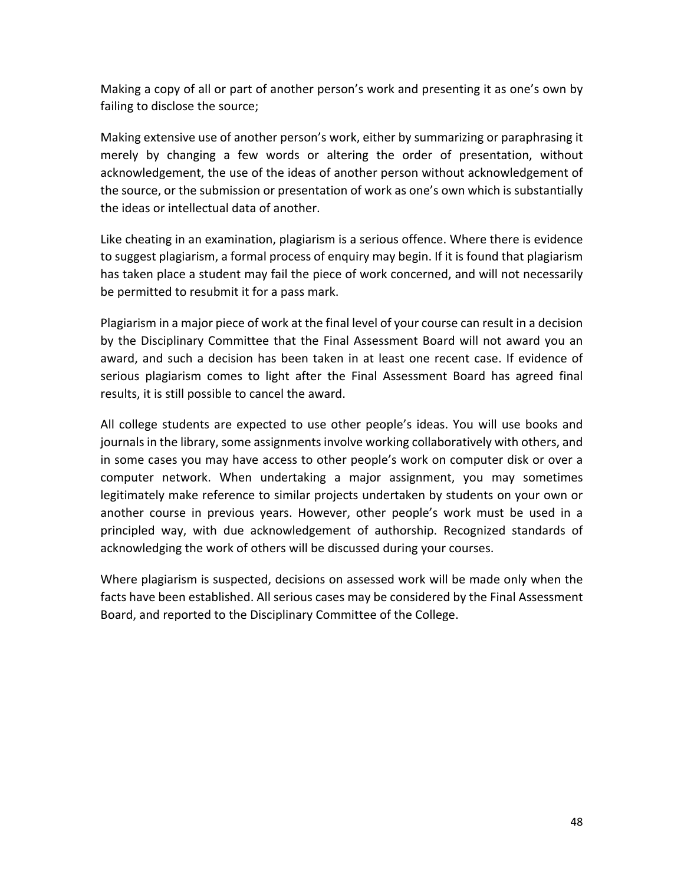Making a copy of all or part of another person's work and presenting it as one's own by failing to disclose the source;

Making extensive use of another person's work, either by summarizing or paraphrasing it merely by changing a few words or altering the order of presentation, without acknowledgement, the use of the ideas of another person without acknowledgement of the source, or the submission or presentation of work as one's own which is substantially the ideas or intellectual data of another.

Like cheating in an examination, plagiarism is a serious offence. Where there is evidence to suggest plagiarism, a formal process of enquiry may begin. If it is found that plagiarism has taken place a student may fail the piece of work concerned, and will not necessarily be permitted to resubmit it for a pass mark.

Plagiarism in a major piece of work at the final level of your course can result in a decision by the Disciplinary Committee that the Final Assessment Board will not award you an award, and such a decision has been taken in at least one recent case. If evidence of serious plagiarism comes to light after the Final Assessment Board has agreed final results, it is still possible to cancel the award.

All college students are expected to use other people's ideas. You will use books and journals in the library, some assignments involve working collaboratively with others, and in some cases you may have access to other people's work on computer disk or over a computer network. When undertaking a major assignment, you may sometimes legitimately make reference to similar projects undertaken by students on your own or another course in previous years. However, other people's work must be used in a principled way, with due acknowledgement of authorship. Recognized standards of acknowledging the work of others will be discussed during your courses.

Where plagiarism is suspected, decisions on assessed work will be made only when the facts have been established. All serious cases may be considered by the Final Assessment Board, and reported to the Disciplinary Committee of the College.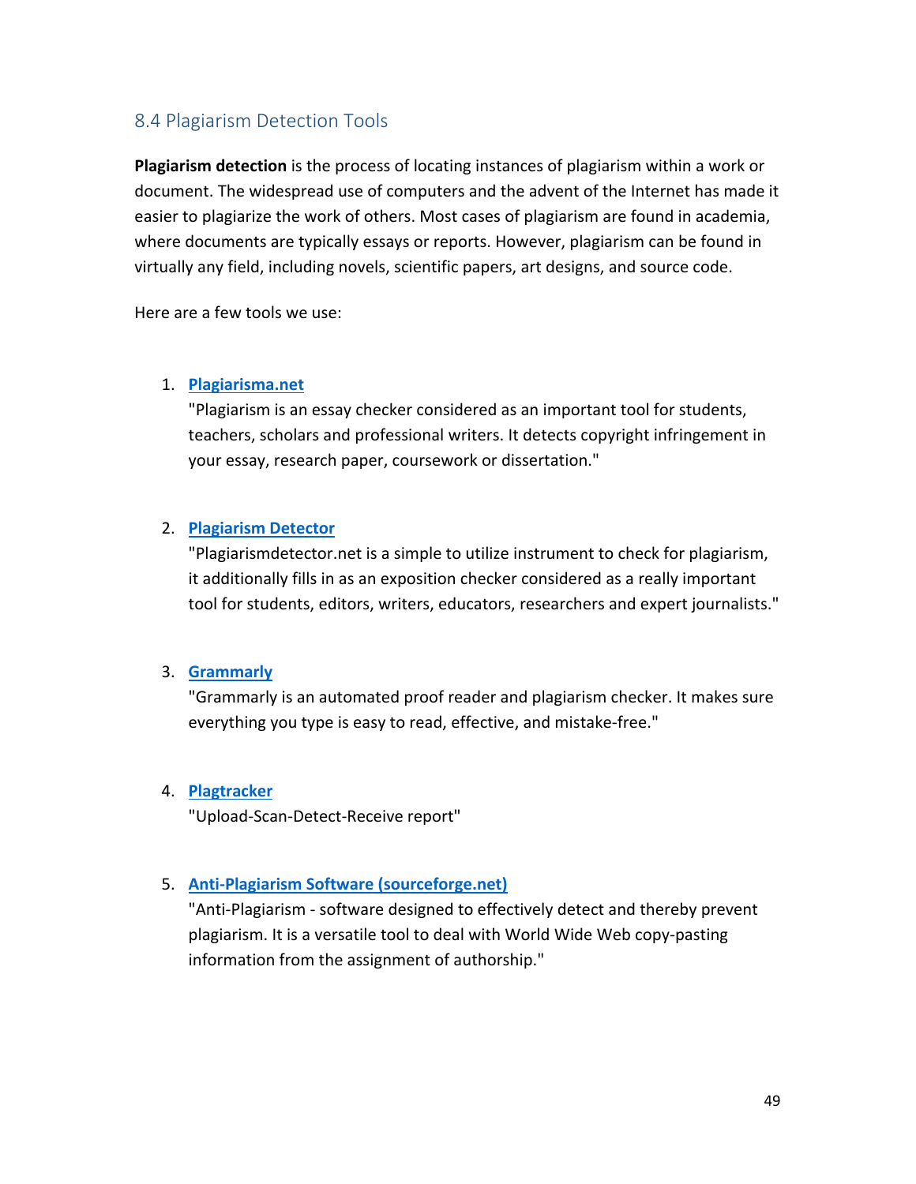## 8.4 Plagiarism Detection Tools

**Plagiarism detection** is the process of locating instances of plagiarism within a work or document. The widespread use of computers and the advent of the Internet has made it easier to plagiarize the work of others. Most cases of plagiarism are found in academia, where documents are typically essays or reports. However, plagiarism can be found in virtually any field, including novels, scientific papers, art designs, and source code.

Here are a few tools we use:

1. **Plagiarisma.net**
   "Plagiarism is an essay checker considered as an important tool for students, teachers, scholars and professional writers. It detects copyright infringement in your essay, research paper, coursework or dissertation."

2. **Plagiarism Detector**
   "Plagiarismdetector.net is a simple to utilize instrument to check for plagiarism, it additionally fills in as an exposition checker considered as a really important tool for students, editors, writers, educators, researchers and expert journalists."

3. **Grammarly**
   "Grammarly is an automated proof reader and plagiarism checker. It makes sure everything you type is easy to read, effective, and mistake-free."

4. **Plagtracker**
   "Upload-Scan-Detect-Receive report"

5. **Anti-Plagiarism Software (sourceforge.net)**
   "Anti-Plagiarism - software designed to effectively detect and thereby prevent plagiarism. It is a versatile tool to deal with World Wide Web copy-pasting information from the assignment of authorship."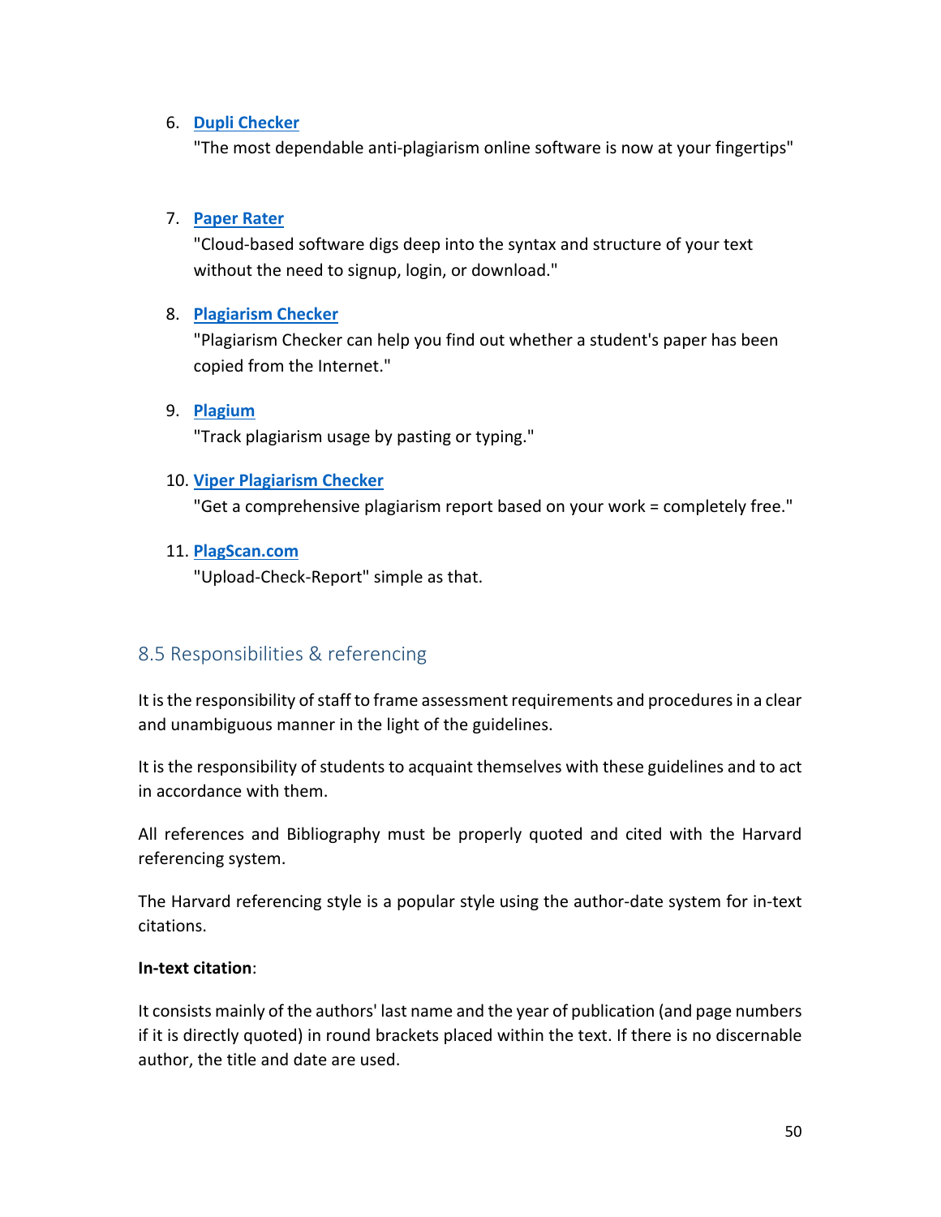6. **Dupli Checker**
   "The most dependable anti-plagiarism online software is now at your fingertips"

7. **Paper Rater**
   "Cloud-based software digs deep into the syntax and structure of your text without the need to signup, login, or download."

8. **Plagiarism Checker**
   "Plagiarism Checker can help you find out whether a student's paper has been copied from the Internet."

9. **Plagium**
   "Track plagiarism usage by pasting or typing."

10. **Viper Plagiarism Checker**
    "Get a comprehensive plagiarism report based on your work = completely free."

11. **PlagScan.com**
    "Upload-Check-Report" simple as that.

## 8.5 Responsibilities & referencing

It is the responsibility of staff to frame assessment requirements and procedures in a clear and unambiguous manner in the light of the guidelines.

It is the responsibility of students to acquaint themselves with these guidelines and to act in accordance with them.

All references and Bibliography must be properly quoted and cited with the Harvard referencing system.

The Harvard referencing style is a popular style using the author-date system for in-text citations.

**In-text citation**:

It consists mainly of the authors' last name and the year of publication (and page numbers if it is directly quoted) in round brackets placed within the text. If there is no discernable author, the title and date are used.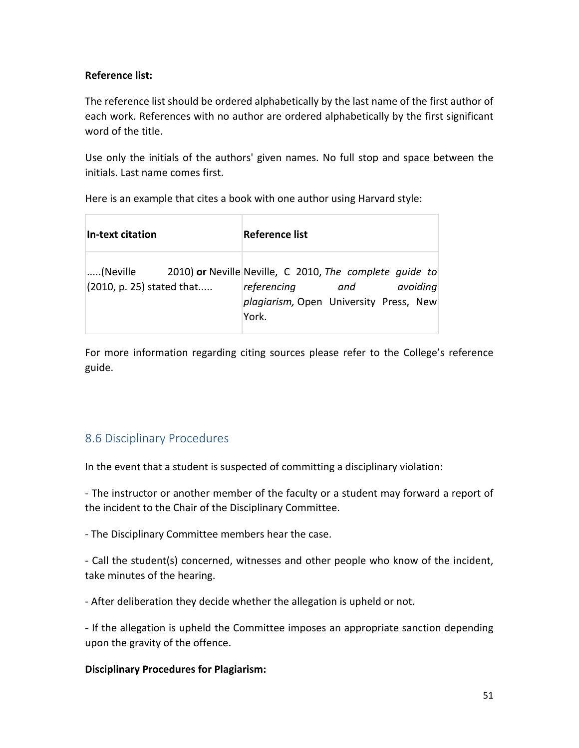**Reference list:**

The reference list should be ordered alphabetically by the last name of the first author of each work. References with no author are ordered alphabetically by the first significant word of the title.

Use only the initials of the authors' given names. No full stop and space between the initials. Last name comes first.

Here is an example that cites a book with one author using Harvard style:

| In-text citation | Reference list |
|---|---|
| .....(Neville 2010) **or** Neville (2010, p. 25) stated that..... | Neville, C 2010, *The complete guide to referencing and avoiding plagiarism,* Open University Press, New York. |

For more information regarding citing sources please refer to the College's reference guide.

## 8.6 Disciplinary Procedures

In the event that a student is suspected of committing a disciplinary violation:

- The instructor or another member of the faculty or a student may forward a report of the incident to the Chair of the Disciplinary Committee.

- The Disciplinary Committee members hear the case.

- Call the student(s) concerned, witnesses and other people who know of the incident, take minutes of the hearing.

- After deliberation they decide whether the allegation is upheld or not.

- If the allegation is upheld the Committee imposes an appropriate sanction depending upon the gravity of the offence.

**Disciplinary Procedures for Plagiarism:**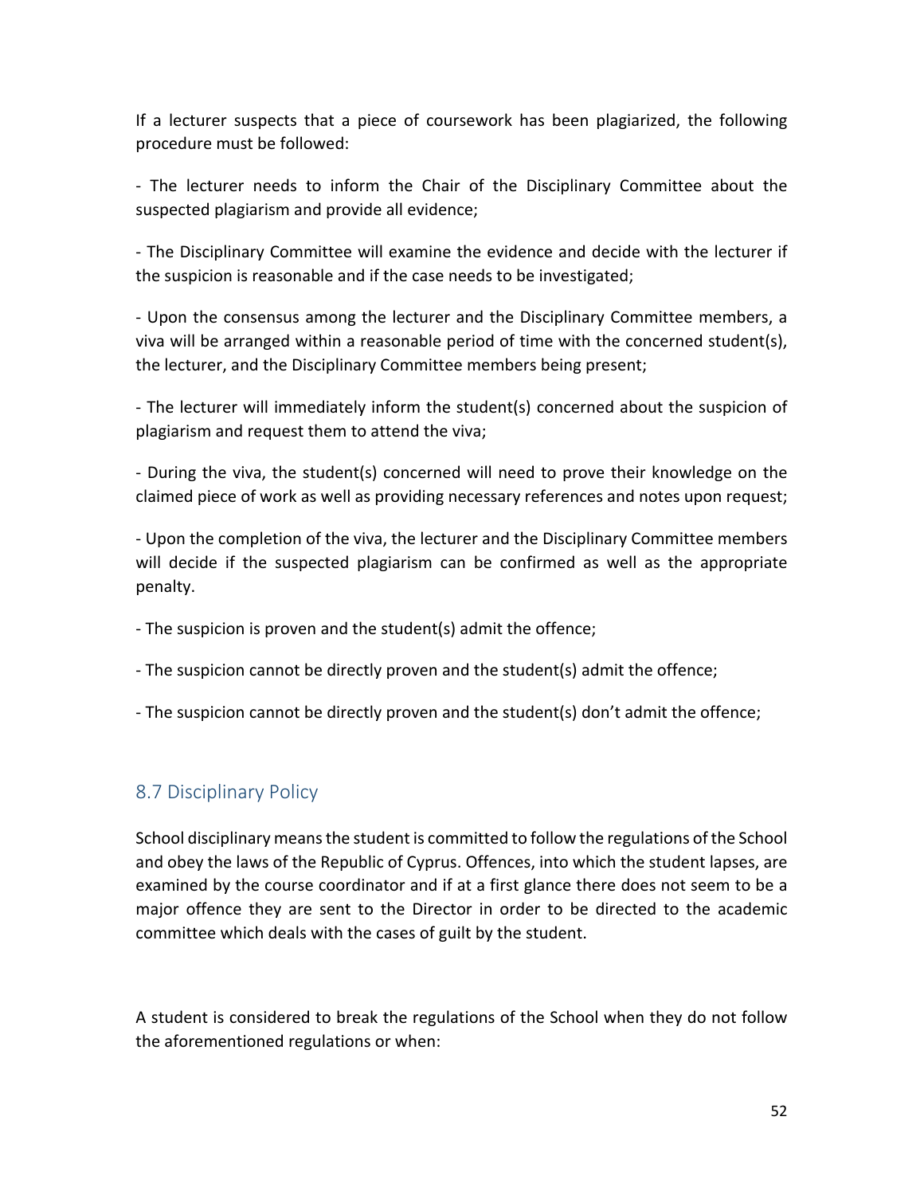If a lecturer suspects that a piece of coursework has been plagiarized, the following procedure must be followed:

- The lecturer needs to inform the Chair of the Disciplinary Committee about the suspected plagiarism and provide all evidence;

- The Disciplinary Committee will examine the evidence and decide with the lecturer if the suspicion is reasonable and if the case needs to be investigated;

- Upon the consensus among the lecturer and the Disciplinary Committee members, a viva will be arranged within a reasonable period of time with the concerned student(s), the lecturer, and the Disciplinary Committee members being present;

- The lecturer will immediately inform the student(s) concerned about the suspicion of plagiarism and request them to attend the viva;

- During the viva, the student(s) concerned will need to prove their knowledge on the claimed piece of work as well as providing necessary references and notes upon request;

- Upon the completion of the viva, the lecturer and the Disciplinary Committee members will decide if the suspected plagiarism can be confirmed as well as the appropriate penalty.

- The suspicion is proven and the student(s) admit the offence;

- The suspicion cannot be directly proven and the student(s) admit the offence;

- The suspicion cannot be directly proven and the student(s) don't admit the offence;

## 8.7 Disciplinary Policy

School disciplinary means the student is committed to follow the regulations of the School and obey the laws of the Republic of Cyprus. Offences, into which the student lapses, are examined by the course coordinator and if at a first glance there does not seem to be a major offence they are sent to the Director in order to be directed to the academic committee which deals with the cases of guilt by the student.

A student is considered to break the regulations of the School when they do not follow the aforementioned regulations or when: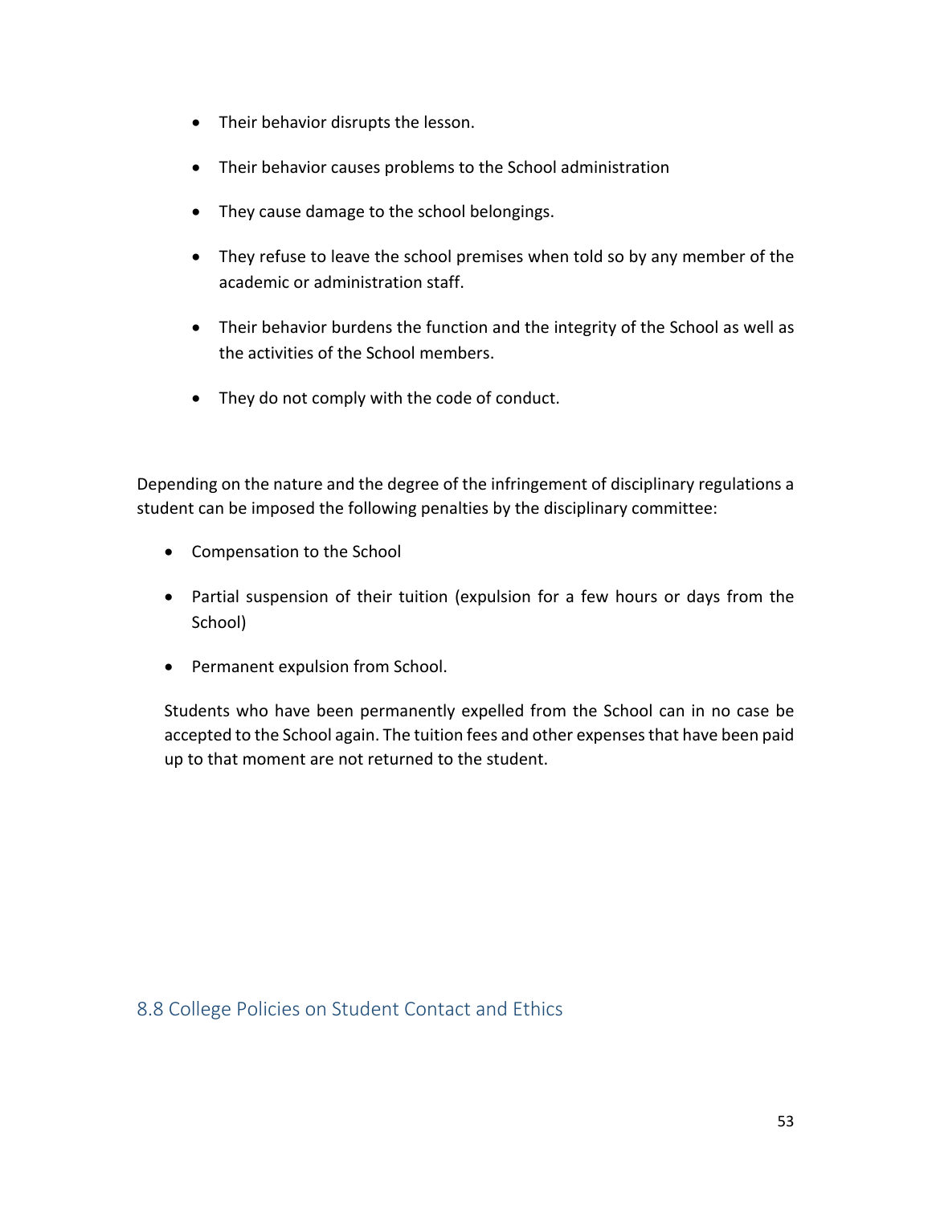- Their behavior disrupts the lesson.
- Their behavior causes problems to the School administration
- They cause damage to the school belongings.
- They refuse to leave the school premises when told so by any member of the academic or administration staff.
- Their behavior burdens the function and the integrity of the School as well as the activities of the School members.
- They do not comply with the code of conduct.

Depending on the nature and the degree of the infringement of disciplinary regulations a student can be imposed the following penalties by the disciplinary committee:

- Compensation to the School
- Partial suspension of their tuition (expulsion for a few hours or days from the School)
- Permanent expulsion from School.

Students who have been permanently expelled from the School can in no case be accepted to the School again. The tuition fees and other expenses that have been paid up to that moment are not returned to the student.

## 8.8 College Policies on Student Contact and Ethics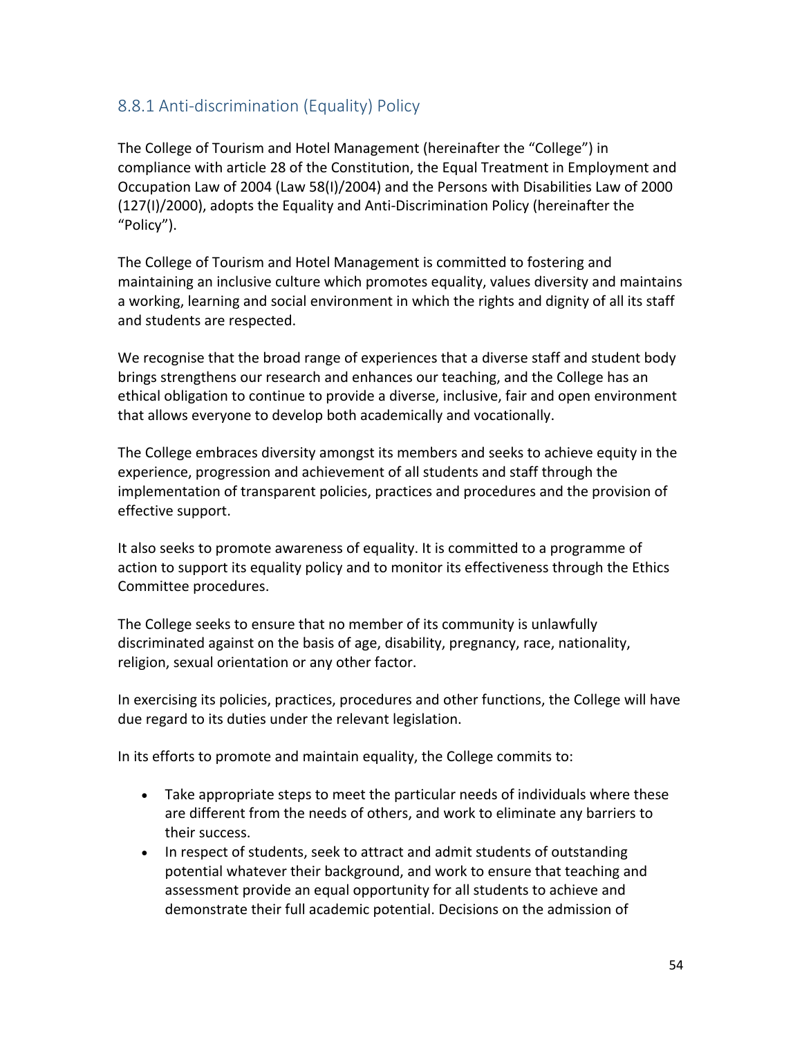### 8.8.1 Anti-discrimination (Equality) Policy

The College of Tourism and Hotel Management (hereinafter the "College") in compliance with article 28 of the Constitution, the Equal Treatment in Employment and Occupation Law of 2004 (Law 58(I)/2004) and the Persons with Disabilities Law of 2000 (127(I)/2000), adopts the Equality and Anti-Discrimination Policy (hereinafter the "Policy").

The College of Tourism and Hotel Management is committed to fostering and maintaining an inclusive culture which promotes equality, values diversity and maintains a working, learning and social environment in which the rights and dignity of all its staff and students are respected.

We recognise that the broad range of experiences that a diverse staff and student body brings strengthens our research and enhances our teaching, and the College has an ethical obligation to continue to provide a diverse, inclusive, fair and open environment that allows everyone to develop both academically and vocationally.

The College embraces diversity amongst its members and seeks to achieve equity in the experience, progression and achievement of all students and staff through the implementation of transparent policies, practices and procedures and the provision of effective support.

It also seeks to promote awareness of equality. It is committed to a programme of action to support its equality policy and to monitor its effectiveness through the Ethics Committee procedures.

The College seeks to ensure that no member of its community is unlawfully discriminated against on the basis of age, disability, pregnancy, race, nationality, religion, sexual orientation or any other factor.

In exercising its policies, practices, procedures and other functions, the College will have due regard to its duties under the relevant legislation.

In its efforts to promote and maintain equality, the College commits to:

- Take appropriate steps to meet the particular needs of individuals where these are different from the needs of others, and work to eliminate any barriers to their success.
- In respect of students, seek to attract and admit students of outstanding potential whatever their background, and work to ensure that teaching and assessment provide an equal opportunity for all students to achieve and demonstrate their full academic potential. Decisions on the admission of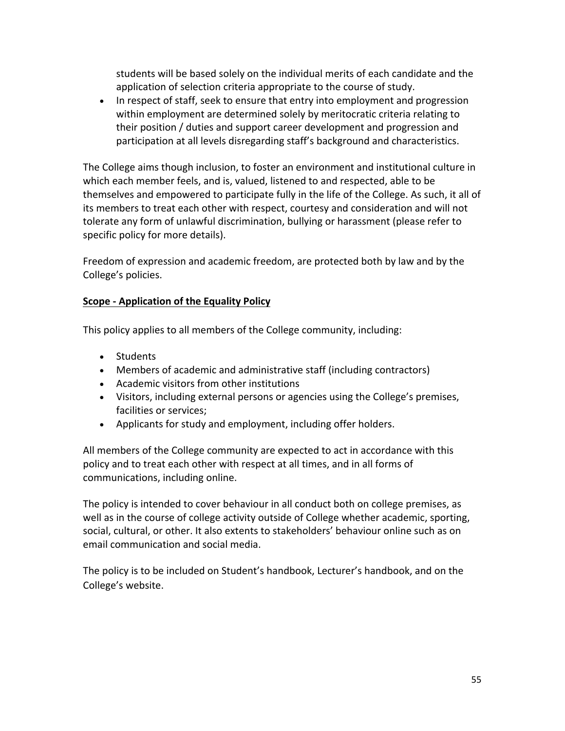students will be based solely on the individual merits of each candidate and the application of selection criteria appropriate to the course of study.

- In respect of staff, seek to ensure that entry into employment and progression within employment are determined solely by meritocratic criteria relating to their position / duties and support career development and progression and participation at all levels disregarding staff's background and characteristics.

The College aims though inclusion, to foster an environment and institutional culture in which each member feels, and is, valued, listened to and respected, able to be themselves and empowered to participate fully in the life of the College. As such, it all of its members to treat each other with respect, courtesy and consideration and will not tolerate any form of unlawful discrimination, bullying or harassment (please refer to specific policy for more details).

Freedom of expression and academic freedom, are protected both by law and by the College's policies.

**<u>Scope - Application of the Equality Policy</u>**

This policy applies to all members of the College community, including:

- Students
- Members of academic and administrative staff (including contractors)
- Academic visitors from other institutions
- Visitors, including external persons or agencies using the College's premises, facilities or services;
- Applicants for study and employment, including offer holders.

All members of the College community are expected to act in accordance with this policy and to treat each other with respect at all times, and in all forms of communications, including online.

The policy is intended to cover behaviour in all conduct both on college premises, as well as in the course of college activity outside of College whether academic, sporting, social, cultural, or other. It also extents to stakeholders' behaviour online such as on email communication and social media.

The policy is to be included on Student's handbook, Lecturer's handbook, and on the College's website.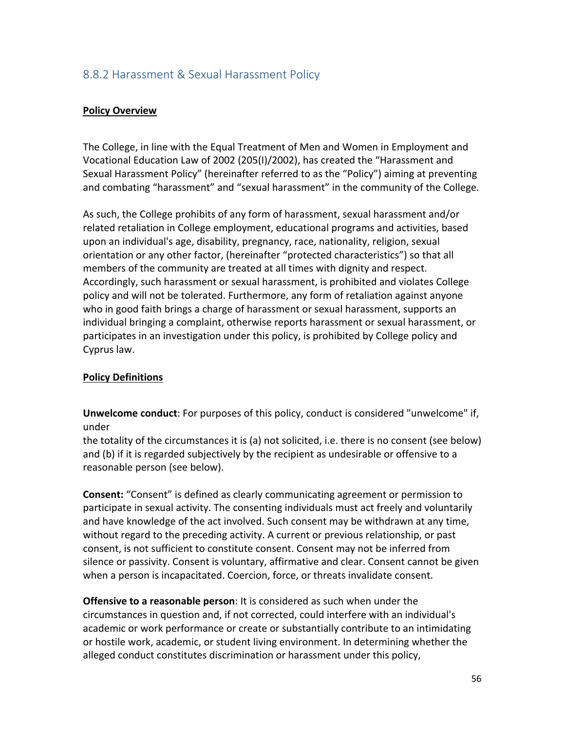## 8.8.2 Harassment & Sexual Harassment Policy

**Policy Overview**

The College, in line with the Equal Treatment of Men and Women in Employment and Vocational Education Law of 2002 (205(I)/2002), has created the "Harassment and Sexual Harassment Policy" (hereinafter referred to as the "Policy") aiming at preventing and combating "harassment" and "sexual harassment" in the community of the College.

As such, the College prohibits of any form of harassment, sexual harassment and/or related retaliation in College employment, educational programs and activities, based upon an individual's age, disability, pregnancy, race, nationality, religion, sexual orientation or any other factor, (hereinafter "protected characteristics") so that all members of the community are treated at all times with dignity and respect. Accordingly, such harassment or sexual harassment, is prohibited and violates College policy and will not be tolerated. Furthermore, any form of retaliation against anyone who in good faith brings a charge of harassment or sexual harassment, supports an individual bringing a complaint, otherwise reports harassment or sexual harassment, or participates in an investigation under this policy, is prohibited by College policy and Cyprus law.

**Policy Definitions**

**Unwelcome conduct**: For purposes of this policy, conduct is considered "unwelcome" if, under
the totality of the circumstances it is (a) not solicited, i.e. there is no consent (see below) and (b) if it is regarded subjectively by the recipient as undesirable or offensive to a reasonable person (see below).

**Consent:** "Consent" is defined as clearly communicating agreement or permission to participate in sexual activity. The consenting individuals must act freely and voluntarily and have knowledge of the act involved. Such consent may be withdrawn at any time, without regard to the preceding activity. A current or previous relationship, or past consent, is not sufficient to constitute consent. Consent may not be inferred from silence or passivity. Consent is voluntary, affirmative and clear. Consent cannot be given when a person is incapacitated. Coercion, force, or threats invalidate consent.

**Offensive to a reasonable person**: It is considered as such when under the circumstances in question and, if not corrected, could interfere with an individual's academic or work performance or create or substantially contribute to an intimidating or hostile work, academic, or student living environment. In determining whether the alleged conduct constitutes discrimination or harassment under this policy,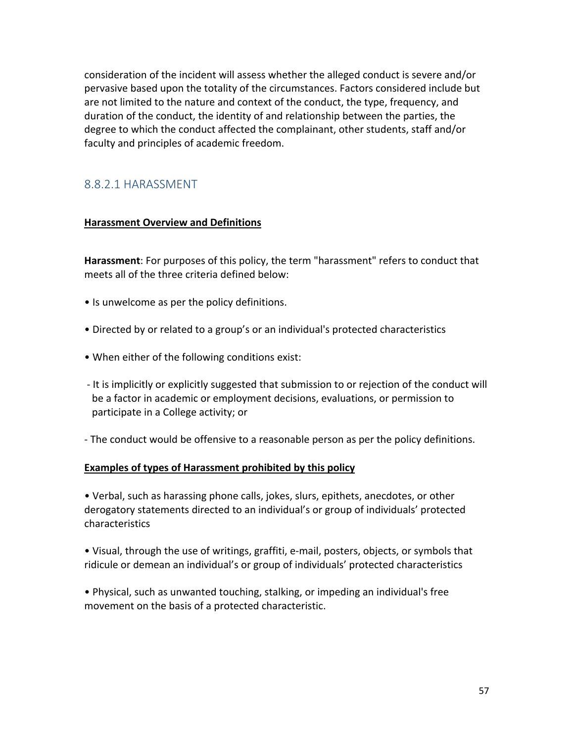consideration of the incident will assess whether the alleged conduct is severe and/or pervasive based upon the totality of the circumstances. Factors considered include but are not limited to the nature and context of the conduct, the type, frequency, and duration of the conduct, the identity of and relationship between the parties, the degree to which the conduct affected the complainant, other students, staff and/or faculty and principles of academic freedom.

### 8.8.2.1 HARASSMENT

**Harassment Overview and Definitions**

**Harassment**: For purposes of this policy, the term "harassment" refers to conduct that meets all of the three criteria defined below:

- Is unwelcome as per the policy definitions.
- Directed by or related to a group's or an individual's protected characteristics
- When either of the following conditions exist:
  - It is implicitly or explicitly suggested that submission to or rejection of the conduct will be a factor in academic or employment decisions, evaluations, or permission to participate in a College activity; or
  - The conduct would be offensive to a reasonable person as per the policy definitions.

**Examples of types of Harassment prohibited by this policy**

- Verbal, such as harassing phone calls, jokes, slurs, epithets, anecdotes, or other derogatory statements directed to an individual's or group of individuals' protected characteristics
- Visual, through the use of writings, graffiti, e-mail, posters, objects, or symbols that ridicule or demean an individual's or group of individuals' protected characteristics
- Physical, such as unwanted touching, stalking, or impeding an individual's free movement on the basis of a protected characteristic.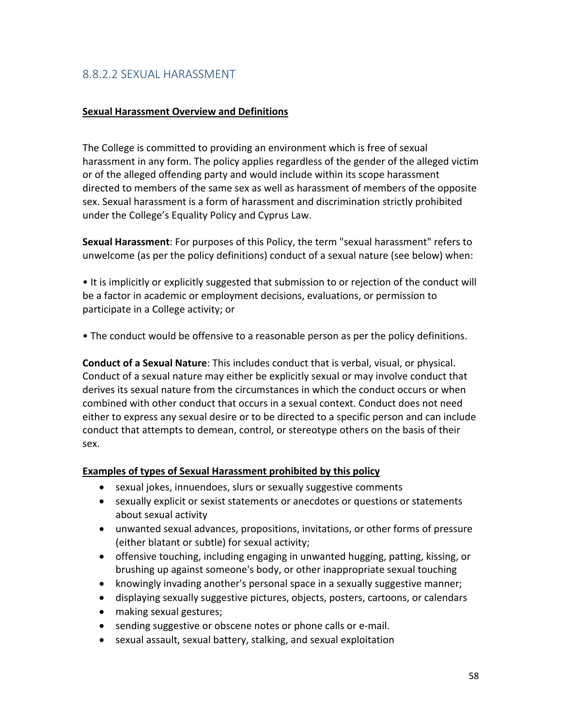## 8.8.2.2 SEXUAL HARASSMENT

**Sexual Harassment Overview and Definitions**

The College is committed to providing an environment which is free of sexual harassment in any form. The policy applies regardless of the gender of the alleged victim or of the alleged offending party and would include within its scope harassment directed to members of the same sex as well as harassment of members of the opposite sex. Sexual harassment is a form of harassment and discrimination strictly prohibited under the College's Equality Policy and Cyprus Law.

**Sexual Harassment**: For purposes of this Policy, the term "sexual harassment" refers to unwelcome (as per the policy definitions) conduct of a sexual nature (see below) when:

• It is implicitly or explicitly suggested that submission to or rejection of the conduct will be a factor in academic or employment decisions, evaluations, or permission to participate in a College activity; or

• The conduct would be offensive to a reasonable person as per the policy definitions.

**Conduct of a Sexual Nature**: This includes conduct that is verbal, visual, or physical. Conduct of a sexual nature may either be explicitly sexual or may involve conduct that derives its sexual nature from the circumstances in which the conduct occurs or when combined with other conduct that occurs in a sexual context. Conduct does not need either to express any sexual desire or to be directed to a specific person and can include conduct that attempts to demean, control, or stereotype others on the basis of their sex.

**Examples of types of Sexual Harassment prohibited by this policy**

- sexual jokes, innuendoes, slurs or sexually suggestive comments
- sexually explicit or sexist statements or anecdotes or questions or statements about sexual activity
- unwanted sexual advances, propositions, invitations, or other forms of pressure (either blatant or subtle) for sexual activity;
- offensive touching, including engaging in unwanted hugging, patting, kissing, or brushing up against someone's body, or other inappropriate sexual touching
- knowingly invading another's personal space in a sexually suggestive manner;
- displaying sexually suggestive pictures, objects, posters, cartoons, or calendars
- making sexual gestures;
- sending suggestive or obscene notes or phone calls or e-mail.
- sexual assault, sexual battery, stalking, and sexual exploitation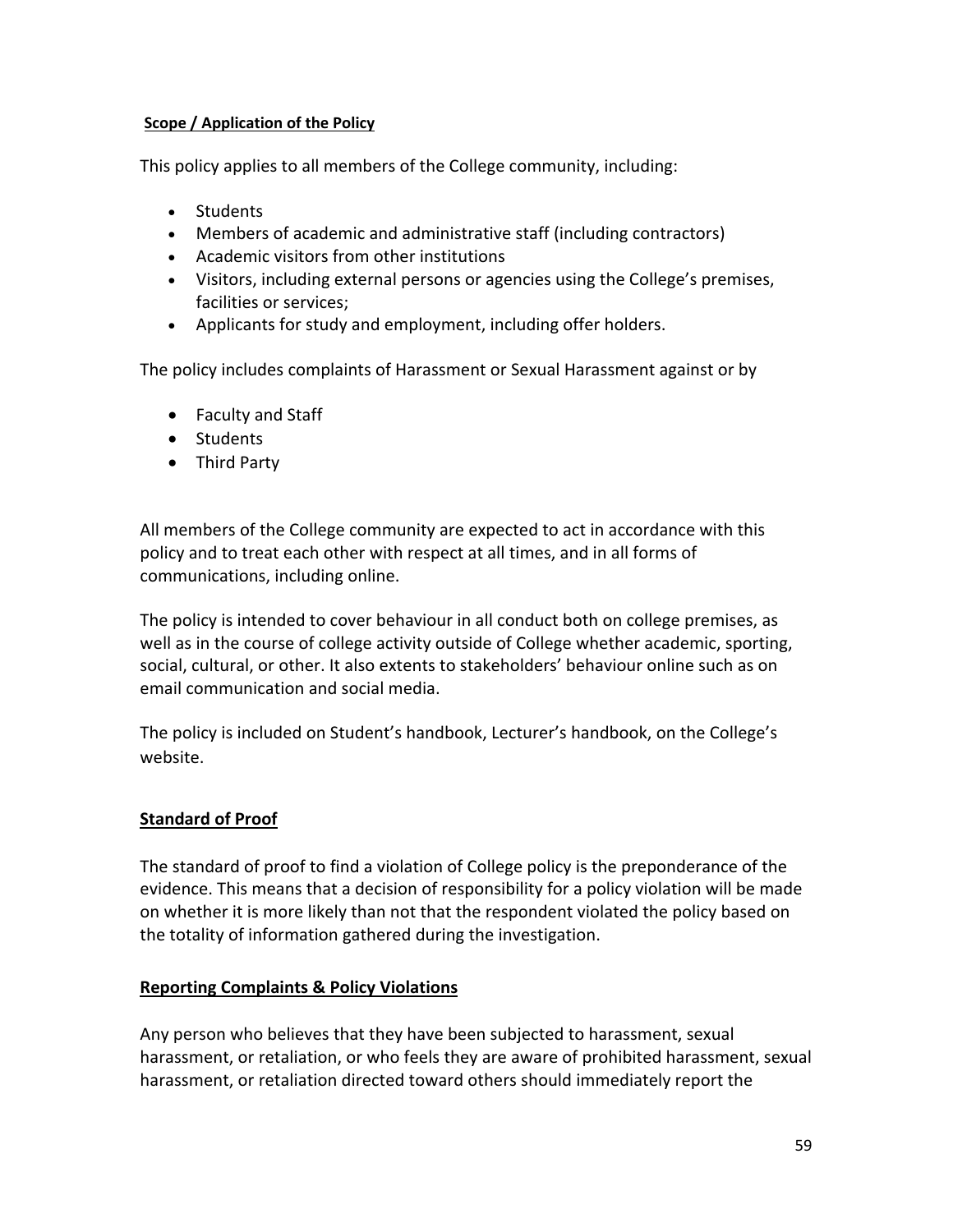**Scope / Application of the Policy**

This policy applies to all members of the College community, including:

- Students
- Members of academic and administrative staff (including contractors)
- Academic visitors from other institutions
- Visitors, including external persons or agencies using the College's premises, facilities or services;
- Applicants for study and employment, including offer holders.

The policy includes complaints of Harassment or Sexual Harassment against or by

- Faculty and Staff
- Students
- Third Party

All members of the College community are expected to act in accordance with this policy and to treat each other with respect at all times, and in all forms of communications, including online.

The policy is intended to cover behaviour in all conduct both on college premises, as well as in the course of college activity outside of College whether academic, sporting, social, cultural, or other. It also extents to stakeholders' behaviour online such as on email communication and social media.

The policy is included on Student's handbook, Lecturer's handbook, on the College's website.

**Standard of Proof**

The standard of proof to find a violation of College policy is the preponderance of the evidence. This means that a decision of responsibility for a policy violation will be made on whether it is more likely than not that the respondent violated the policy based on the totality of information gathered during the investigation.

**Reporting Complaints & Policy Violations**

Any person who believes that they have been subjected to harassment, sexual harassment, or retaliation, or who feels they are aware of prohibited harassment, sexual harassment, or retaliation directed toward others should immediately report the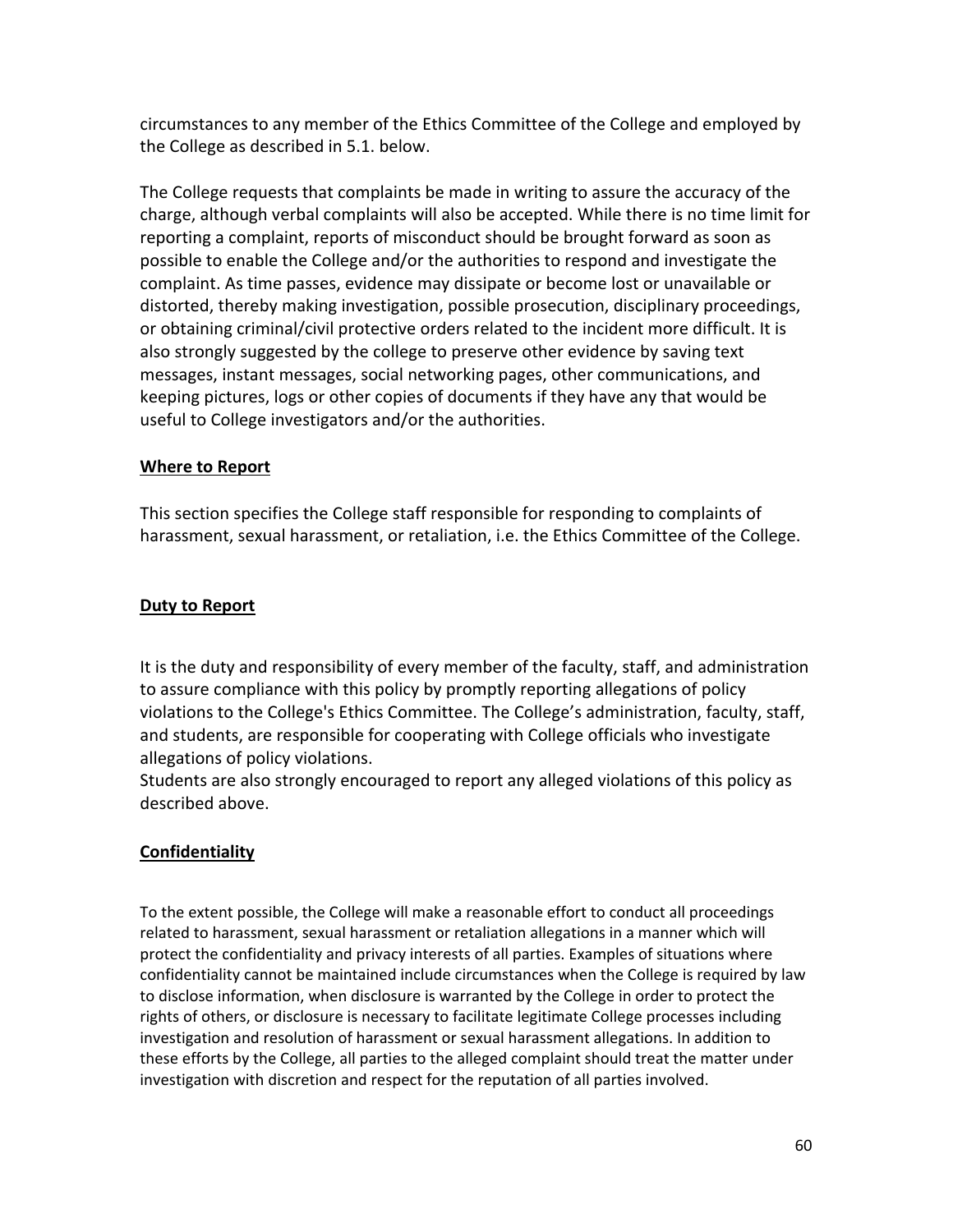circumstances to any member of the Ethics Committee of the College and employed by the College as described in 5.1. below.

The College requests that complaints be made in writing to assure the accuracy of the charge, although verbal complaints will also be accepted. While there is no time limit for reporting a complaint, reports of misconduct should be brought forward as soon as possible to enable the College and/or the authorities to respond and investigate the complaint. As time passes, evidence may dissipate or become lost or unavailable or distorted, thereby making investigation, possible prosecution, disciplinary proceedings, or obtaining criminal/civil protective orders related to the incident more difficult. It is also strongly suggested by the college to preserve other evidence by saving text messages, instant messages, social networking pages, other communications, and keeping pictures, logs or other copies of documents if they have any that would be useful to College investigators and/or the authorities.

**Where to Report**

This section specifies the College staff responsible for responding to complaints of harassment, sexual harassment, or retaliation, i.e. the Ethics Committee of the College.

**Duty to Report**

It is the duty and responsibility of every member of the faculty, staff, and administration to assure compliance with this policy by promptly reporting allegations of policy violations to the College's Ethics Committee. The College's administration, faculty, staff, and students, are responsible for cooperating with College officials who investigate allegations of policy violations.
Students are also strongly encouraged to report any alleged violations of this policy as described above.

**Confidentiality**

To the extent possible, the College will make a reasonable effort to conduct all proceedings related to harassment, sexual harassment or retaliation allegations in a manner which will protect the confidentiality and privacy interests of all parties. Examples of situations where confidentiality cannot be maintained include circumstances when the College is required by law to disclose information, when disclosure is warranted by the College in order to protect the rights of others, or disclosure is necessary to facilitate legitimate College processes including investigation and resolution of harassment or sexual harassment allegations. In addition to these efforts by the College, all parties to the alleged complaint should treat the matter under investigation with discretion and respect for the reputation of all parties involved.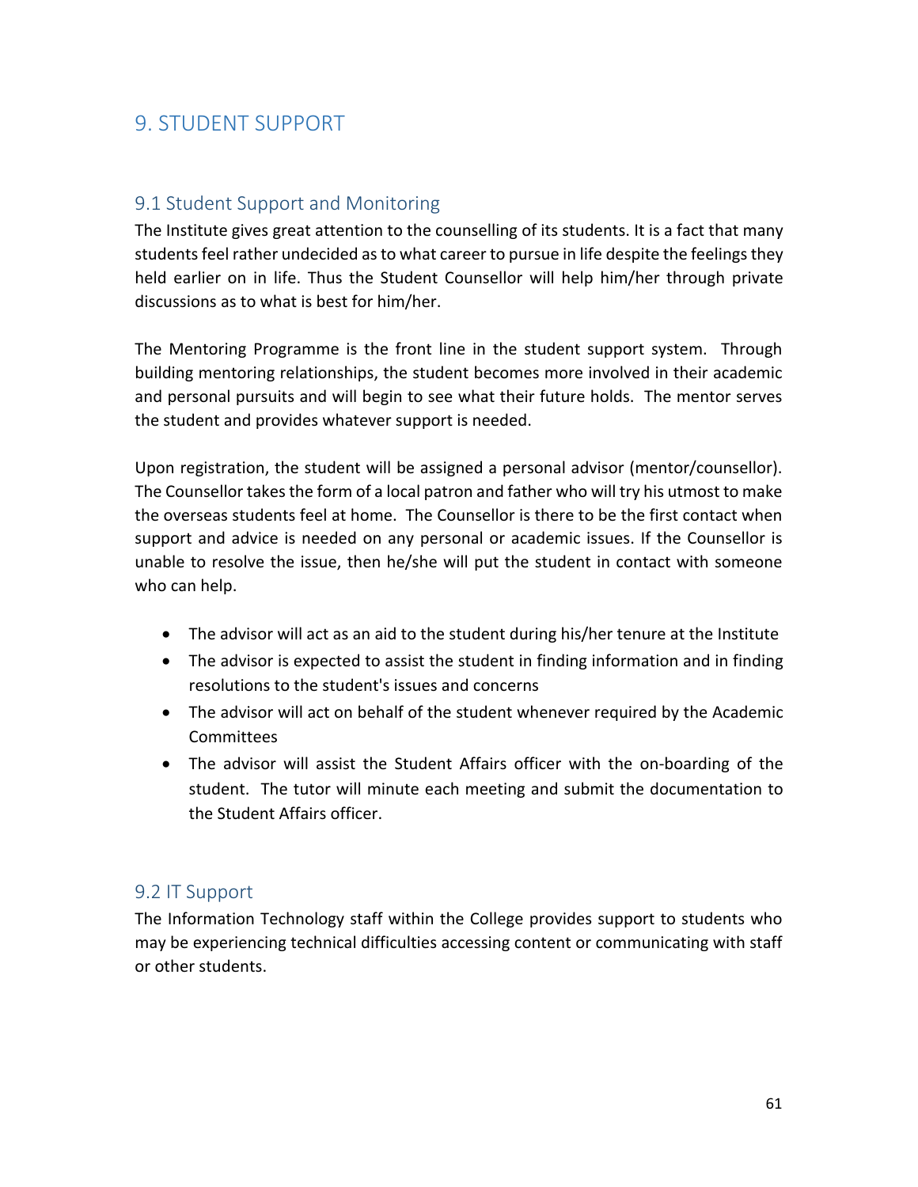# 9. STUDENT SUPPORT

## 9.1 Student Support and Monitoring

The Institute gives great attention to the counselling of its students. It is a fact that many students feel rather undecided as to what career to pursue in life despite the feelings they held earlier on in life. Thus the Student Counsellor will help him/her through private discussions as to what is best for him/her.

The Mentoring Programme is the front line in the student support system. Through building mentoring relationships, the student becomes more involved in their academic and personal pursuits and will begin to see what their future holds. The mentor serves the student and provides whatever support is needed.

Upon registration, the student will be assigned a personal advisor (mentor/counsellor). The Counsellor takes the form of a local patron and father who will try his utmost to make the overseas students feel at home. The Counsellor is there to be the first contact when support and advice is needed on any personal or academic issues. If the Counsellor is unable to resolve the issue, then he/she will put the student in contact with someone who can help.

- The advisor will act as an aid to the student during his/her tenure at the Institute
- The advisor is expected to assist the student in finding information and in finding resolutions to the student's issues and concerns
- The advisor will act on behalf of the student whenever required by the Academic Committees
- The advisor will assist the Student Affairs officer with the on-boarding of the student. The tutor will minute each meeting and submit the documentation to the Student Affairs officer.

## 9.2 IT Support

The Information Technology staff within the College provides support to students who may be experiencing technical difficulties accessing content or communicating with staff or other students.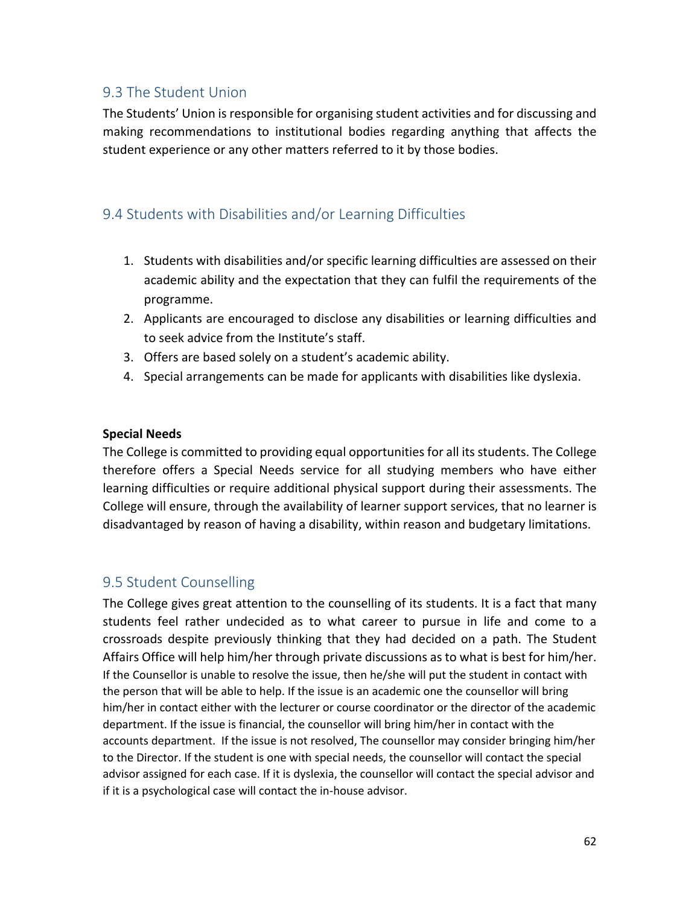## 9.3 The Student Union

The Students' Union is responsible for organising student activities and for discussing and making recommendations to institutional bodies regarding anything that affects the student experience or any other matters referred to it by those bodies.

## 9.4 Students with Disabilities and/or Learning Difficulties

1. Students with disabilities and/or specific learning difficulties are assessed on their academic ability and the expectation that they can fulfil the requirements of the programme.
2. Applicants are encouraged to disclose any disabilities or learning difficulties and to seek advice from the Institute's staff.
3. Offers are based solely on a student's academic ability.
4. Special arrangements can be made for applicants with disabilities like dyslexia.

**Special Needs**

The College is committed to providing equal opportunities for all its students. The College therefore offers a Special Needs service for all studying members who have either learning difficulties or require additional physical support during their assessments. The College will ensure, through the availability of learner support services, that no learner is disadvantaged by reason of having a disability, within reason and budgetary limitations.

## 9.5 Student Counselling

The College gives great attention to the counselling of its students. It is a fact that many students feel rather undecided as to what career to pursue in life and come to a crossroads despite previously thinking that they had decided on a path. The Student Affairs Office will help him/her through private discussions as to what is best for him/her. If the Counsellor is unable to resolve the issue, then he/she will put the student in contact with the person that will be able to help. If the issue is an academic one the counsellor will bring him/her in contact either with the lecturer or course coordinator or the director of the academic department. If the issue is financial, the counsellor will bring him/her in contact with the accounts department. If the issue is not resolved, The counsellor may consider bringing him/her to the Director. If the student is one with special needs, the counsellor will contact the special advisor assigned for each case. If it is dyslexia, the counsellor will contact the special advisor and if it is a psychological case will contact the in-house advisor.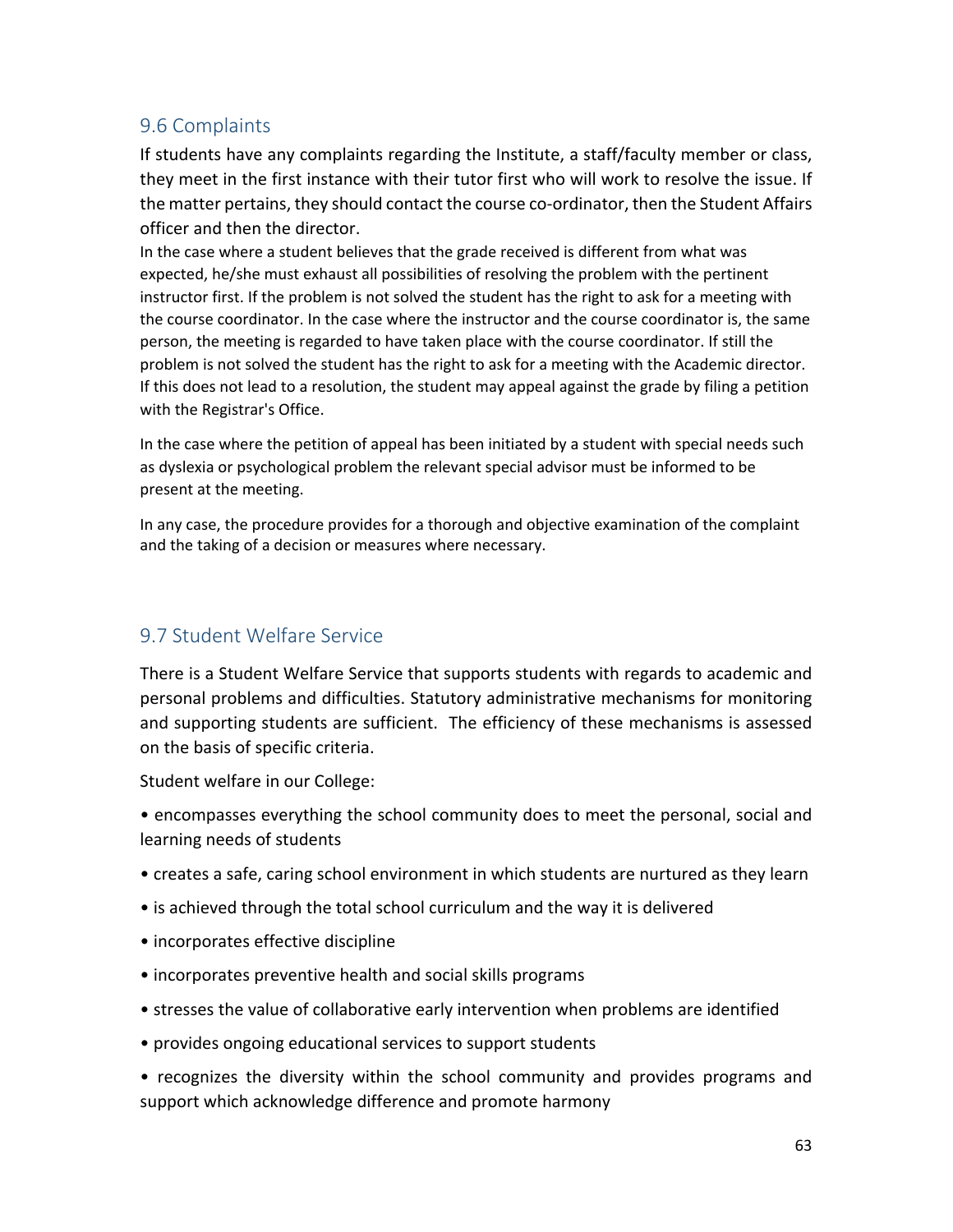## 9.6 Complaints

If students have any complaints regarding the Institute, a staff/faculty member or class, they meet in the first instance with their tutor first who will work to resolve the issue. If the matter pertains, they should contact the course co-ordinator, then the Student Affairs officer and then the director.

In the case where a student believes that the grade received is different from what was expected, he/she must exhaust all possibilities of resolving the problem with the pertinent instructor first. If the problem is not solved the student has the right to ask for a meeting with the course coordinator. In the case where the instructor and the course coordinator is, the same person, the meeting is regarded to have taken place with the course coordinator. If still the problem is not solved the student has the right to ask for a meeting with the Academic director. If this does not lead to a resolution, the student may appeal against the grade by filing a petition with the Registrar's Office.

In the case where the petition of appeal has been initiated by a student with special needs such as dyslexia or psychological problem the relevant special advisor must be informed to be present at the meeting.

In any case, the procedure provides for a thorough and objective examination of the complaint and the taking of a decision or measures where necessary.

## 9.7 Student Welfare Service

There is a Student Welfare Service that supports students with regards to academic and personal problems and difficulties. Statutory administrative mechanisms for monitoring and supporting students are sufficient. The efficiency of these mechanisms is assessed on the basis of specific criteria.

Student welfare in our College:

- encompasses everything the school community does to meet the personal, social and learning needs of students
- creates a safe, caring school environment in which students are nurtured as they learn
- is achieved through the total school curriculum and the way it is delivered
- incorporates effective discipline
- incorporates preventive health and social skills programs
- stresses the value of collaborative early intervention when problems are identified
- provides ongoing educational services to support students
- recognizes the diversity within the school community and provides programs and support which acknowledge difference and promote harmony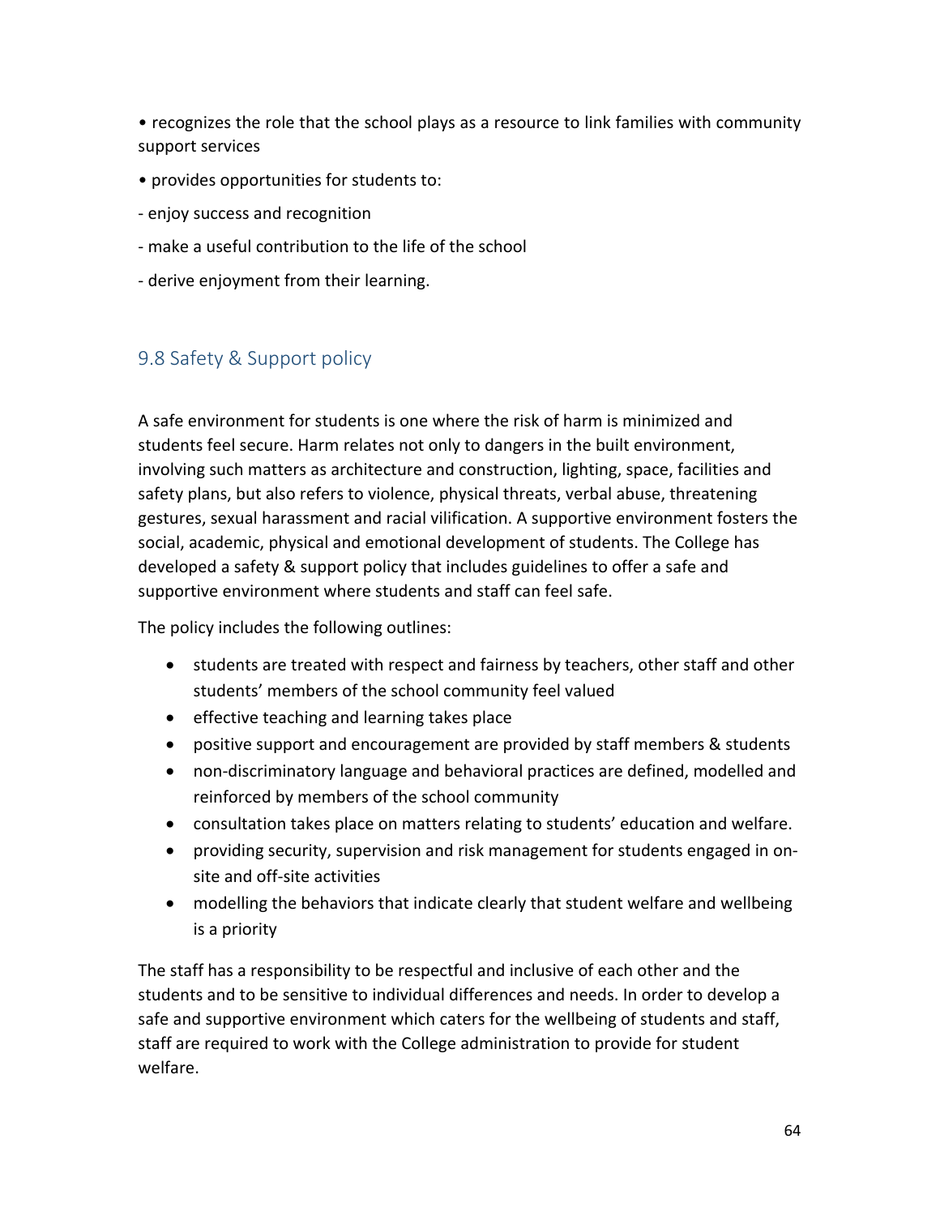• recognizes the role that the school plays as a resource to link families with community support services

• provides opportunities for students to:

- enjoy success and recognition

- make a useful contribution to the life of the school

- derive enjoyment from their learning.

## 9.8 Safety & Support policy

A safe environment for students is one where the risk of harm is minimized and students feel secure. Harm relates not only to dangers in the built environment, involving such matters as architecture and construction, lighting, space, facilities and safety plans, but also refers to violence, physical threats, verbal abuse, threatening gestures, sexual harassment and racial vilification. A supportive environment fosters the social, academic, physical and emotional development of students. The College has developed a safety & support policy that includes guidelines to offer a safe and supportive environment where students and staff can feel safe.

The policy includes the following outlines:

- students are treated with respect and fairness by teachers, other staff and other students' members of the school community feel valued
- effective teaching and learning takes place
- positive support and encouragement are provided by staff members & students
- non-discriminatory language and behavioral practices are defined, modelled and reinforced by members of the school community
- consultation takes place on matters relating to students' education and welfare.
- providing security, supervision and risk management for students engaged in on-site and off-site activities
- modelling the behaviors that indicate clearly that student welfare and wellbeing is a priority

The staff has a responsibility to be respectful and inclusive of each other and the students and to be sensitive to individual differences and needs. In order to develop a safe and supportive environment which caters for the wellbeing of students and staff, staff are required to work with the College administration to provide for student welfare.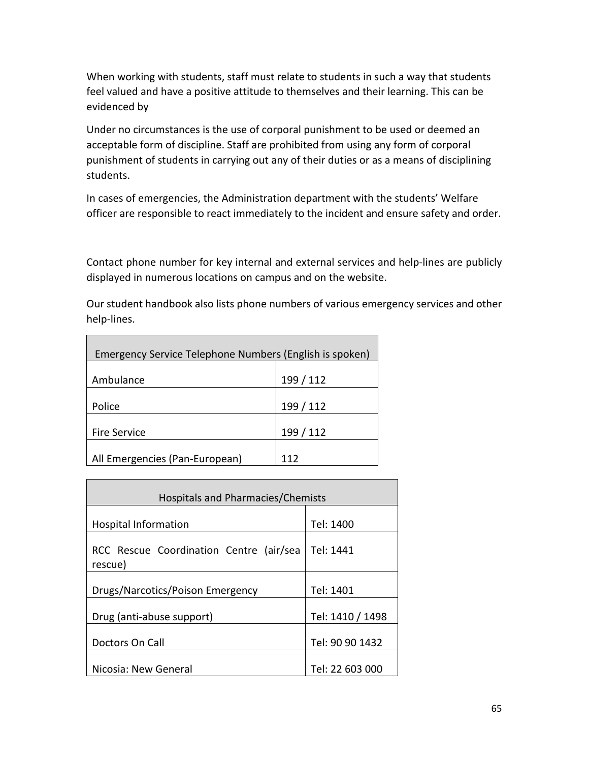When working with students, staff must relate to students in such a way that students feel valued and have a positive attitude to themselves and their learning. This can be evidenced by

Under no circumstances is the use of corporal punishment to be used or deemed an acceptable form of discipline. Staff are prohibited from using any form of corporal punishment of students in carrying out any of their duties or as a means of disciplining students.

In cases of emergencies, the Administration department with the students' Welfare officer are responsible to react immediately to the incident and ensure safety and order.

Contact phone number for key internal and external services and help-lines are publicly displayed in numerous locations on campus and on the website.

Our student handbook also lists phone numbers of various emergency services and other help-lines.

| Emergency Service Telephone Numbers (English is spoken) | |
|---|---|
| Ambulance | 199 / 112 |
| Police | 199 / 112 |
| Fire Service | 199 / 112 |
| All Emergencies (Pan-European) | 112 |

| Hospitals and Pharmacies/Chemists | |
|---|---|
| Hospital Information | Tel: 1400 |
| RCC Rescue Coordination Centre (air/sea rescue) | Tel: 1441 |
| Drugs/Narcotics/Poison Emergency | Tel: 1401 |
| Drug (anti-abuse support) | Tel: 1410 / 1498 |
| Doctors On Call | Tel: 90 90 1432 |
| Nicosia: New General | Tel: 22 603 000 |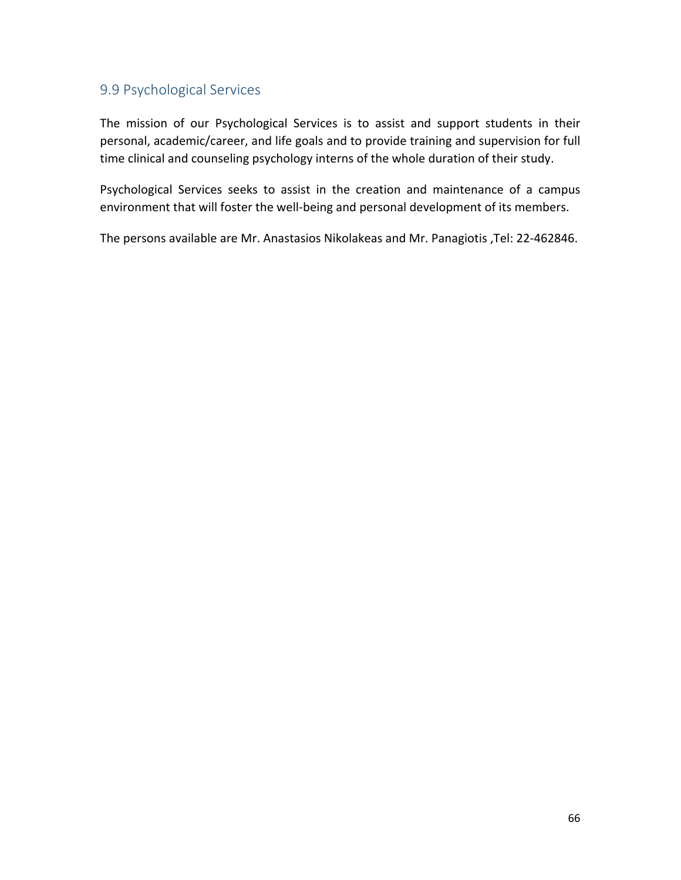## 9.9 Psychological Services

The mission of our Psychological Services is to assist and support students in their personal, academic/career, and life goals and to provide training and supervision for full time clinical and counseling psychology interns of the whole duration of their study.

Psychological Services seeks to assist in the creation and maintenance of a campus environment that will foster the well-being and personal development of its members.

The persons available are Mr. Anastasios Nikolakeas and Mr. Panagiotis ,Tel: 22-462846.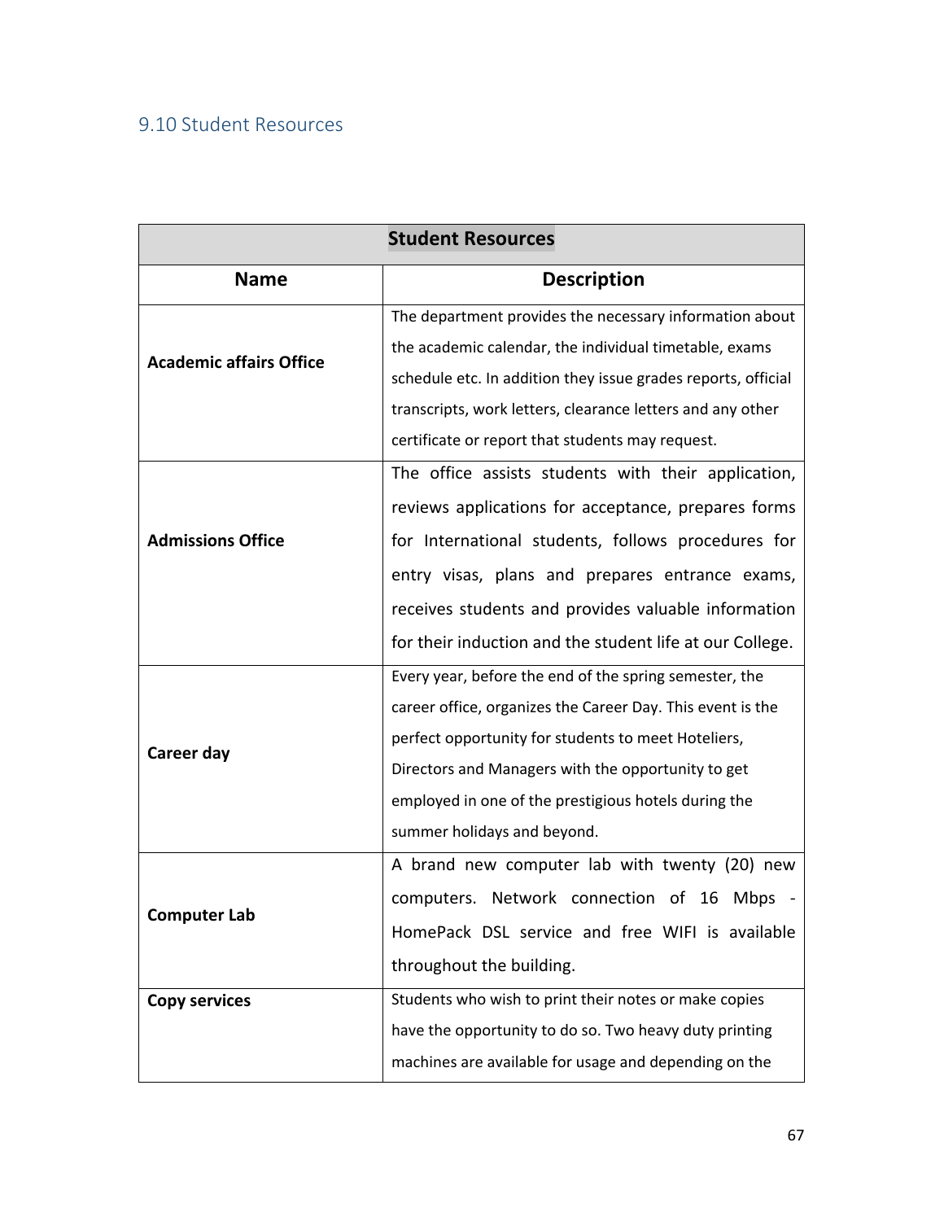## 9.10 Student Resources

| Student Resources | |
|---|---|
| **Name** | **Description** |
| **Academic affairs Office** | The department provides the necessary information about the academic calendar, the individual timetable, exams schedule etc. In addition they issue grades reports, official transcripts, work letters, clearance letters and any other certificate or report that students may request. |
| **Admissions Office** | The office assists students with their application, reviews applications for acceptance, prepares forms for International students, follows procedures for entry visas, plans and prepares entrance exams, receives students and provides valuable information for their induction and the student life at our College. |
| **Career day** | Every year, before the end of the spring semester, the career office, organizes the Career Day. This event is the perfect opportunity for students to meet Hoteliers, Directors and Managers with the opportunity to get employed in one of the prestigious hotels during the summer holidays and beyond. |
| **Computer Lab** | A brand new computer lab with twenty (20) new computers. Network connection of 16 Mbps - HomePack DSL service and free WIFI is available throughout the building. |
| **Copy services** | Students who wish to print their notes or make copies have the opportunity to do so. Two heavy duty printing machines are available for usage and depending on the |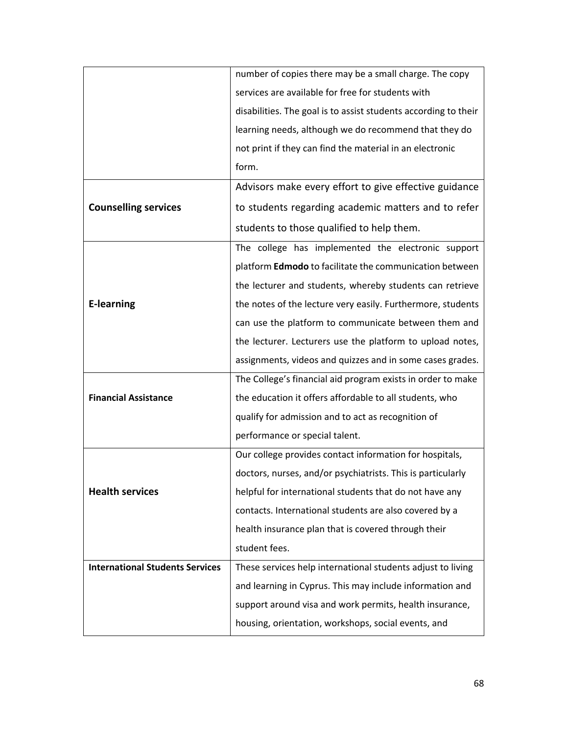| | |
|---|---|
| | number of copies there may be a small charge. The copy services are available for free for students with disabilities. The goal is to assist students according to their learning needs, although we do recommend that they do not print if they can find the material in an electronic form. |
| **Counselling services** | Advisors make every effort to give effective guidance to students regarding academic matters and to refer students to those qualified to help them. |
| **E-learning** | The college has implemented the electronic support platform **Edmodo** to facilitate the communication between the lecturer and students, whereby students can retrieve the notes of the lecture very easily. Furthermore, students can use the platform to communicate between them and the lecturer. Lecturers use the platform to upload notes, assignments, videos and quizzes and in some cases grades. |
| **Financial Assistance** | The College's financial aid program exists in order to make the education it offers affordable to all students, who qualify for admission and to act as recognition of performance or special talent. |
| **Health services** | Our college provides contact information for hospitals, doctors, nurses, and/or psychiatrists. This is particularly helpful for international students that do not have any contacts. International students are also covered by a health insurance plan that is covered through their student fees. |
| **International Students Services** | These services help international students adjust to living and learning in Cyprus. This may include information and support around visa and work permits, health insurance, housing, orientation, workshops, social events, and |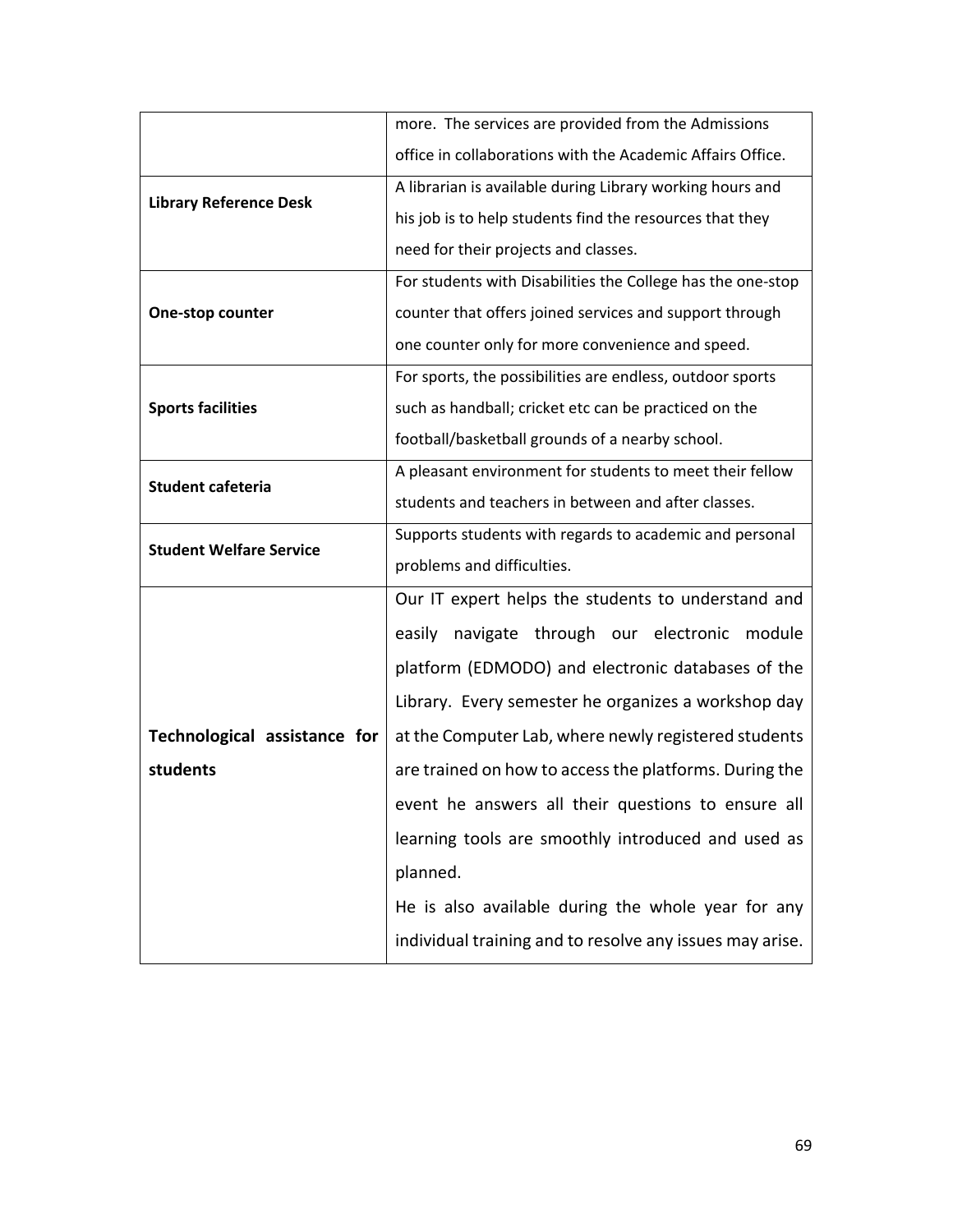| | |
|---|---|
| | more. The services are provided from the Admissions office in collaborations with the Academic Affairs Office. |
| **Library Reference Desk** | A librarian is available during Library working hours and his job is to help students find the resources that they need for their projects and classes. |
| **One-stop counter** | For students with Disabilities the College has the one-stop counter that offers joined services and support through one counter only for more convenience and speed. |
| **Sports facilities** | For sports, the possibilities are endless, outdoor sports such as handball; cricket etc can be practiced on the football/basketball grounds of a nearby school. |
| **Student cafeteria** | A pleasant environment for students to meet their fellow students and teachers in between and after classes. |
| **Student Welfare Service** | Supports students with regards to academic and personal problems and difficulties. |
| **Technological assistance for students** | Our IT expert helps the students to understand and easily navigate through our electronic module platform (EDMODO) and electronic databases of the Library. Every semester he organizes a workshop day at the Computer Lab, where newly registered students are trained on how to access the platforms. During the event he answers all their questions to ensure all learning tools are smoothly introduced and used as planned.<br>He is also available during the whole year for any individual training and to resolve any issues may arise. |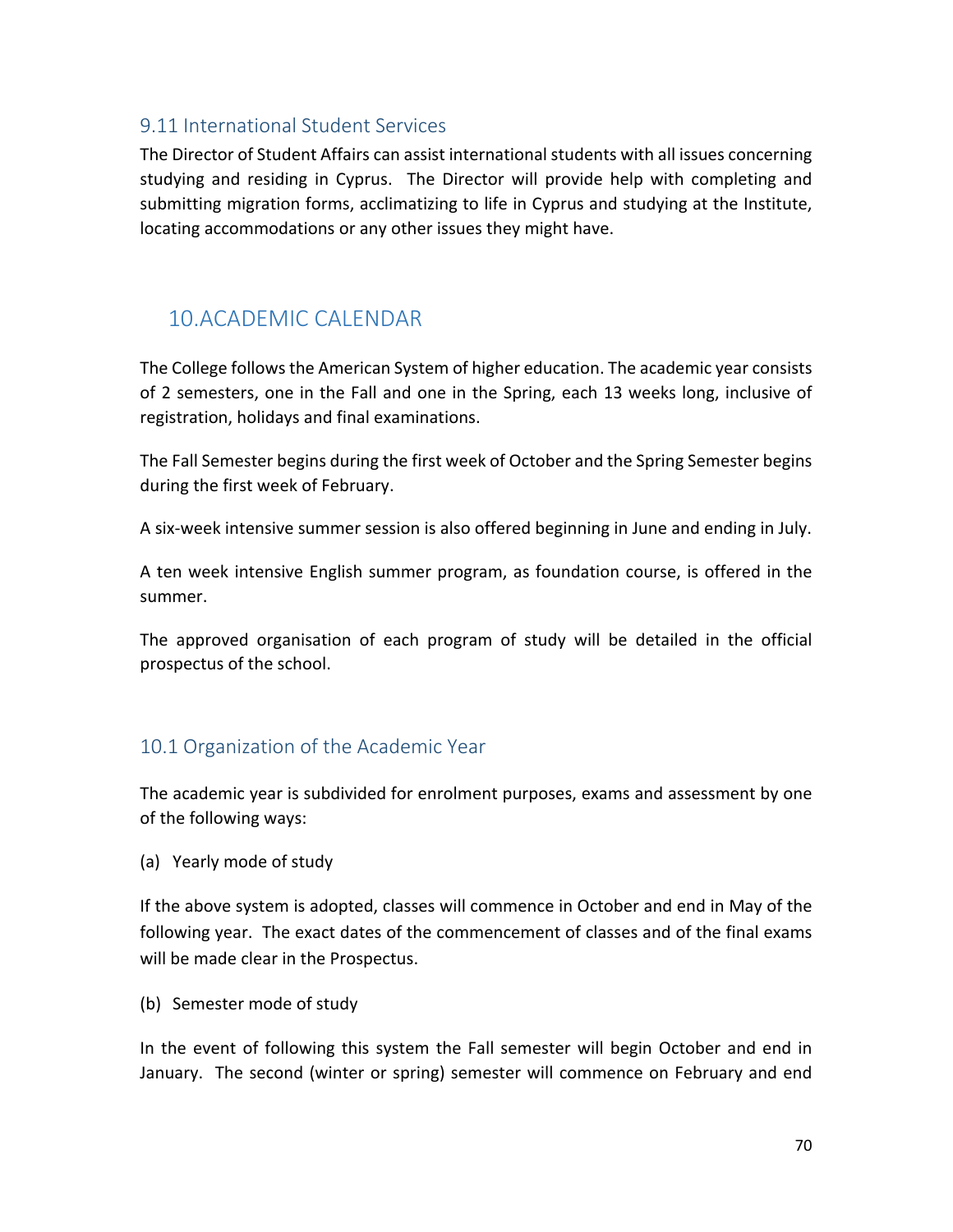### 9.11 International Student Services

The Director of Student Affairs can assist international students with all issues concerning studying and residing in Cyprus. The Director will provide help with completing and submitting migration forms, acclimatizing to life in Cyprus and studying at the Institute, locating accommodations or any other issues they might have.

## 10.ACADEMIC CALENDAR

The College follows the American System of higher education. The academic year consists of 2 semesters, one in the Fall and one in the Spring, each 13 weeks long, inclusive of registration, holidays and final examinations.

The Fall Semester begins during the first week of October and the Spring Semester begins during the first week of February.

A six-week intensive summer session is also offered beginning in June and ending in July.

A ten week intensive English summer program, as foundation course, is offered in the summer.

The approved organisation of each program of study will be detailed in the official prospectus of the school.

### 10.1 Organization of the Academic Year

The academic year is subdivided for enrolment purposes, exams and assessment by one of the following ways:

(a) Yearly mode of study

If the above system is adopted, classes will commence in October and end in May of the following year. The exact dates of the commencement of classes and of the final exams will be made clear in the Prospectus.

(b) Semester mode of study

In the event of following this system the Fall semester will begin October and end in January. The second (winter or spring) semester will commence on February and end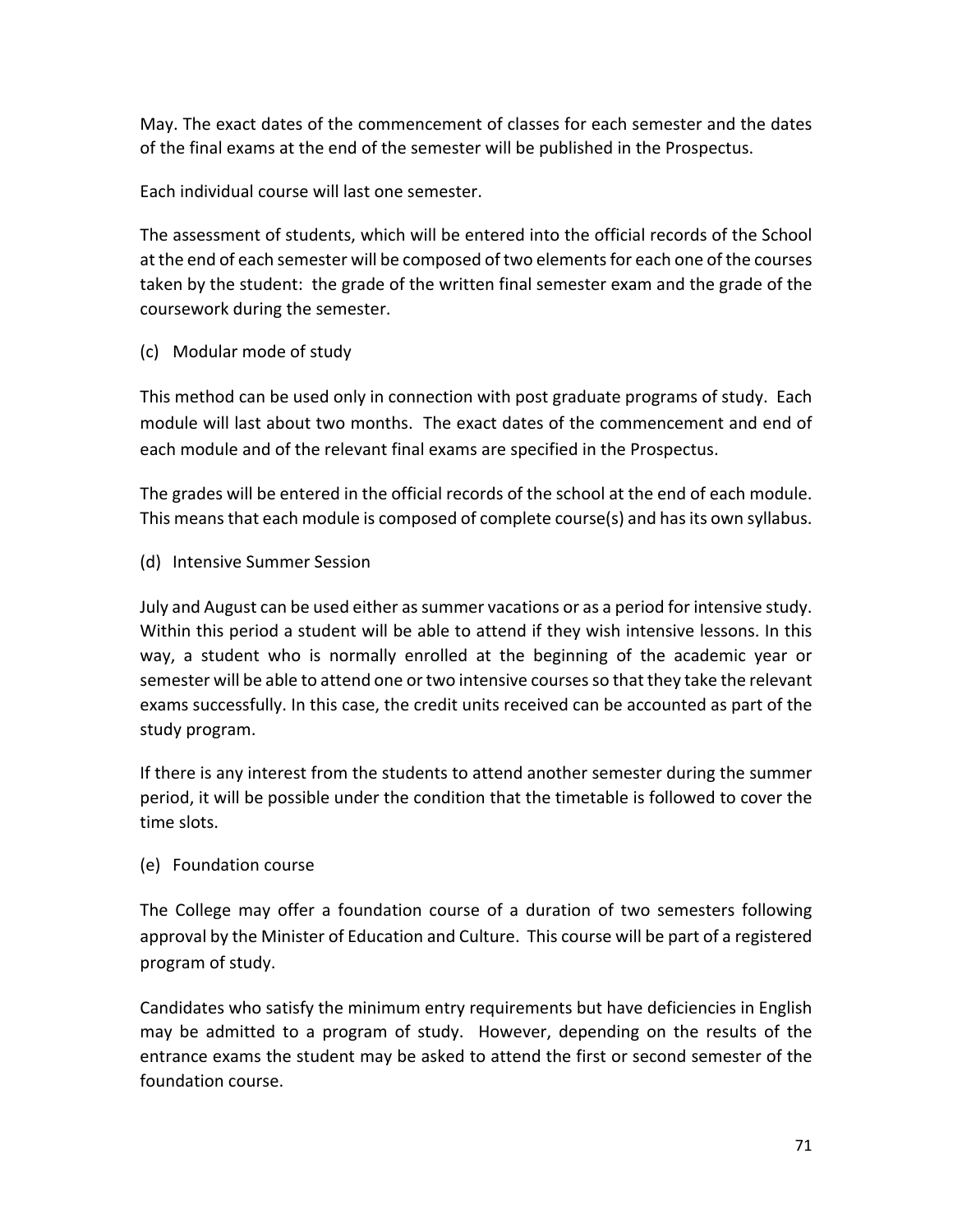May. The exact dates of the commencement of classes for each semester and the dates of the final exams at the end of the semester will be published in the Prospectus.

Each individual course will last one semester.

The assessment of students, which will be entered into the official records of the School at the end of each semester will be composed of two elements for each one of the courses taken by the student: the grade of the written final semester exam and the grade of the coursework during the semester.

(c) Modular mode of study

This method can be used only in connection with post graduate programs of study. Each module will last about two months. The exact dates of the commencement and end of each module and of the relevant final exams are specified in the Prospectus.

The grades will be entered in the official records of the school at the end of each module. This means that each module is composed of complete course(s) and has its own syllabus.

(d) Intensive Summer Session

July and August can be used either as summer vacations or as a period for intensive study. Within this period a student will be able to attend if they wish intensive lessons. In this way, a student who is normally enrolled at the beginning of the academic year or semester will be able to attend one or two intensive courses so that they take the relevant exams successfully. In this case, the credit units received can be accounted as part of the study program.

If there is any interest from the students to attend another semester during the summer period, it will be possible under the condition that the timetable is followed to cover the time slots.

(e) Foundation course

The College may offer a foundation course of a duration of two semesters following approval by the Minister of Education and Culture. This course will be part of a registered program of study.

Candidates who satisfy the minimum entry requirements but have deficiencies in English may be admitted to a program of study. However, depending on the results of the entrance exams the student may be asked to attend the first or second semester of the foundation course.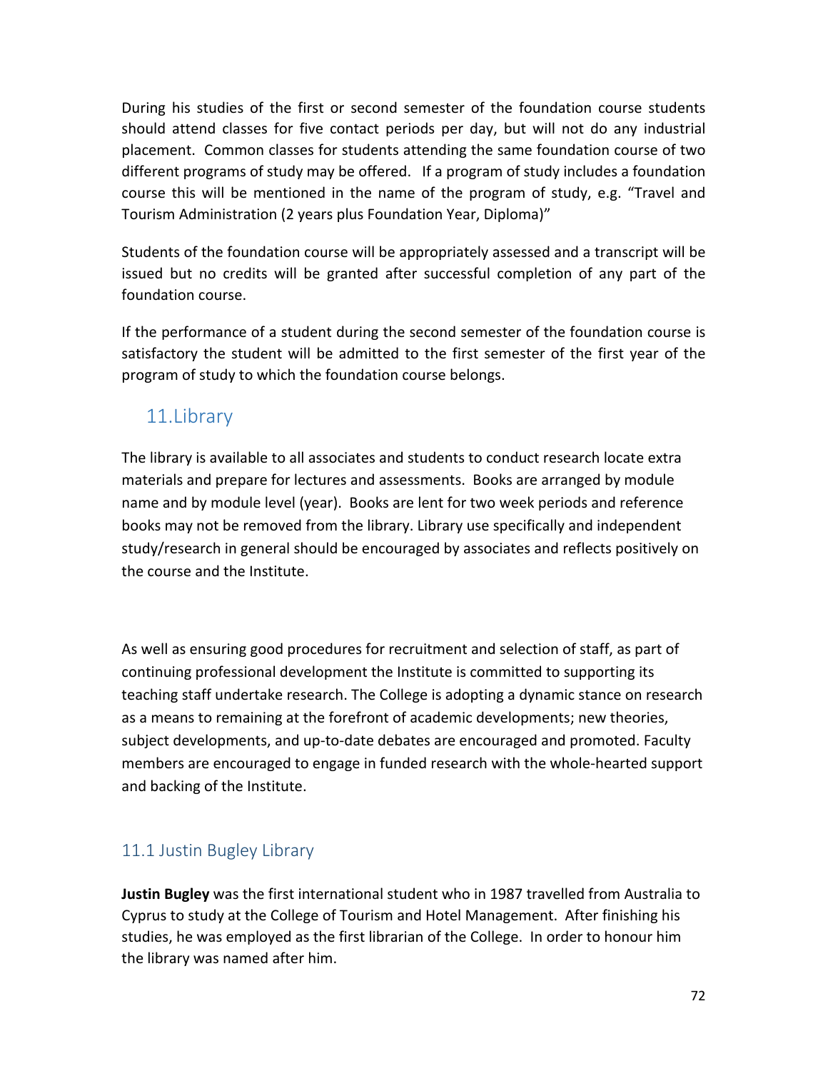During his studies of the first or second semester of the foundation course students should attend classes for five contact periods per day, but will not do any industrial placement. Common classes for students attending the same foundation course of two different programs of study may be offered. If a program of study includes a foundation course this will be mentioned in the name of the program of study, e.g. “Travel and Tourism Administration (2 years plus Foundation Year, Diploma)”

Students of the foundation course will be appropriately assessed and a transcript will be issued but no credits will be granted after successful completion of any part of the foundation course.

If the performance of a student during the second semester of the foundation course is satisfactory the student will be admitted to the first semester of the first year of the program of study to which the foundation course belongs.

## 11.Library

The library is available to all associates and students to conduct research locate extra materials and prepare for lectures and assessments. Books are arranged by module name and by module level (year). Books are lent for two week periods and reference books may not be removed from the library. Library use specifically and independent study/research in general should be encouraged by associates and reflects positively on the course and the Institute.

As well as ensuring good procedures for recruitment and selection of staff, as part of continuing professional development the Institute is committed to supporting its teaching staff undertake research. The College is adopting a dynamic stance on research as a means to remaining at the forefront of academic developments; new theories, subject developments, and up-to-date debates are encouraged and promoted. Faculty members are encouraged to engage in funded research with the whole-hearted support and backing of the Institute.

### 11.1 Justin Bugley Library

**Justin Bugley** was the first international student who in 1987 travelled from Australia to Cyprus to study at the College of Tourism and Hotel Management. After finishing his studies, he was employed as the first librarian of the College. In order to honour him the library was named after him.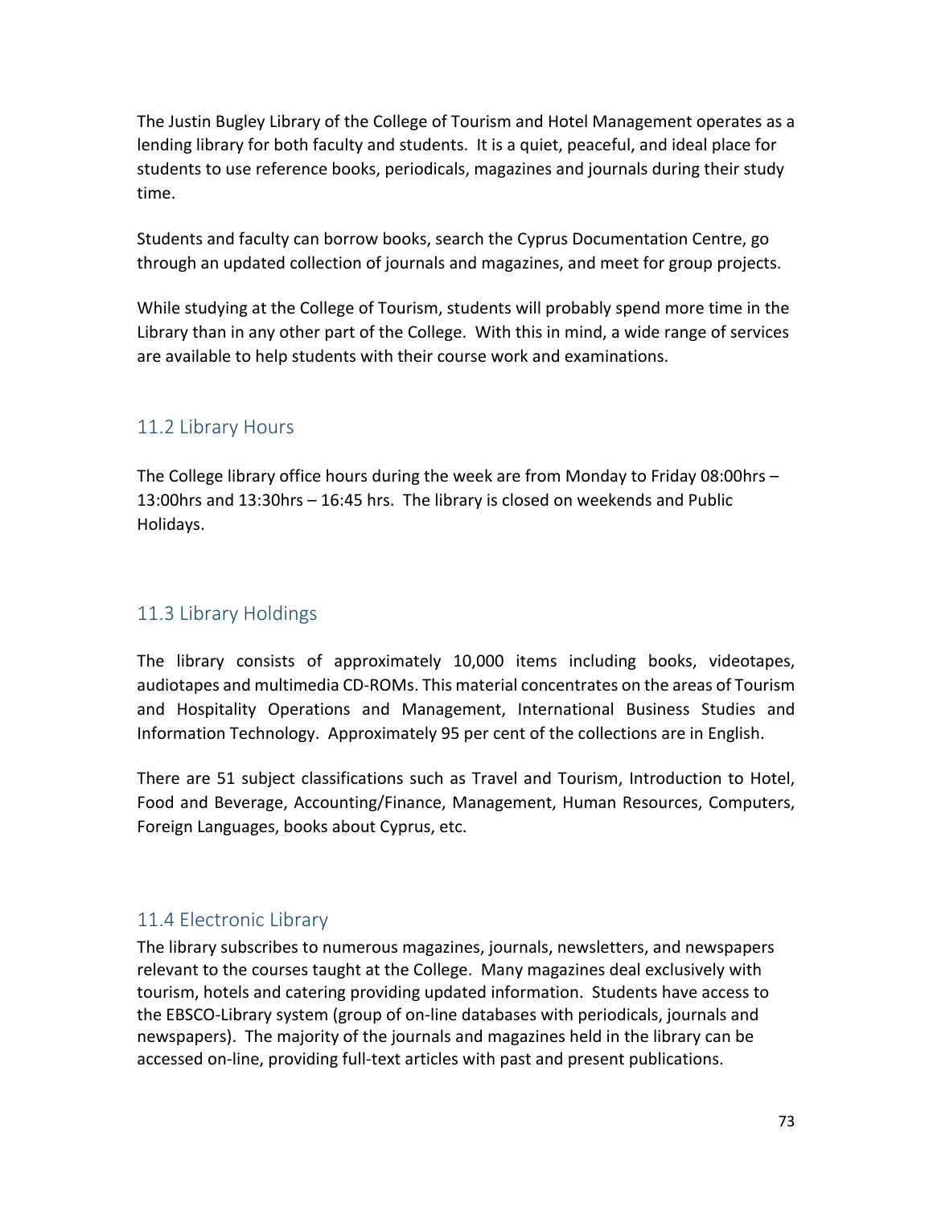The Justin Bugley Library of the College of Tourism and Hotel Management operates as a lending library for both faculty and students. It is a quiet, peaceful, and ideal place for students to use reference books, periodicals, magazines and journals during their study time.

Students and faculty can borrow books, search the Cyprus Documentation Centre, go through an updated collection of journals and magazines, and meet for group projects.

While studying at the College of Tourism, students will probably spend more time in the Library than in any other part of the College. With this in mind, a wide range of services are available to help students with their course work and examinations.

## 11.2 Library Hours

The College library office hours during the week are from Monday to Friday 08:00hrs – 13:00hrs and 13:30hrs – 16:45 hrs. The library is closed on weekends and Public Holidays.

## 11.3 Library Holdings

The library consists of approximately 10,000 items including books, videotapes, audiotapes and multimedia CD-ROMs. This material concentrates on the areas of Tourism and Hospitality Operations and Management, International Business Studies and Information Technology. Approximately 95 per cent of the collections are in English.

There are 51 subject classifications such as Travel and Tourism, Introduction to Hotel, Food and Beverage, Accounting/Finance, Management, Human Resources, Computers, Foreign Languages, books about Cyprus, etc.

## 11.4 Electronic Library

The library subscribes to numerous magazines, journals, newsletters, and newspapers relevant to the courses taught at the College. Many magazines deal exclusively with tourism, hotels and catering providing updated information. Students have access to the EBSCO-Library system (group of on-line databases with periodicals, journals and newspapers). The majority of the journals and magazines held in the library can be accessed on-line, providing full-text articles with past and present publications.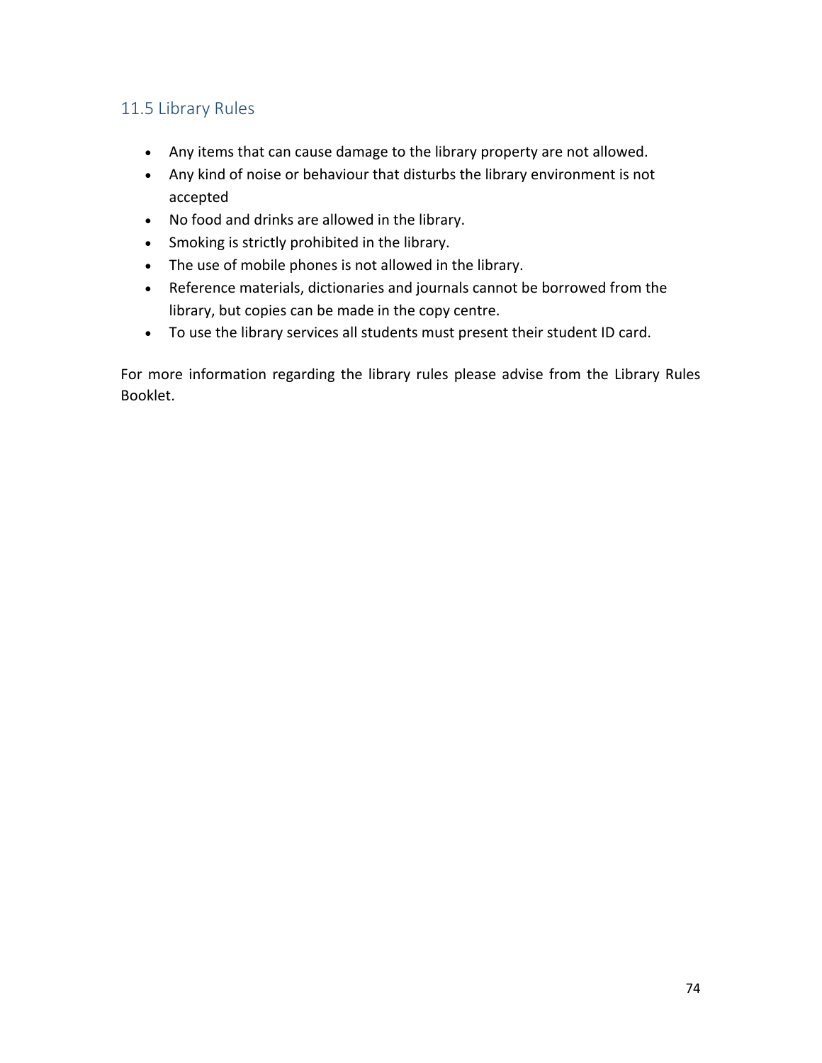## 11.5 Library Rules

- Any items that can cause damage to the library property are not allowed.
- Any kind of noise or behaviour that disturbs the library environment is not accepted
- No food and drinks are allowed in the library.
- Smoking is strictly prohibited in the library.
- The use of mobile phones is not allowed in the library.
- Reference materials, dictionaries and journals cannot be borrowed from the library, but copies can be made in the copy centre.
- To use the library services all students must present their student ID card.

For more information regarding the library rules please advise from the Library Rules Booklet.